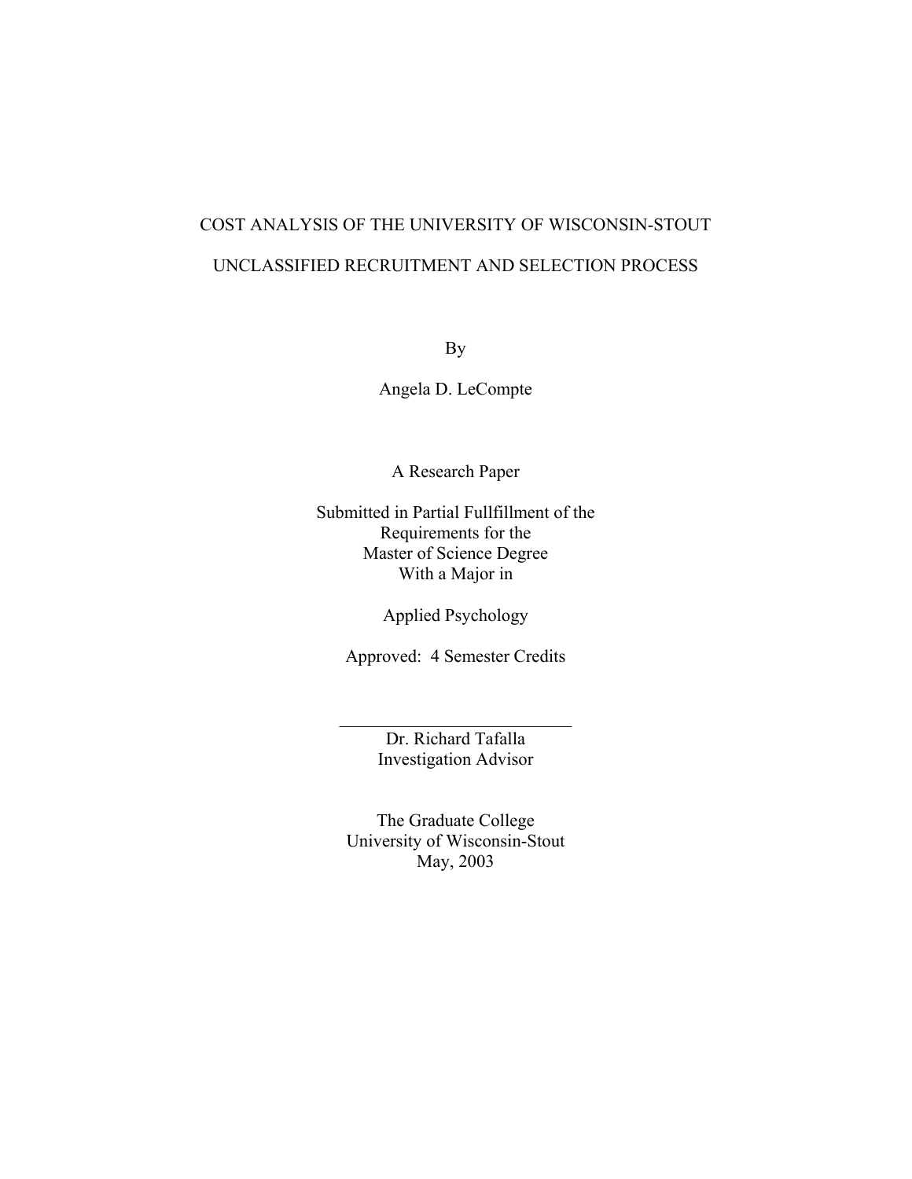# COST ANALYSIS OF THE UNIVERSITY OF WISCONSIN-STOUT

# UNCLASSIFIED RECRUITMENT AND SELECTION PROCESS

By

Angela D. LeCompte

A Research Paper

Submitted in Partial Fullfillment of the
Requirements for the
Master of Science Degree
With a Major in

Applied Psychology

Approved: 4 Semester Credits

___________________________
Dr. Richard Tafalla
Investigation Advisor

The Graduate College
University of Wisconsin-Stout
May, 2003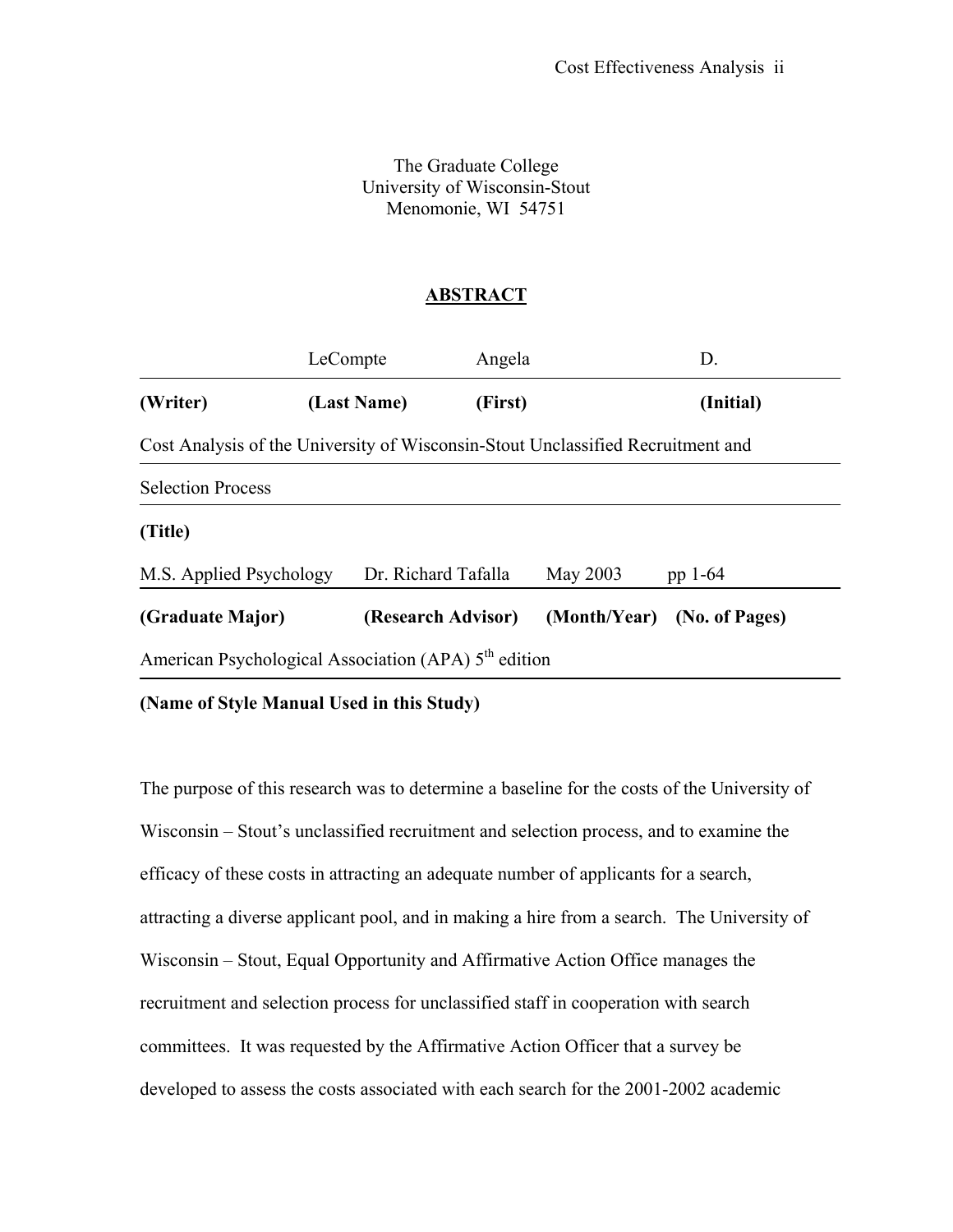The Graduate College
University of Wisconsin-Stout
Menomonie, WI 54751

## ABSTRACT

| | LeCompte | Angela | D. |
|---|---|---|---|
| **(Writer)** | **(Last Name)** | **(First)** | **(Initial)** |

Cost Analysis of the University of Wisconsin-Stout Unclassified Recruitment and Selection Process

**(Title)**

| M.S. Applied Psychology | Dr. Richard Tafalla | May 2003 | pp 1-64 |
|---|---|---|---|
| **(Graduate Major)** | **(Research Advisor)** | **(Month/Year)** | **(No. of Pages)** |

American Psychological Association (APA) 5th edition

**(Name of Style Manual Used in this Study)**

The purpose of this research was to determine a baseline for the costs of the University of Wisconsin – Stout's unclassified recruitment and selection process, and to examine the efficacy of these costs in attracting an adequate number of applicants for a search, attracting a diverse applicant pool, and in making a hire from a search. The University of Wisconsin – Stout, Equal Opportunity and Affirmative Action Office manages the recruitment and selection process for unclassified staff in cooperation with search committees. It was requested by the Affirmative Action Officer that a survey be developed to assess the costs associated with each search for the 2001-2002 academic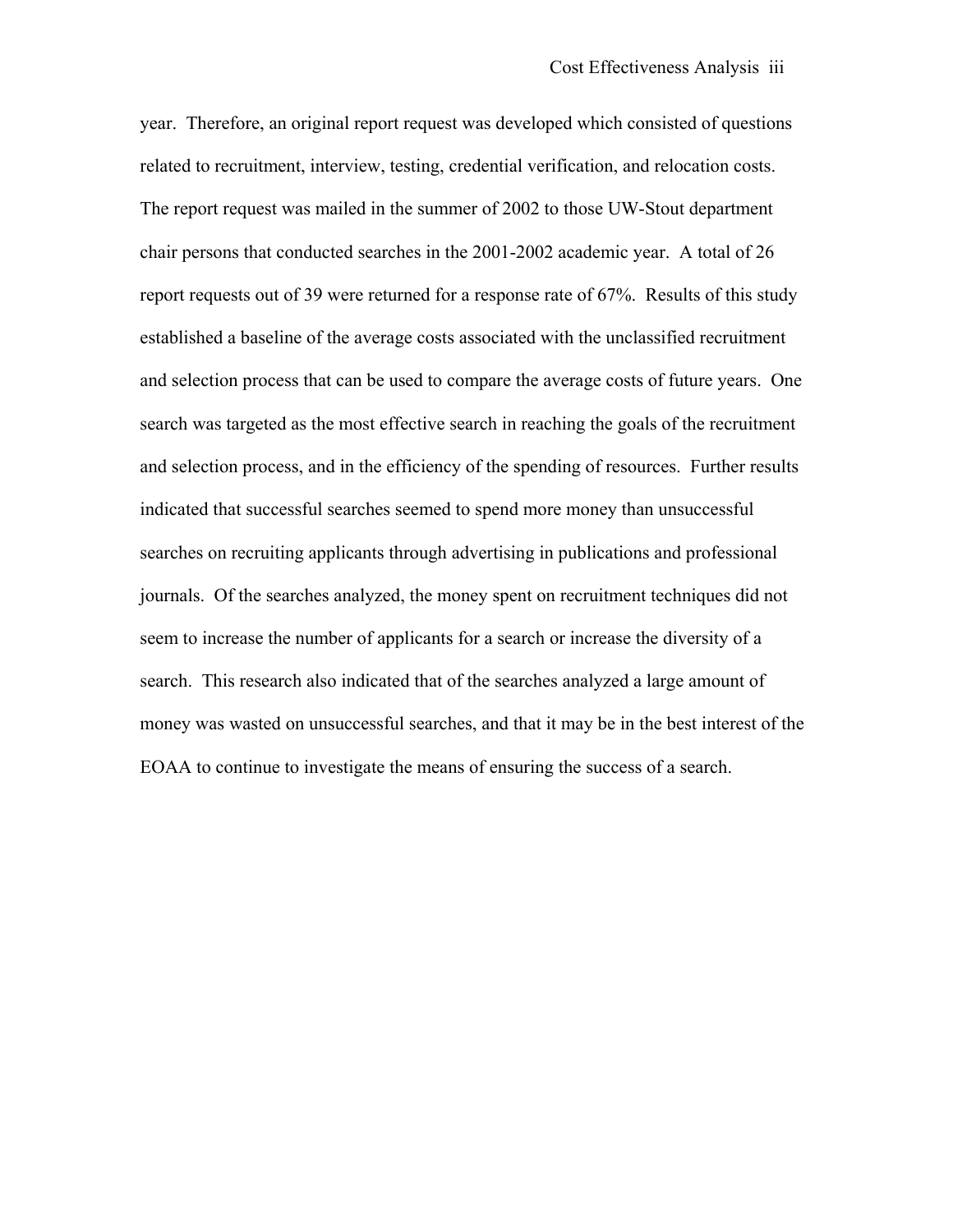year. Therefore, an original report request was developed which consisted of questions related to recruitment, interview, testing, credential verification, and relocation costs. The report request was mailed in the summer of 2002 to those UW-Stout department chair persons that conducted searches in the 2001-2002 academic year. A total of 26 report requests out of 39 were returned for a response rate of 67%. Results of this study established a baseline of the average costs associated with the unclassified recruitment and selection process that can be used to compare the average costs of future years. One search was targeted as the most effective search in reaching the goals of the recruitment and selection process, and in the efficiency of the spending of resources. Further results indicated that successful searches seemed to spend more money than unsuccessful searches on recruiting applicants through advertising in publications and professional journals. Of the searches analyzed, the money spent on recruitment techniques did not seem to increase the number of applicants for a search or increase the diversity of a search. This research also indicated that of the searches analyzed a large amount of money was wasted on unsuccessful searches, and that it may be in the best interest of the EOAA to continue to investigate the means of ensuring the success of a search.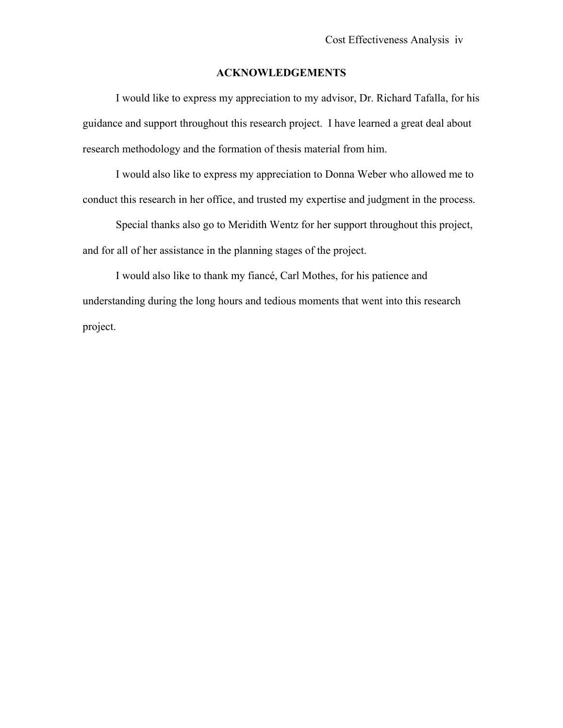## ACKNOWLEDGEMENTS

I would like to express my appreciation to my advisor, Dr. Richard Tafalla, for his guidance and support throughout this research project. I have learned a great deal about research methodology and the formation of thesis material from him.

I would also like to express my appreciation to Donna Weber who allowed me to conduct this research in her office, and trusted my expertise and judgment in the process.

Special thanks also go to Meridith Wentz for her support throughout this project, and for all of her assistance in the planning stages of the project.

I would also like to thank my fiancé, Carl Mothes, for his patience and understanding during the long hours and tedious moments that went into this research project.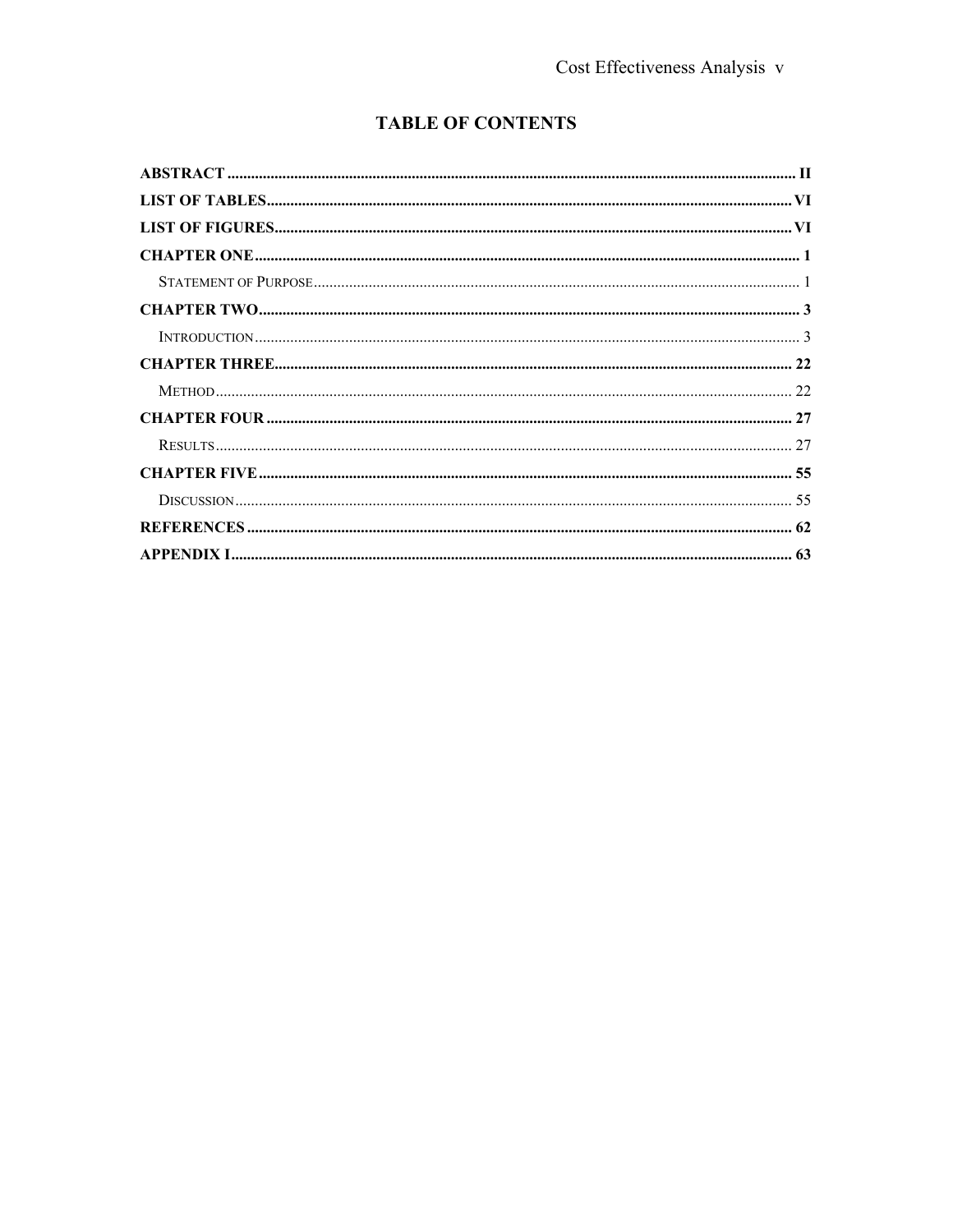# TABLE OF CONTENTS

**ABSTRACT** .......... **II**

**LIST OF TABLES** .......... **VI**

**LIST OF FIGURES** .......... **VI**

**CHAPTER ONE** .......... **1**

- STATEMENT OF PURPOSE .......... 1

**CHAPTER TWO** .......... **3**

- INTRODUCTION .......... 3

**CHAPTER THREE** .......... **22**

- METHOD .......... 22

**CHAPTER FOUR** .......... **27**

- RESULTS .......... 27

**CHAPTER FIVE** .......... **55**

- DISCUSSION .......... 55

**REFERENCES** .......... **62**

**APPENDIX I** .......... **63**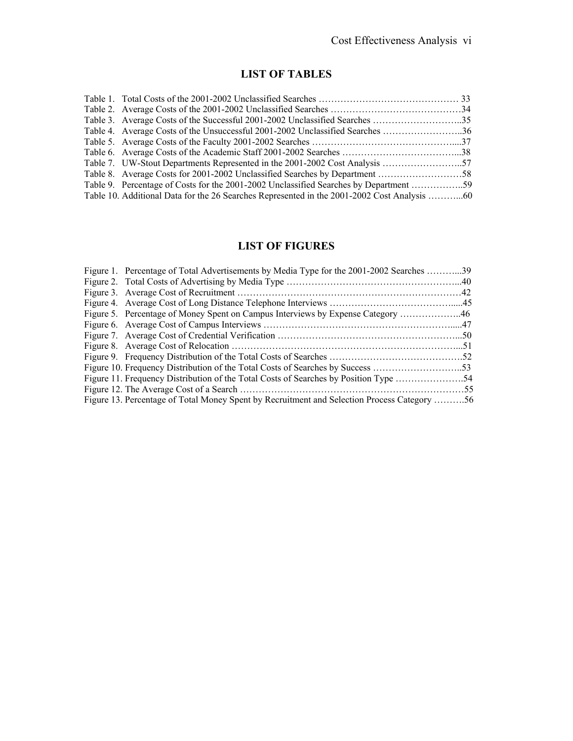## LIST OF TABLES

Table 1. Total Costs of the 2001-2002 Unclassified Searches ………………………………………… 33
Table 2. Average Costs of the 2001-2002 Unclassified Searches ……………………………………34
Table 3. Average Costs of the Successful 2001-2002 Unclassified Searches ………………………..35
Table 4. Average Costs of the Unsuccessful 2001-2002 Unclassified Searches ……………………..36
Table 5. Average Costs of the Faculty 2001-2002 Searches ………………………………………....37
Table 6. Average Costs of the Academic Staff 2001-2002 Searches ………………………………...38
Table 7. UW-Stout Departments Represented in the 2001-2002 Cost Analysis ……………………..57
Table 8. Average Costs for 2001-2002 Unclassified Searches by Department ………………………58
Table 9. Percentage of Costs for the 2001-2002 Unclassified Searches by Department ……………..59
Table 10. Additional Data for the 26 Searches Represented in the 2001-2002 Cost Analysis ………...60

## LIST OF FIGURES

Figure 1. Percentage of Total Advertisements by Media Type for the 2001-2002 Searches ………...39
Figure 2. Total Costs of Advertising by Media Type ………………………………………………...40
Figure 3. Average Cost of Recruitment ………………………………………………………………42
Figure 4. Average Cost of Long Distance Telephone Interviews …………………………………......45
Figure 5. Percentage of Money Spent on Campus Interviews by Expense Category ………………..46
Figure 6. Average Cost of Campus Interviews ……………………………………………………......47
Figure 7. Average Cost of Credential Verification …………………………………………………...50
Figure 8. Average Cost of Relocation ………………………………………………………………...51
Figure 9. Frequency Distribution of the Total Costs of Searches …………………………………….52
Figure 10. Frequency Distribution of the Total Costs of Searches by Success ………………………..53
Figure 11. Frequency Distribution of the Total Costs of Searches by Position Type ………………….54
Figure 12. The Average Cost of a Search ……………………………………………………………55
Figure 13. Percentage of Total Money Spent by Recruitment and Selection Process Category ……….56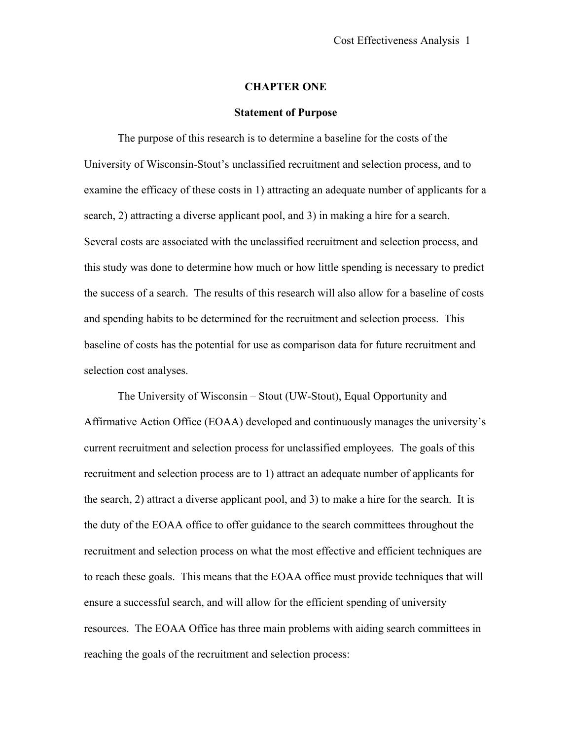# CHAPTER ONE

## Statement of Purpose

The purpose of this research is to determine a baseline for the costs of the University of Wisconsin-Stout's unclassified recruitment and selection process, and to examine the efficacy of these costs in 1) attracting an adequate number of applicants for a search, 2) attracting a diverse applicant pool, and 3) in making a hire for a search. Several costs are associated with the unclassified recruitment and selection process, and this study was done to determine how much or how little spending is necessary to predict the success of a search. The results of this research will also allow for a baseline of costs and spending habits to be determined for the recruitment and selection process. This baseline of costs has the potential for use as comparison data for future recruitment and selection cost analyses.

The University of Wisconsin – Stout (UW-Stout), Equal Opportunity and Affirmative Action Office (EOAA) developed and continuously manages the university's current recruitment and selection process for unclassified employees. The goals of this recruitment and selection process are to 1) attract an adequate number of applicants for the search, 2) attract a diverse applicant pool, and 3) to make a hire for the search. It is the duty of the EOAA office to offer guidance to the search committees throughout the recruitment and selection process on what the most effective and efficient techniques are to reach these goals. This means that the EOAA office must provide techniques that will ensure a successful search, and will allow for the efficient spending of university resources. The EOAA Office has three main problems with aiding search committees in reaching the goals of the recruitment and selection process: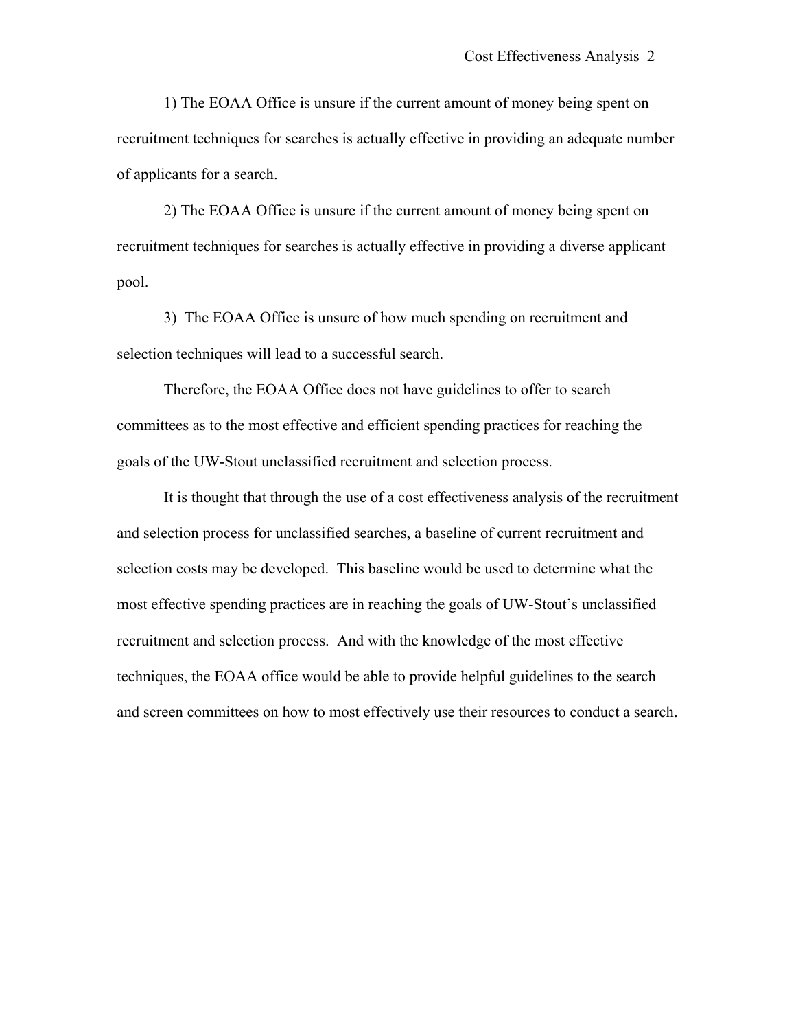1) The EOAA Office is unsure if the current amount of money being spent on recruitment techniques for searches is actually effective in providing an adequate number of applicants for a search.

2) The EOAA Office is unsure if the current amount of money being spent on recruitment techniques for searches is actually effective in providing a diverse applicant pool.

3) The EOAA Office is unsure of how much spending on recruitment and selection techniques will lead to a successful search.

Therefore, the EOAA Office does not have guidelines to offer to search committees as to the most effective and efficient spending practices for reaching the goals of the UW-Stout unclassified recruitment and selection process.

It is thought that through the use of a cost effectiveness analysis of the recruitment and selection process for unclassified searches, a baseline of current recruitment and selection costs may be developed. This baseline would be used to determine what the most effective spending practices are in reaching the goals of UW-Stout's unclassified recruitment and selection process. And with the knowledge of the most effective techniques, the EOAA office would be able to provide helpful guidelines to the search and screen committees on how to most effectively use their resources to conduct a search.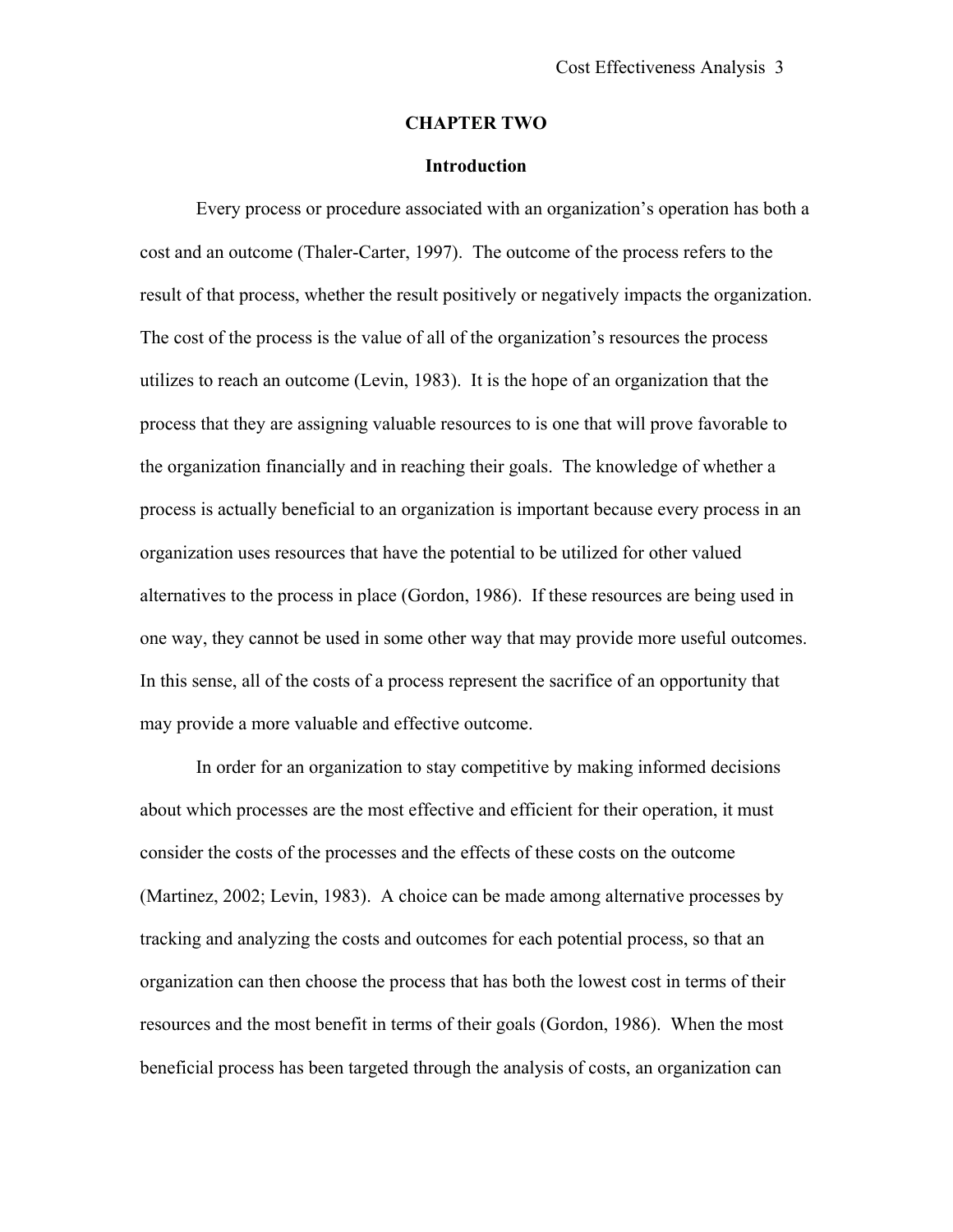# CHAPTER TWO

## Introduction

Every process or procedure associated with an organization's operation has both a cost and an outcome (Thaler-Carter, 1997). The outcome of the process refers to the result of that process, whether the result positively or negatively impacts the organization. The cost of the process is the value of all of the organization's resources the process utilizes to reach an outcome (Levin, 1983). It is the hope of an organization that the process that they are assigning valuable resources to is one that will prove favorable to the organization financially and in reaching their goals. The knowledge of whether a process is actually beneficial to an organization is important because every process in an organization uses resources that have the potential to be utilized for other valued alternatives to the process in place (Gordon, 1986). If these resources are being used in one way, they cannot be used in some other way that may provide more useful outcomes. In this sense, all of the costs of a process represent the sacrifice of an opportunity that may provide a more valuable and effective outcome.

In order for an organization to stay competitive by making informed decisions about which processes are the most effective and efficient for their operation, it must consider the costs of the processes and the effects of these costs on the outcome (Martinez, 2002; Levin, 1983). A choice can be made among alternative processes by tracking and analyzing the costs and outcomes for each potential process, so that an organization can then choose the process that has both the lowest cost in terms of their resources and the most benefit in terms of their goals (Gordon, 1986). When the most beneficial process has been targeted through the analysis of costs, an organization can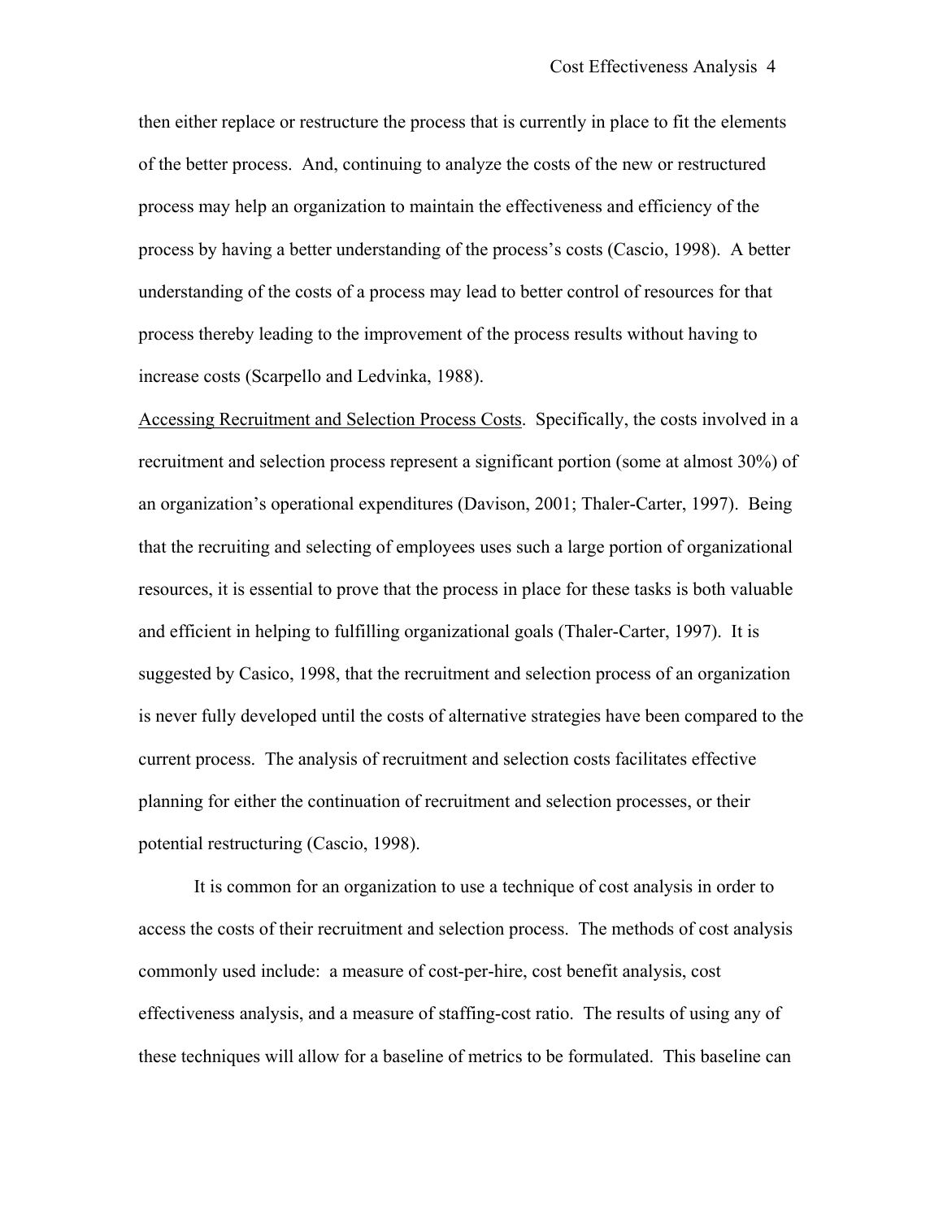then either replace or restructure the process that is currently in place to fit the elements of the better process. And, continuing to analyze the costs of the new or restructured process may help an organization to maintain the effectiveness and efficiency of the process by having a better understanding of the process's costs (Cascio, 1998). A better understanding of the costs of a process may lead to better control of resources for that process thereby leading to the improvement of the process results without having to increase costs (Scarpello and Ledvinka, 1988).

<u>Accessing Recruitment and Selection Process Costs</u>. Specifically, the costs involved in a recruitment and selection process represent a significant portion (some at almost 30%) of an organization's operational expenditures (Davison, 2001; Thaler-Carter, 1997). Being that the recruiting and selecting of employees uses such a large portion of organizational resources, it is essential to prove that the process in place for these tasks is both valuable and efficient in helping to fulfilling organizational goals (Thaler-Carter, 1997). It is suggested by Casico, 1998, that the recruitment and selection process of an organization is never fully developed until the costs of alternative strategies have been compared to the current process. The analysis of recruitment and selection costs facilitates effective planning for either the continuation of recruitment and selection processes, or their potential restructuring (Cascio, 1998).

It is common for an organization to use a technique of cost analysis in order to access the costs of their recruitment and selection process. The methods of cost analysis commonly used include: a measure of cost-per-hire, cost benefit analysis, cost effectiveness analysis, and a measure of staffing-cost ratio. The results of using any of these techniques will allow for a baseline of metrics to be formulated. This baseline can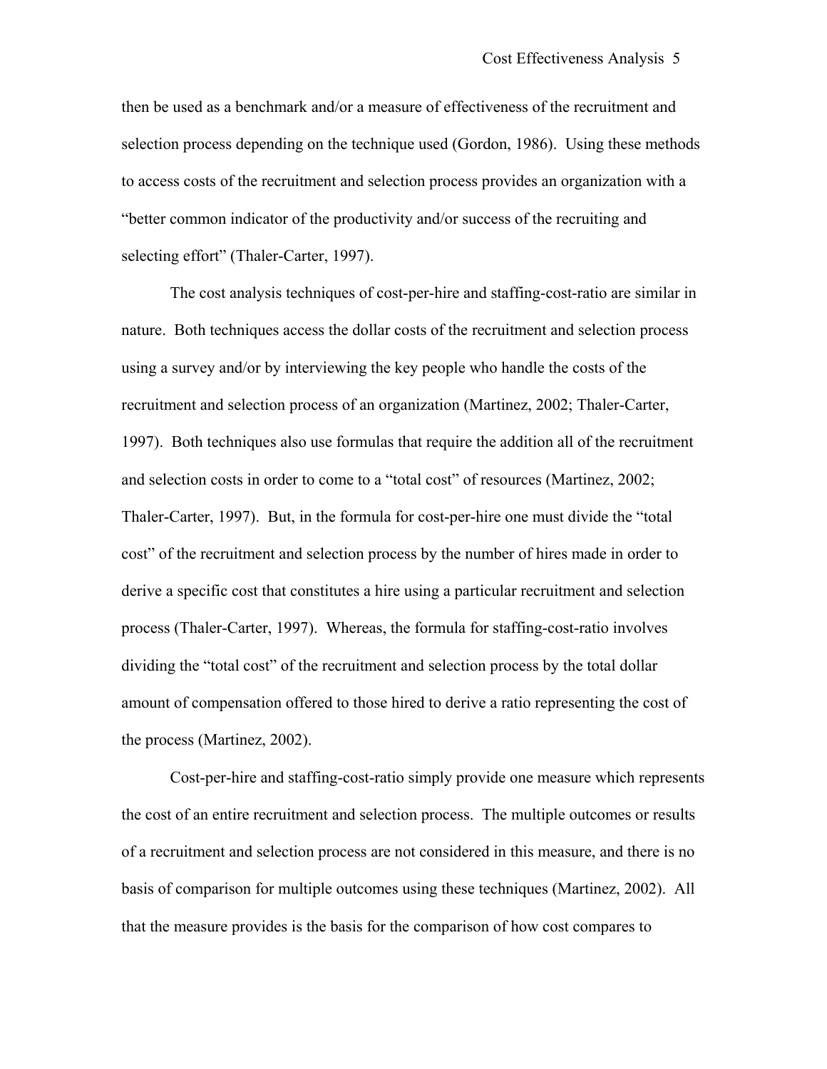then be used as a benchmark and/or a measure of effectiveness of the recruitment and selection process depending on the technique used (Gordon, 1986). Using these methods to access costs of the recruitment and selection process provides an organization with a "better common indicator of the productivity and/or success of the recruiting and selecting effort" (Thaler-Carter, 1997).

The cost analysis techniques of cost-per-hire and staffing-cost-ratio are similar in nature. Both techniques access the dollar costs of the recruitment and selection process using a survey and/or by interviewing the key people who handle the costs of the recruitment and selection process of an organization (Martinez, 2002; Thaler-Carter, 1997). Both techniques also use formulas that require the addition all of the recruitment and selection costs in order to come to a "total cost" of resources (Martinez, 2002; Thaler-Carter, 1997). But, in the formula for cost-per-hire one must divide the "total cost" of the recruitment and selection process by the number of hires made in order to derive a specific cost that constitutes a hire using a particular recruitment and selection process (Thaler-Carter, 1997). Whereas, the formula for staffing-cost-ratio involves dividing the "total cost" of the recruitment and selection process by the total dollar amount of compensation offered to those hired to derive a ratio representing the cost of the process (Martinez, 2002).

Cost-per-hire and staffing-cost-ratio simply provide one measure which represents the cost of an entire recruitment and selection process. The multiple outcomes or results of a recruitment and selection process are not considered in this measure, and there is no basis of comparison for multiple outcomes using these techniques (Martinez, 2002). All that the measure provides is the basis for the comparison of how cost compares to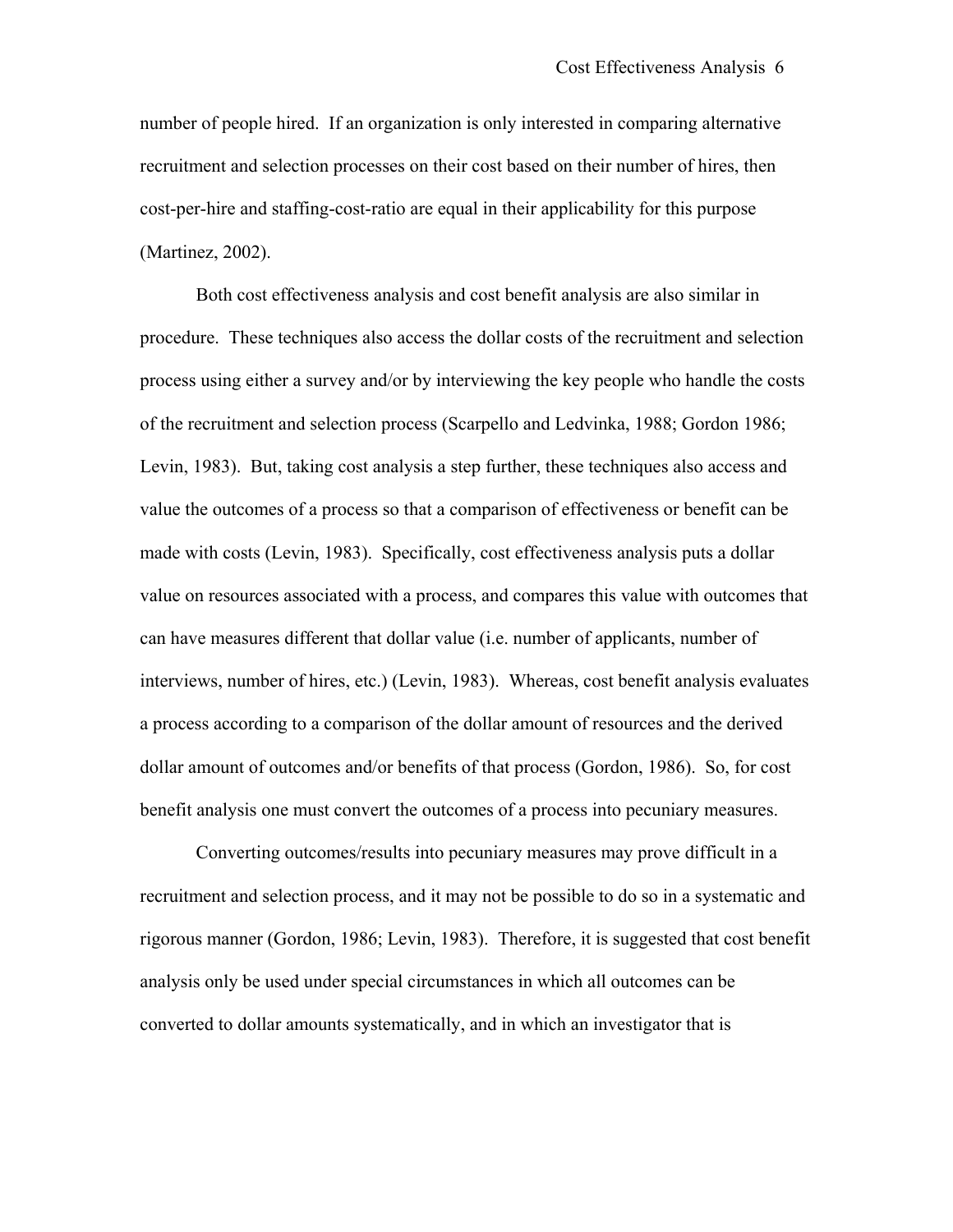number of people hired. If an organization is only interested in comparing alternative recruitment and selection processes on their cost based on their number of hires, then cost-per-hire and staffing-cost-ratio are equal in their applicability for this purpose (Martinez, 2002).

Both cost effectiveness analysis and cost benefit analysis are also similar in procedure. These techniques also access the dollar costs of the recruitment and selection process using either a survey and/or by interviewing the key people who handle the costs of the recruitment and selection process (Scarpello and Ledvinka, 1988; Gordon 1986; Levin, 1983). But, taking cost analysis a step further, these techniques also access and value the outcomes of a process so that a comparison of effectiveness or benefit can be made with costs (Levin, 1983). Specifically, cost effectiveness analysis puts a dollar value on resources associated with a process, and compares this value with outcomes that can have measures different that dollar value (i.e. number of applicants, number of interviews, number of hires, etc.) (Levin, 1983). Whereas, cost benefit analysis evaluates a process according to a comparison of the dollar amount of resources and the derived dollar amount of outcomes and/or benefits of that process (Gordon, 1986). So, for cost benefit analysis one must convert the outcomes of a process into pecuniary measures.

Converting outcomes/results into pecuniary measures may prove difficult in a recruitment and selection process, and it may not be possible to do so in a systematic and rigorous manner (Gordon, 1986; Levin, 1983). Therefore, it is suggested that cost benefit analysis only be used under special circumstances in which all outcomes can be converted to dollar amounts systematically, and in which an investigator that is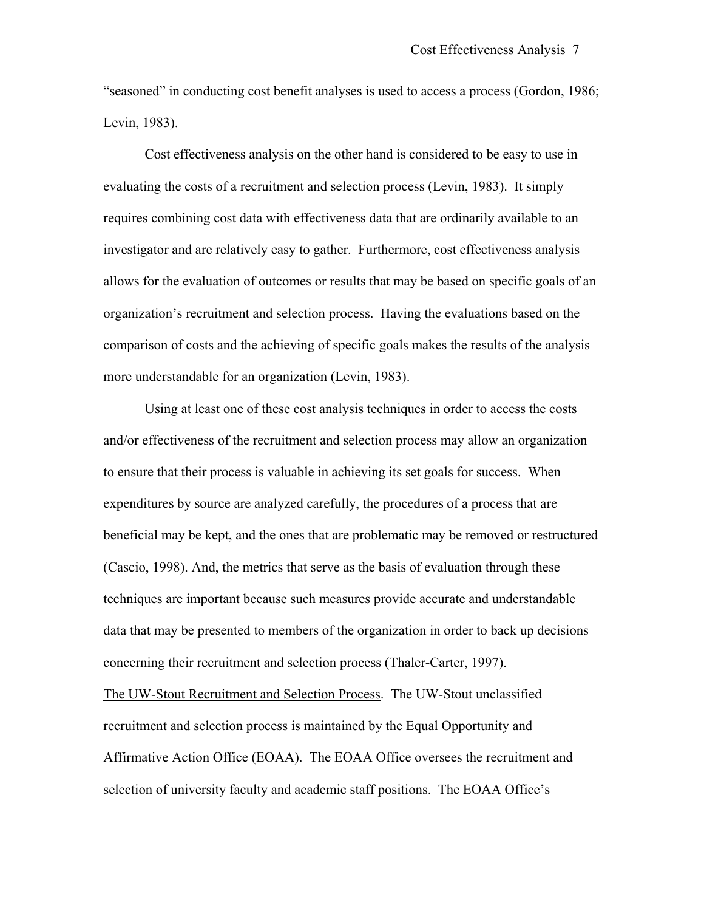"seasoned" in conducting cost benefit analyses is used to access a process (Gordon, 1986; Levin, 1983).

Cost effectiveness analysis on the other hand is considered to be easy to use in evaluating the costs of a recruitment and selection process (Levin, 1983). It simply requires combining cost data with effectiveness data that are ordinarily available to an investigator and are relatively easy to gather. Furthermore, cost effectiveness analysis allows for the evaluation of outcomes or results that may be based on specific goals of an organization's recruitment and selection process. Having the evaluations based on the comparison of costs and the achieving of specific goals makes the results of the analysis more understandable for an organization (Levin, 1983).

Using at least one of these cost analysis techniques in order to access the costs and/or effectiveness of the recruitment and selection process may allow an organization to ensure that their process is valuable in achieving its set goals for success. When expenditures by source are analyzed carefully, the procedures of a process that are beneficial may be kept, and the ones that are problematic may be removed or restructured (Cascio, 1998). And, the metrics that serve as the basis of evaluation through these techniques are important because such measures provide accurate and understandable data that may be presented to members of the organization in order to back up decisions concerning their recruitment and selection process (Thaler-Carter, 1997).

<u>The UW-Stout Recruitment and Selection Process</u>. The UW-Stout unclassified recruitment and selection process is maintained by the Equal Opportunity and Affirmative Action Office (EOAA). The EOAA Office oversees the recruitment and selection of university faculty and academic staff positions. The EOAA Office's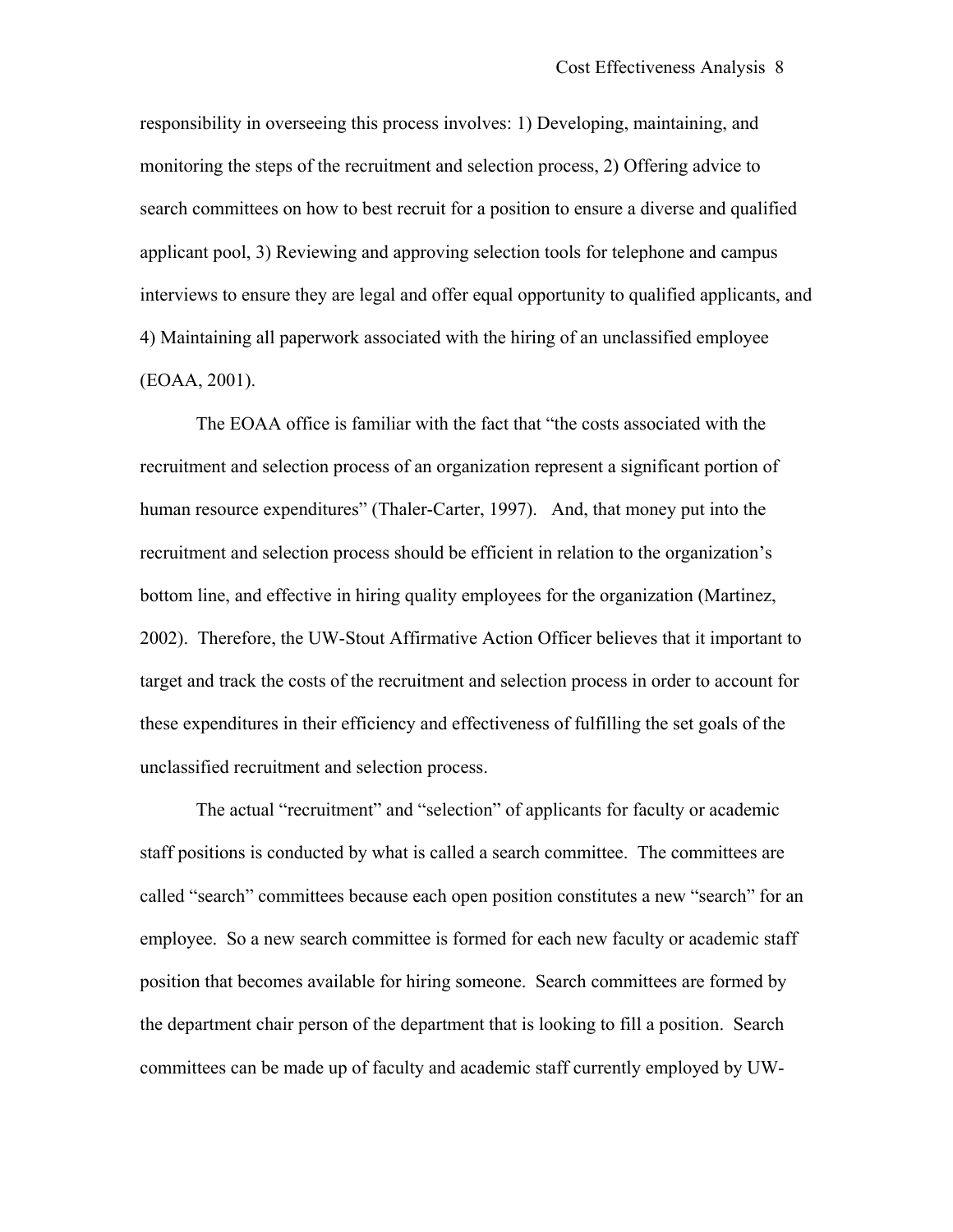responsibility in overseeing this process involves: 1) Developing, maintaining, and monitoring the steps of the recruitment and selection process, 2) Offering advice to search committees on how to best recruit for a position to ensure a diverse and qualified applicant pool, 3) Reviewing and approving selection tools for telephone and campus interviews to ensure they are legal and offer equal opportunity to qualified applicants, and 4) Maintaining all paperwork associated with the hiring of an unclassified employee (EOAA, 2001).

The EOAA office is familiar with the fact that "the costs associated with the recruitment and selection process of an organization represent a significant portion of human resource expenditures" (Thaler-Carter, 1997). And, that money put into the recruitment and selection process should be efficient in relation to the organization's bottom line, and effective in hiring quality employees for the organization (Martinez, 2002). Therefore, the UW-Stout Affirmative Action Officer believes that it important to target and track the costs of the recruitment and selection process in order to account for these expenditures in their efficiency and effectiveness of fulfilling the set goals of the unclassified recruitment and selection process.

The actual "recruitment" and "selection" of applicants for faculty or academic staff positions is conducted by what is called a search committee. The committees are called "search" committees because each open position constitutes a new "search" for an employee. So a new search committee is formed for each new faculty or academic staff position that becomes available for hiring someone. Search committees are formed by the department chair person of the department that is looking to fill a position. Search committees can be made up of faculty and academic staff currently employed by UW-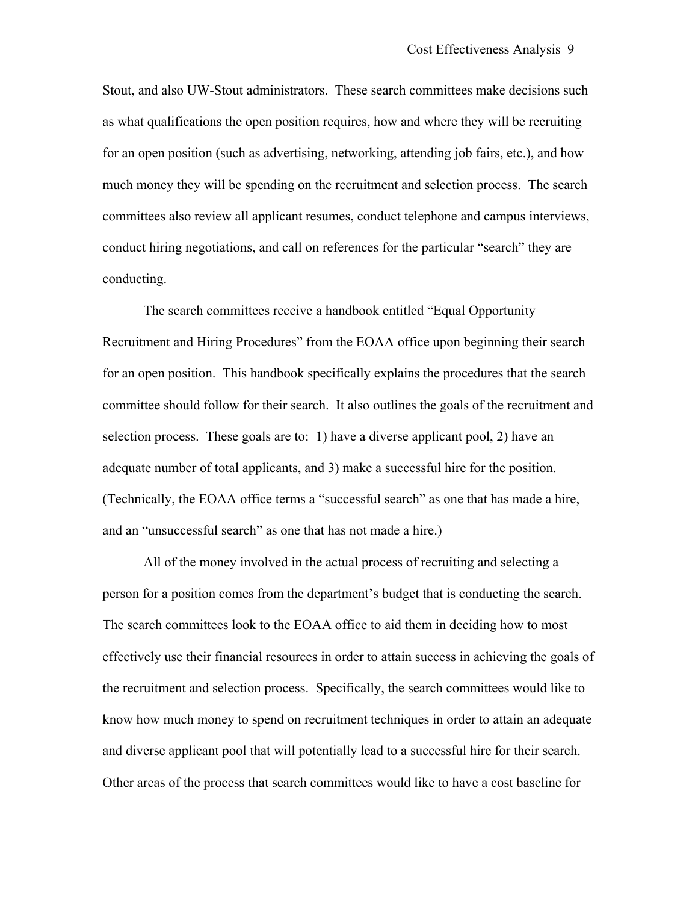Stout, and also UW-Stout administrators. These search committees make decisions such as what qualifications the open position requires, how and where they will be recruiting for an open position (such as advertising, networking, attending job fairs, etc.), and how much money they will be spending on the recruitment and selection process. The search committees also review all applicant resumes, conduct telephone and campus interviews, conduct hiring negotiations, and call on references for the particular "search" they are conducting.

The search committees receive a handbook entitled "Equal Opportunity Recruitment and Hiring Procedures" from the EOAA office upon beginning their search for an open position. This handbook specifically explains the procedures that the search committee should follow for their search. It also outlines the goals of the recruitment and selection process. These goals are to: 1) have a diverse applicant pool, 2) have an adequate number of total applicants, and 3) make a successful hire for the position. (Technically, the EOAA office terms a "successful search" as one that has made a hire, and an "unsuccessful search" as one that has not made a hire.)

All of the money involved in the actual process of recruiting and selecting a person for a position comes from the department's budget that is conducting the search. The search committees look to the EOAA office to aid them in deciding how to most effectively use their financial resources in order to attain success in achieving the goals of the recruitment and selection process. Specifically, the search committees would like to know how much money to spend on recruitment techniques in order to attain an adequate and diverse applicant pool that will potentially lead to a successful hire for their search. Other areas of the process that search committees would like to have a cost baseline for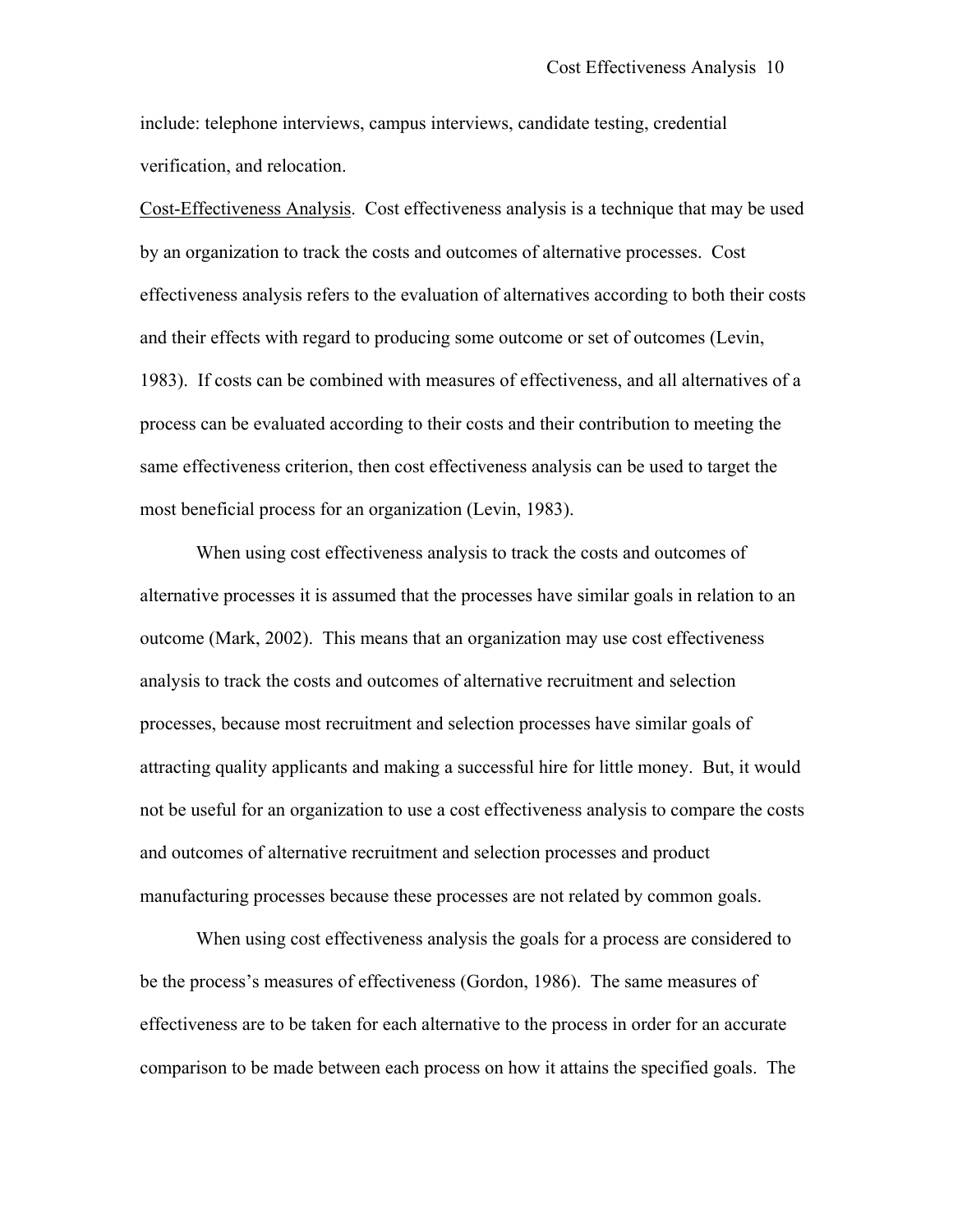include: telephone interviews, campus interviews, candidate testing, credential verification, and relocation.

<u>Cost-Effectiveness Analysis</u>. Cost effectiveness analysis is a technique that may be used by an organization to track the costs and outcomes of alternative processes. Cost effectiveness analysis refers to the evaluation of alternatives according to both their costs and their effects with regard to producing some outcome or set of outcomes (Levin, 1983). If costs can be combined with measures of effectiveness, and all alternatives of a process can be evaluated according to their costs and their contribution to meeting the same effectiveness criterion, then cost effectiveness analysis can be used to target the most beneficial process for an organization (Levin, 1983).

When using cost effectiveness analysis to track the costs and outcomes of alternative processes it is assumed that the processes have similar goals in relation to an outcome (Mark, 2002). This means that an organization may use cost effectiveness analysis to track the costs and outcomes of alternative recruitment and selection processes, because most recruitment and selection processes have similar goals of attracting quality applicants and making a successful hire for little money. But, it would not be useful for an organization to use a cost effectiveness analysis to compare the costs and outcomes of alternative recruitment and selection processes and product manufacturing processes because these processes are not related by common goals.

When using cost effectiveness analysis the goals for a process are considered to be the process's measures of effectiveness (Gordon, 1986). The same measures of effectiveness are to be taken for each alternative to the process in order for an accurate comparison to be made between each process on how it attains the specified goals. The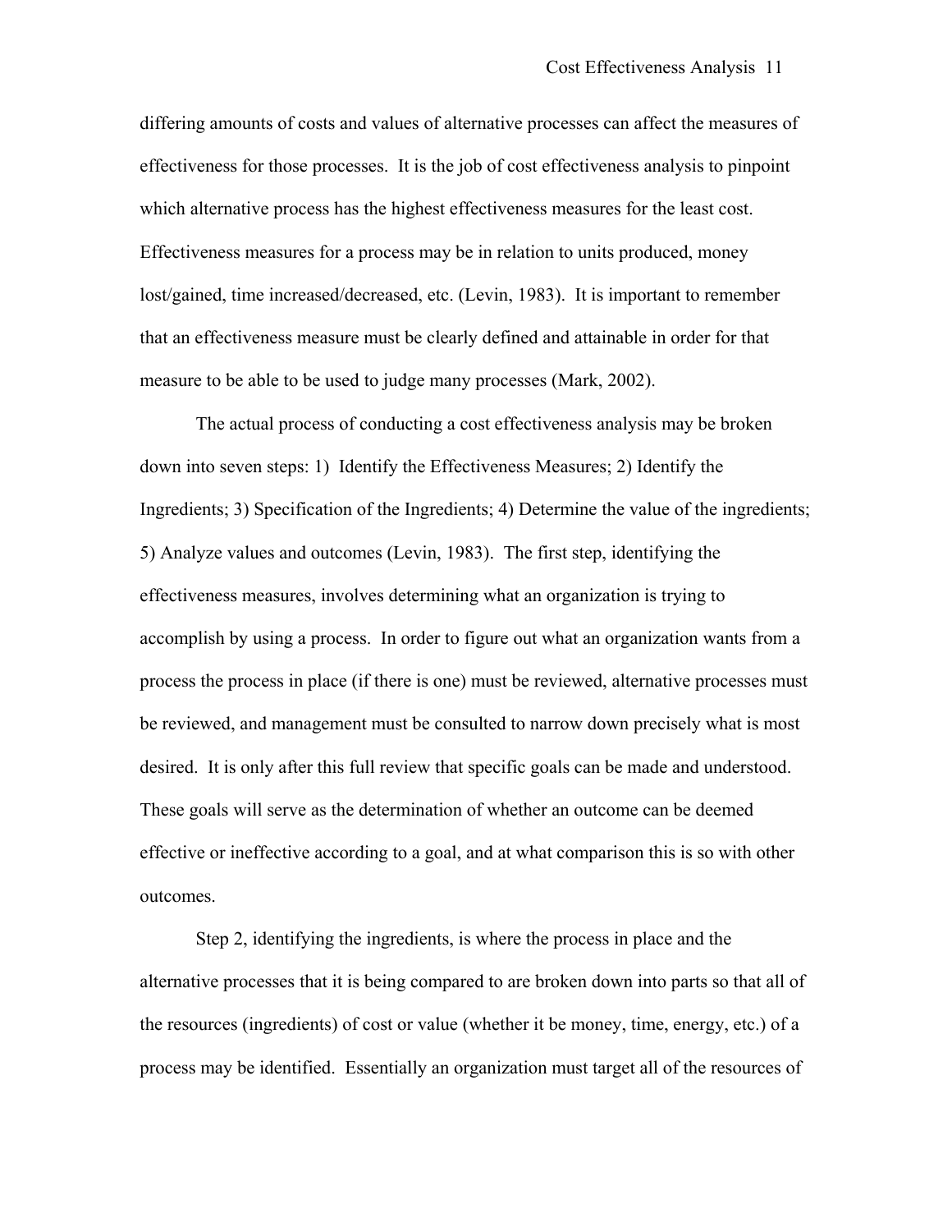differing amounts of costs and values of alternative processes can affect the measures of effectiveness for those processes. It is the job of cost effectiveness analysis to pinpoint which alternative process has the highest effectiveness measures for the least cost. Effectiveness measures for a process may be in relation to units produced, money lost/gained, time increased/decreased, etc. (Levin, 1983). It is important to remember that an effectiveness measure must be clearly defined and attainable in order for that measure to be able to be used to judge many processes (Mark, 2002).

The actual process of conducting a cost effectiveness analysis may be broken down into seven steps: 1) Identify the Effectiveness Measures; 2) Identify the Ingredients; 3) Specification of the Ingredients; 4) Determine the value of the ingredients; 5) Analyze values and outcomes (Levin, 1983). The first step, identifying the effectiveness measures, involves determining what an organization is trying to accomplish by using a process. In order to figure out what an organization wants from a process the process in place (if there is one) must be reviewed, alternative processes must be reviewed, and management must be consulted to narrow down precisely what is most desired. It is only after this full review that specific goals can be made and understood. These goals will serve as the determination of whether an outcome can be deemed effective or ineffective according to a goal, and at what comparison this is so with other outcomes.

Step 2, identifying the ingredients, is where the process in place and the alternative processes that it is being compared to are broken down into parts so that all of the resources (ingredients) of cost or value (whether it be money, time, energy, etc.) of a process may be identified. Essentially an organization must target all of the resources of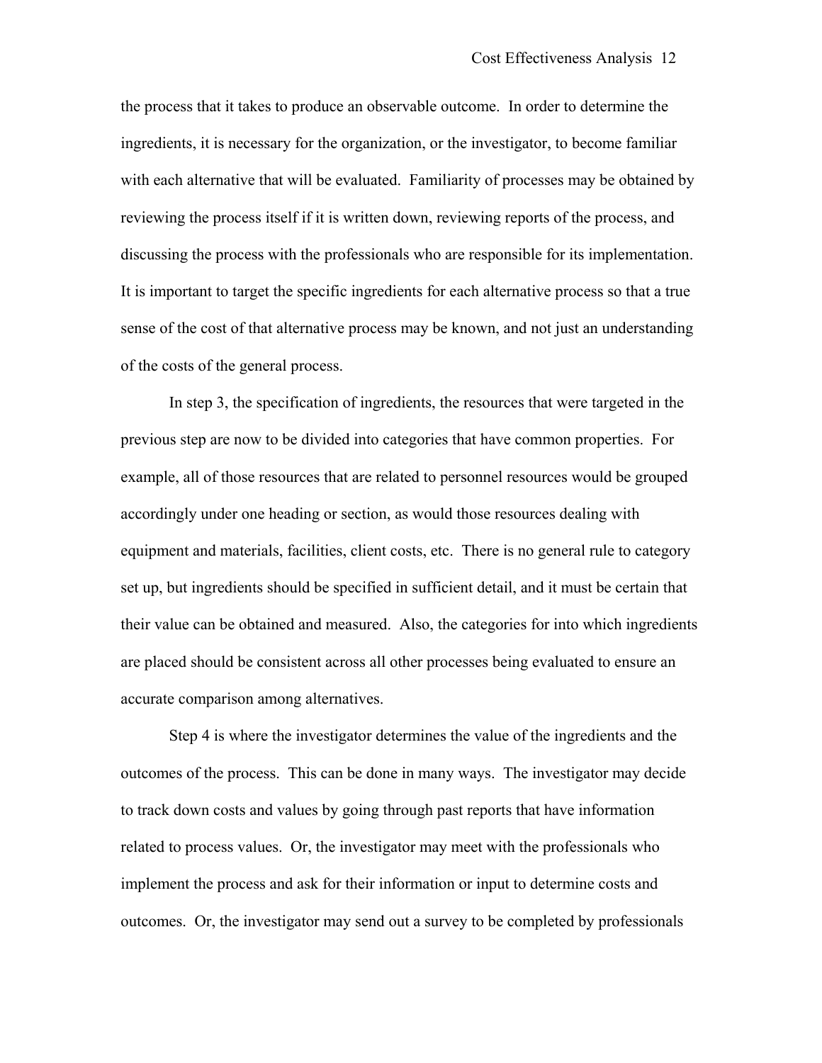the process that it takes to produce an observable outcome. In order to determine the ingredients, it is necessary for the organization, or the investigator, to become familiar with each alternative that will be evaluated. Familiarity of processes may be obtained by reviewing the process itself if it is written down, reviewing reports of the process, and discussing the process with the professionals who are responsible for its implementation. It is important to target the specific ingredients for each alternative process so that a true sense of the cost of that alternative process may be known, and not just an understanding of the costs of the general process.

In step 3, the specification of ingredients, the resources that were targeted in the previous step are now to be divided into categories that have common properties. For example, all of those resources that are related to personnel resources would be grouped accordingly under one heading or section, as would those resources dealing with equipment and materials, facilities, client costs, etc. There is no general rule to category set up, but ingredients should be specified in sufficient detail, and it must be certain that their value can be obtained and measured. Also, the categories for into which ingredients are placed should be consistent across all other processes being evaluated to ensure an accurate comparison among alternatives.

Step 4 is where the investigator determines the value of the ingredients and the outcomes of the process. This can be done in many ways. The investigator may decide to track down costs and values by going through past reports that have information related to process values. Or, the investigator may meet with the professionals who implement the process and ask for their information or input to determine costs and outcomes. Or, the investigator may send out a survey to be completed by professionals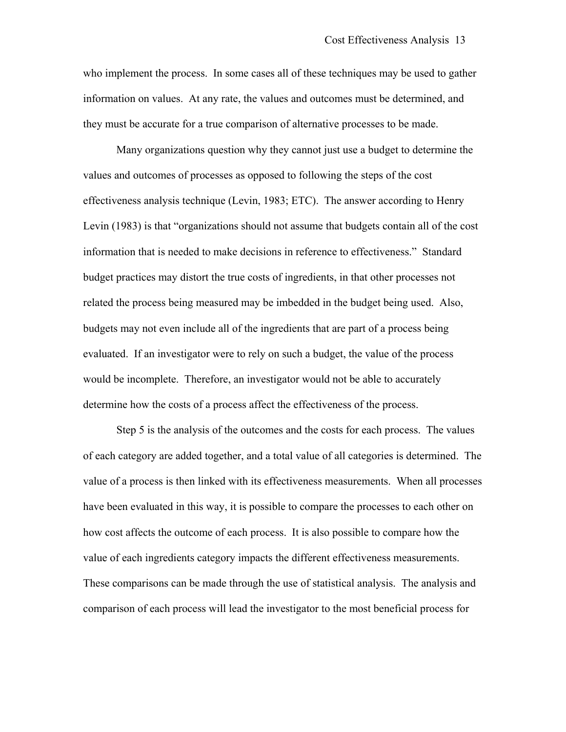who implement the process. In some cases all of these techniques may be used to gather information on values. At any rate, the values and outcomes must be determined, and they must be accurate for a true comparison of alternative processes to be made.

Many organizations question why they cannot just use a budget to determine the values and outcomes of processes as opposed to following the steps of the cost effectiveness analysis technique (Levin, 1983; ETC). The answer according to Henry Levin (1983) is that "organizations should not assume that budgets contain all of the cost information that is needed to make decisions in reference to effectiveness." Standard budget practices may distort the true costs of ingredients, in that other processes not related the process being measured may be imbedded in the budget being used. Also, budgets may not even include all of the ingredients that are part of a process being evaluated. If an investigator were to rely on such a budget, the value of the process would be incomplete. Therefore, an investigator would not be able to accurately determine how the costs of a process affect the effectiveness of the process.

Step 5 is the analysis of the outcomes and the costs for each process. The values of each category are added together, and a total value of all categories is determined. The value of a process is then linked with its effectiveness measurements. When all processes have been evaluated in this way, it is possible to compare the processes to each other on how cost affects the outcome of each process. It is also possible to compare how the value of each ingredients category impacts the different effectiveness measurements. These comparisons can be made through the use of statistical analysis. The analysis and comparison of each process will lead the investigator to the most beneficial process for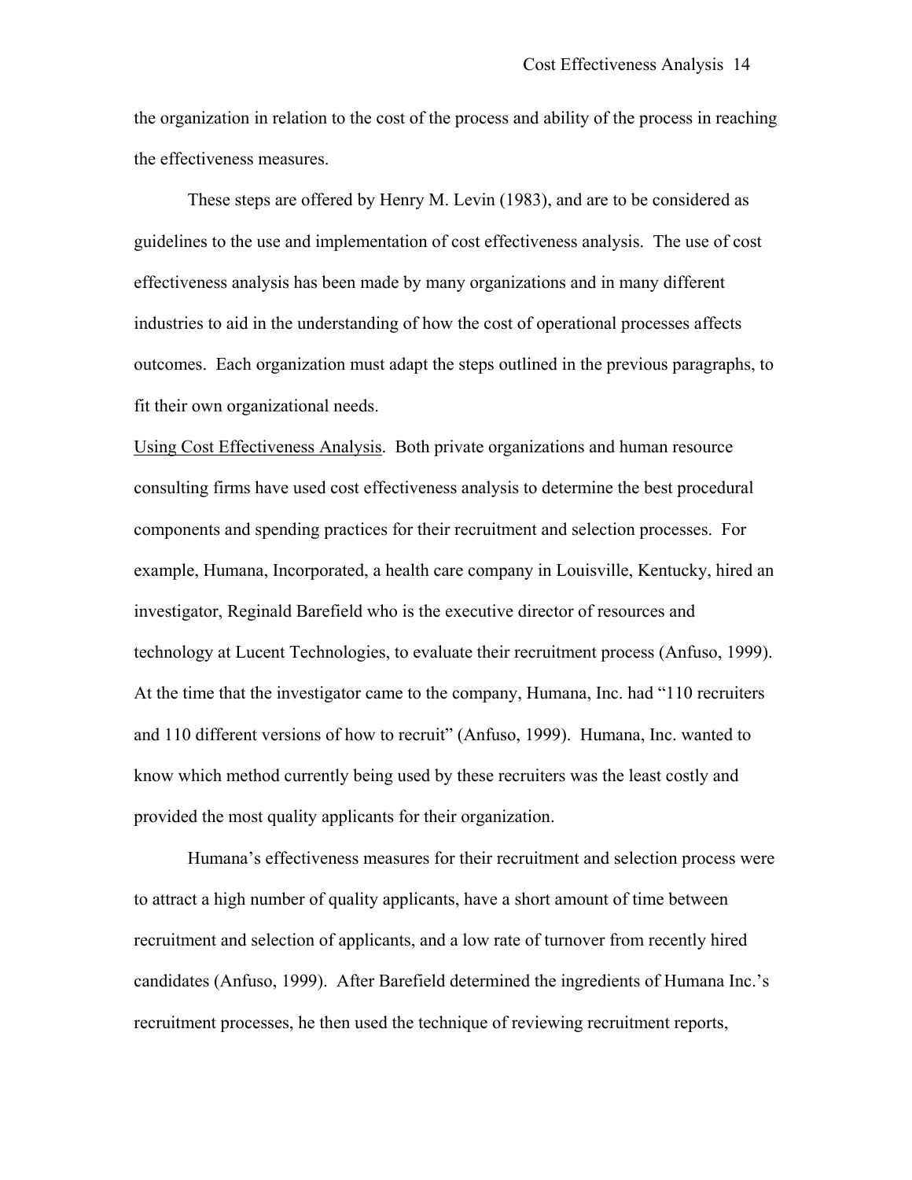the organization in relation to the cost of the process and ability of the process in reaching the effectiveness measures.

These steps are offered by Henry M. Levin (1983), and are to be considered as guidelines to the use and implementation of cost effectiveness analysis. The use of cost effectiveness analysis has been made by many organizations and in many different industries to aid in the understanding of how the cost of operational processes affects outcomes. Each organization must adapt the steps outlined in the previous paragraphs, to fit their own organizational needs.

<u>Using Cost Effectiveness Analysis</u>. Both private organizations and human resource consulting firms have used cost effectiveness analysis to determine the best procedural components and spending practices for their recruitment and selection processes. For example, Humana, Incorporated, a health care company in Louisville, Kentucky, hired an investigator, Reginald Barefield who is the executive director of resources and technology at Lucent Technologies, to evaluate their recruitment process (Anfuso, 1999). At the time that the investigator came to the company, Humana, Inc. had "110 recruiters and 110 different versions of how to recruit" (Anfuso, 1999). Humana, Inc. wanted to know which method currently being used by these recruiters was the least costly and provided the most quality applicants for their organization.

Humana's effectiveness measures for their recruitment and selection process were to attract a high number of quality applicants, have a short amount of time between recruitment and selection of applicants, and a low rate of turnover from recently hired candidates (Anfuso, 1999). After Barefield determined the ingredients of Humana Inc.'s recruitment processes, he then used the technique of reviewing recruitment reports,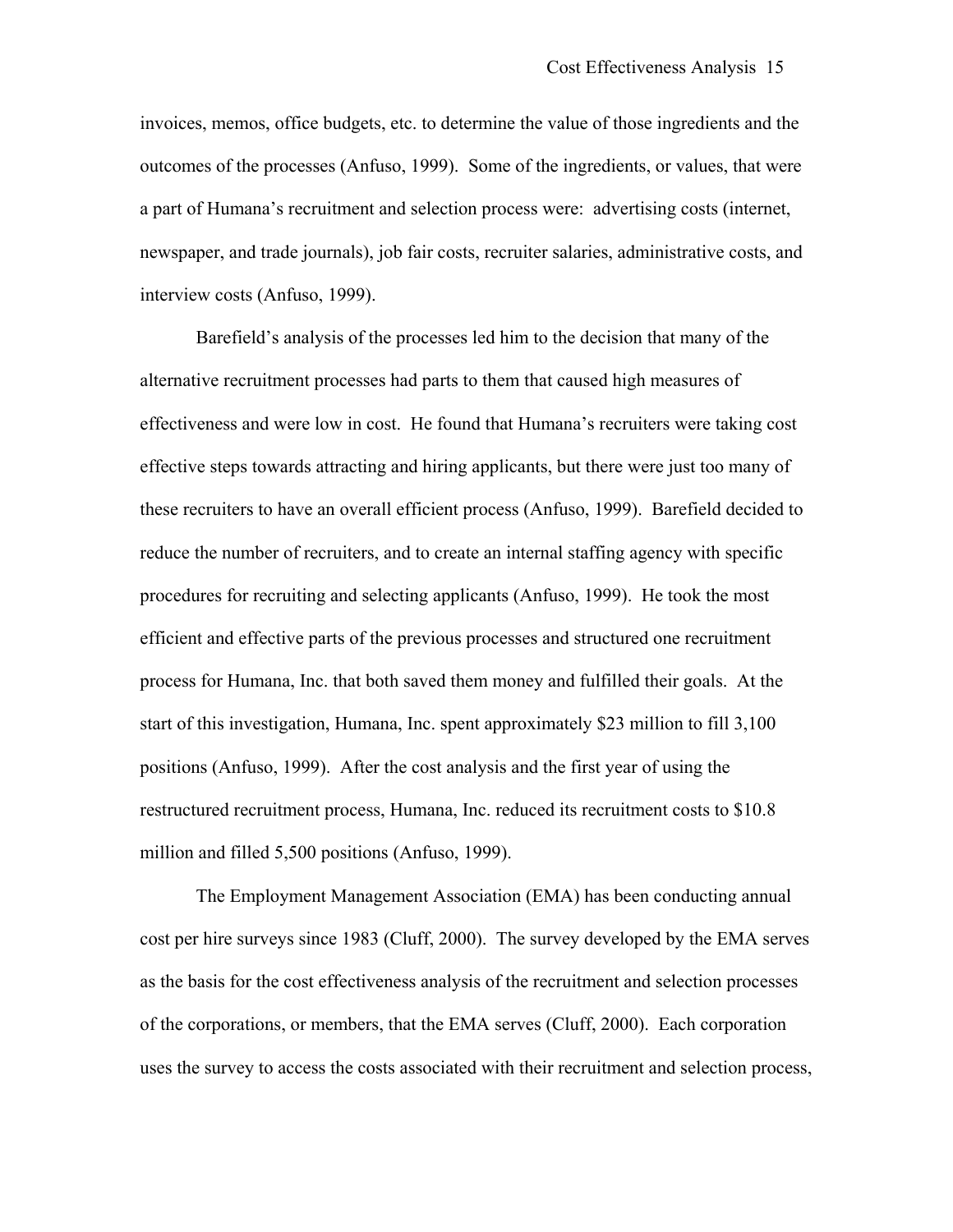invoices, memos, office budgets, etc. to determine the value of those ingredients and the outcomes of the processes (Anfuso, 1999). Some of the ingredients, or values, that were a part of Humana's recruitment and selection process were: advertising costs (internet, newspaper, and trade journals), job fair costs, recruiter salaries, administrative costs, and interview costs (Anfuso, 1999).

Barefield's analysis of the processes led him to the decision that many of the alternative recruitment processes had parts to them that caused high measures of effectiveness and were low in cost. He found that Humana's recruiters were taking cost effective steps towards attracting and hiring applicants, but there were just too many of these recruiters to have an overall efficient process (Anfuso, 1999). Barefield decided to reduce the number of recruiters, and to create an internal staffing agency with specific procedures for recruiting and selecting applicants (Anfuso, 1999). He took the most efficient and effective parts of the previous processes and structured one recruitment process for Humana, Inc. that both saved them money and fulfilled their goals. At the start of this investigation, Humana, Inc. spent approximately $23 million to fill 3,100 positions (Anfuso, 1999). After the cost analysis and the first year of using the restructured recruitment process, Humana, Inc. reduced its recruitment costs to $10.8 million and filled 5,500 positions (Anfuso, 1999).

The Employment Management Association (EMA) has been conducting annual cost per hire surveys since 1983 (Cluff, 2000). The survey developed by the EMA serves as the basis for the cost effectiveness analysis of the recruitment and selection processes of the corporations, or members, that the EMA serves (Cluff, 2000). Each corporation uses the survey to access the costs associated with their recruitment and selection process,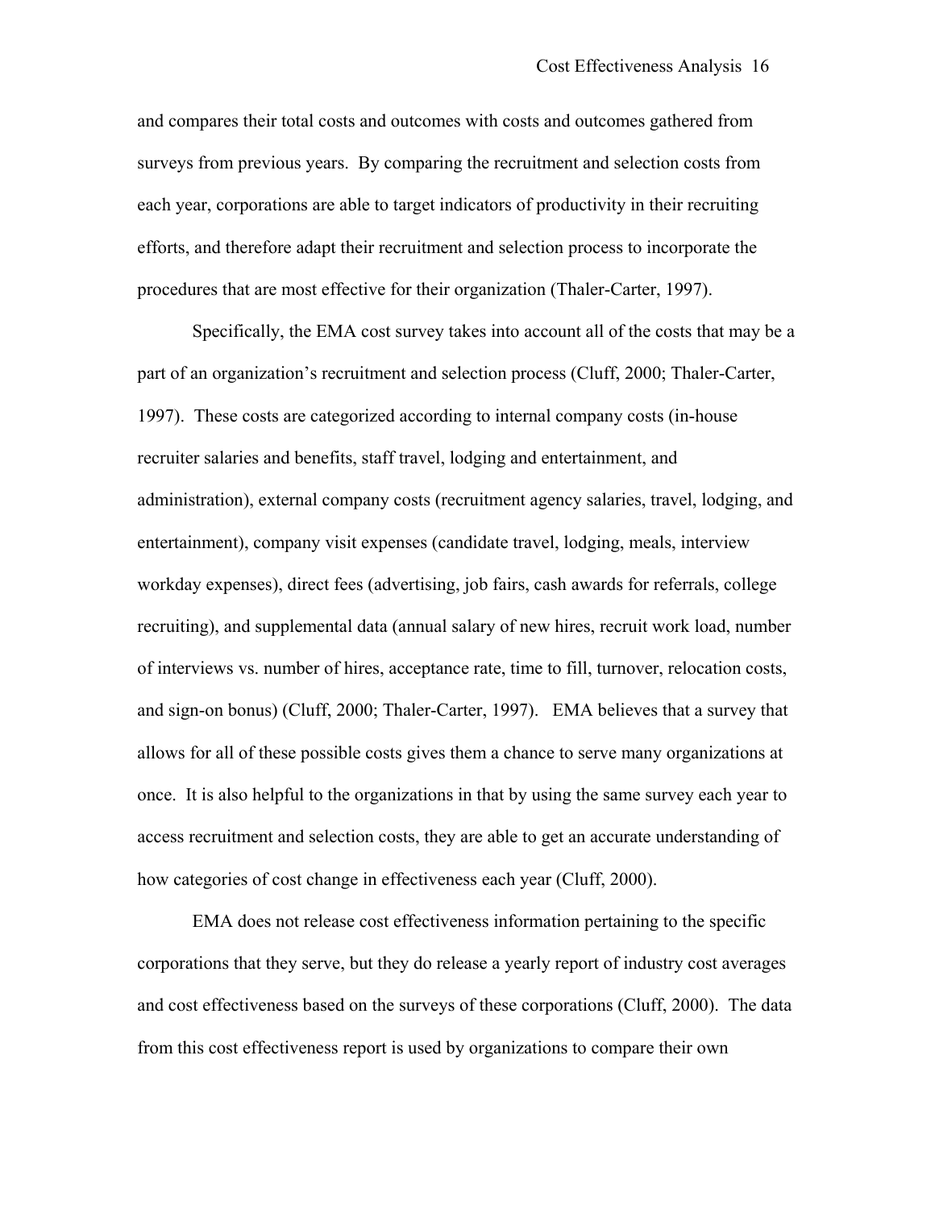and compares their total costs and outcomes with costs and outcomes gathered from surveys from previous years. By comparing the recruitment and selection costs from each year, corporations are able to target indicators of productivity in their recruiting efforts, and therefore adapt their recruitment and selection process to incorporate the procedures that are most effective for their organization (Thaler-Carter, 1997).

Specifically, the EMA cost survey takes into account all of the costs that may be a part of an organization's recruitment and selection process (Cluff, 2000; Thaler-Carter, 1997). These costs are categorized according to internal company costs (in-house recruiter salaries and benefits, staff travel, lodging and entertainment, and administration), external company costs (recruitment agency salaries, travel, lodging, and entertainment), company visit expenses (candidate travel, lodging, meals, interview workday expenses), direct fees (advertising, job fairs, cash awards for referrals, college recruiting), and supplemental data (annual salary of new hires, recruit work load, number of interviews vs. number of hires, acceptance rate, time to fill, turnover, relocation costs, and sign-on bonus) (Cluff, 2000; Thaler-Carter, 1997). EMA believes that a survey that allows for all of these possible costs gives them a chance to serve many organizations at once. It is also helpful to the organizations in that by using the same survey each year to access recruitment and selection costs, they are able to get an accurate understanding of how categories of cost change in effectiveness each year (Cluff, 2000).

EMA does not release cost effectiveness information pertaining to the specific corporations that they serve, but they do release a yearly report of industry cost averages and cost effectiveness based on the surveys of these corporations (Cluff, 2000). The data from this cost effectiveness report is used by organizations to compare their own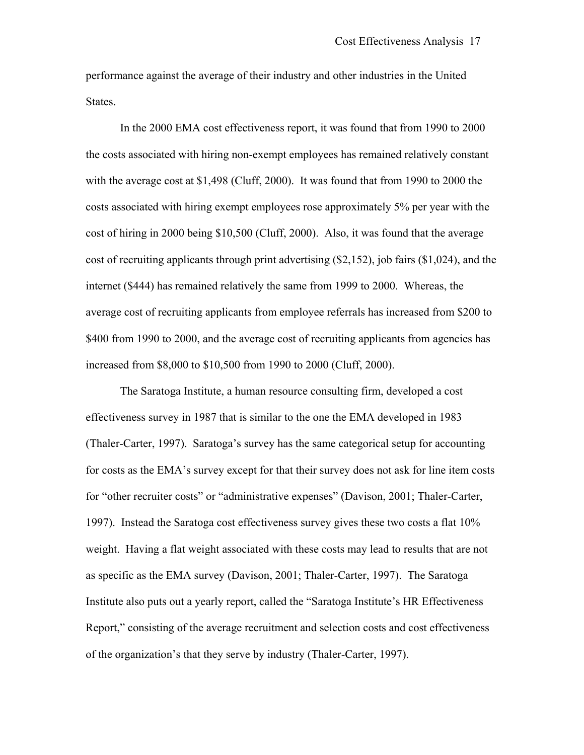performance against the average of their industry and other industries in the United States.

In the 2000 EMA cost effectiveness report, it was found that from 1990 to 2000 the costs associated with hiring non-exempt employees has remained relatively constant with the average cost at $1,498 (Cluff, 2000). It was found that from 1990 to 2000 the costs associated with hiring exempt employees rose approximately 5% per year with the cost of hiring in 2000 being $10,500 (Cluff, 2000). Also, it was found that the average cost of recruiting applicants through print advertising ($2,152), job fairs ($1,024), and the internet ($444) has remained relatively the same from 1999 to 2000. Whereas, the average cost of recruiting applicants from employee referrals has increased from $200 to $400 from 1990 to 2000, and the average cost of recruiting applicants from agencies has increased from $8,000 to $10,500 from 1990 to 2000 (Cluff, 2000).

The Saratoga Institute, a human resource consulting firm, developed a cost effectiveness survey in 1987 that is similar to the one the EMA developed in 1983 (Thaler-Carter, 1997). Saratoga's survey has the same categorical setup for accounting for costs as the EMA's survey except for that their survey does not ask for line item costs for "other recruiter costs" or "administrative expenses" (Davison, 2001; Thaler-Carter, 1997). Instead the Saratoga cost effectiveness survey gives these two costs a flat 10% weight. Having a flat weight associated with these costs may lead to results that are not as specific as the EMA survey (Davison, 2001; Thaler-Carter, 1997). The Saratoga Institute also puts out a yearly report, called the "Saratoga Institute's HR Effectiveness Report," consisting of the average recruitment and selection costs and cost effectiveness of the organization's that they serve by industry (Thaler-Carter, 1997).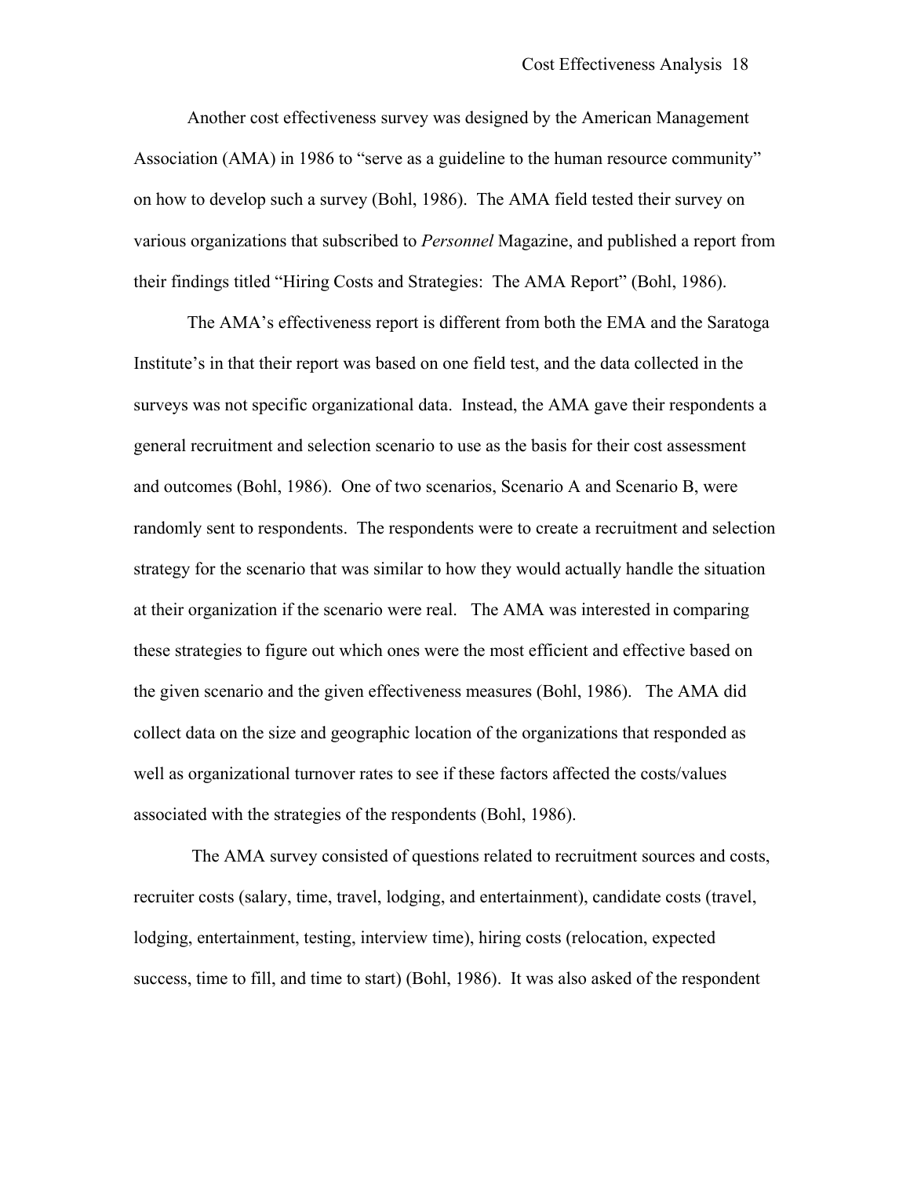Another cost effectiveness survey was designed by the American Management Association (AMA) in 1986 to "serve as a guideline to the human resource community" on how to develop such a survey (Bohl, 1986). The AMA field tested their survey on various organizations that subscribed to *Personnel* Magazine, and published a report from their findings titled "Hiring Costs and Strategies: The AMA Report" (Bohl, 1986).

The AMA's effectiveness report is different from both the EMA and the Saratoga Institute's in that their report was based on one field test, and the data collected in the surveys was not specific organizational data. Instead, the AMA gave their respondents a general recruitment and selection scenario to use as the basis for their cost assessment and outcomes (Bohl, 1986). One of two scenarios, Scenario A and Scenario B, were randomly sent to respondents. The respondents were to create a recruitment and selection strategy for the scenario that was similar to how they would actually handle the situation at their organization if the scenario were real. The AMA was interested in comparing these strategies to figure out which ones were the most efficient and effective based on the given scenario and the given effectiveness measures (Bohl, 1986). The AMA did collect data on the size and geographic location of the organizations that responded as well as organizational turnover rates to see if these factors affected the costs/values associated with the strategies of the respondents (Bohl, 1986).

The AMA survey consisted of questions related to recruitment sources and costs, recruiter costs (salary, time, travel, lodging, and entertainment), candidate costs (travel, lodging, entertainment, testing, interview time), hiring costs (relocation, expected success, time to fill, and time to start) (Bohl, 1986). It was also asked of the respondent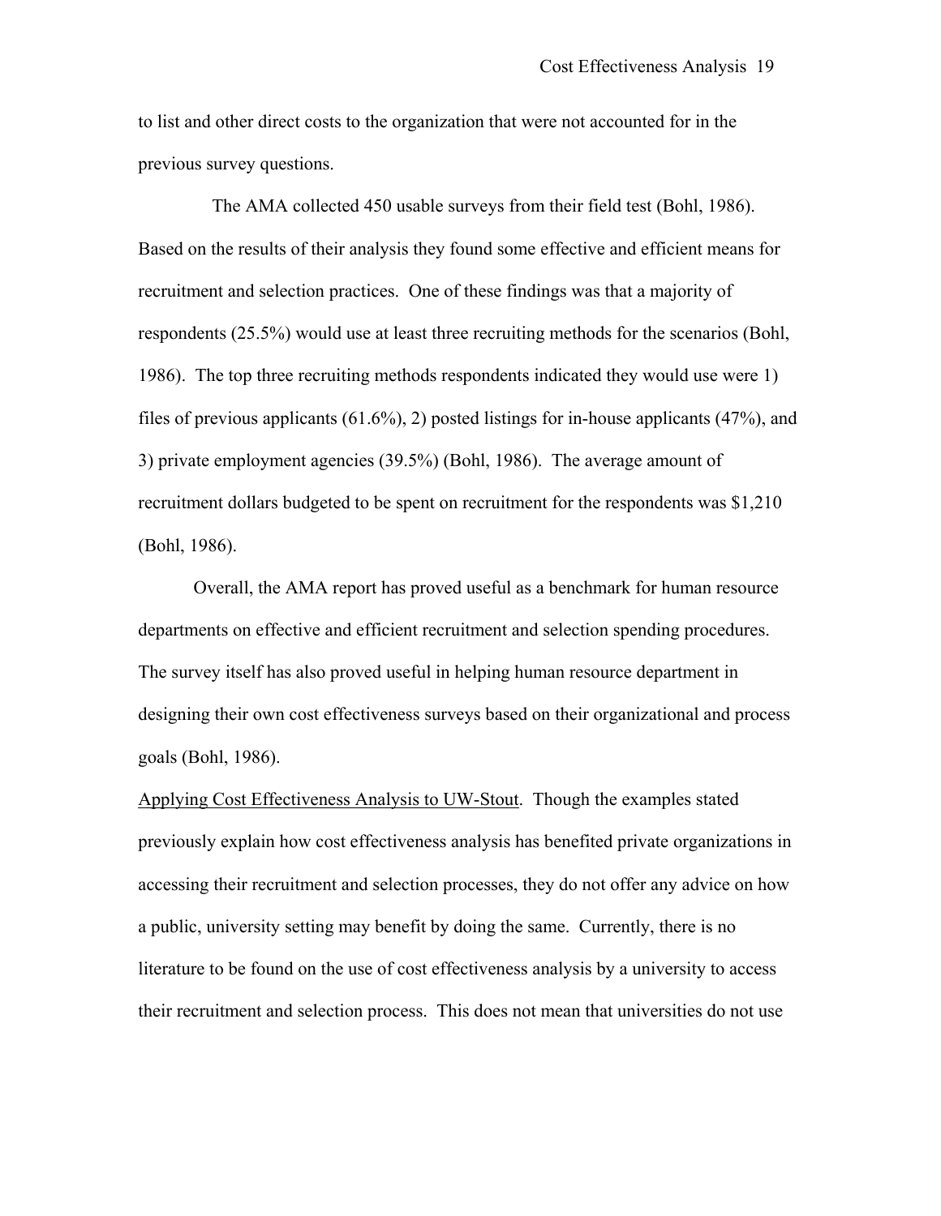to list and other direct costs to the organization that were not accounted for in the previous survey questions.

The AMA collected 450 usable surveys from their field test (Bohl, 1986). Based on the results of their analysis they found some effective and efficient means for recruitment and selection practices. One of these findings was that a majority of respondents (25.5%) would use at least three recruiting methods for the scenarios (Bohl, 1986). The top three recruiting methods respondents indicated they would use were 1) files of previous applicants (61.6%), 2) posted listings for in-house applicants (47%), and 3) private employment agencies (39.5%) (Bohl, 1986). The average amount of recruitment dollars budgeted to be spent on recruitment for the respondents was $1,210 (Bohl, 1986).

Overall, the AMA report has proved useful as a benchmark for human resource departments on effective and efficient recruitment and selection spending procedures. The survey itself has also proved useful in helping human resource department in designing their own cost effectiveness surveys based on their organizational and process goals (Bohl, 1986).

<u>Applying Cost Effectiveness Analysis to UW-Stout</u>. Though the examples stated previously explain how cost effectiveness analysis has benefited private organizations in accessing their recruitment and selection processes, they do not offer any advice on how a public, university setting may benefit by doing the same. Currently, there is no literature to be found on the use of cost effectiveness analysis by a university to access their recruitment and selection process. This does not mean that universities do not use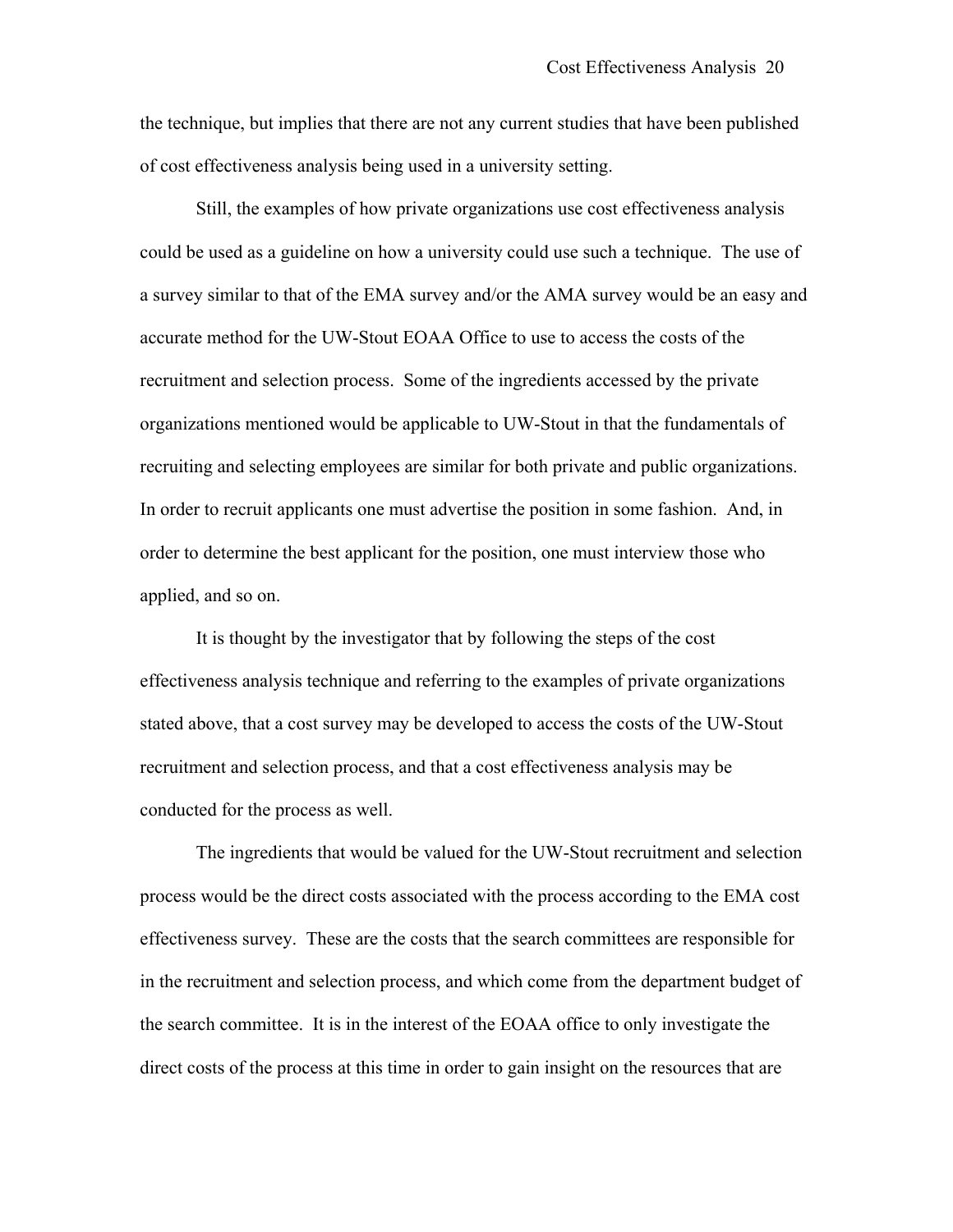the technique, but implies that there are not any current studies that have been published of cost effectiveness analysis being used in a university setting.

Still, the examples of how private organizations use cost effectiveness analysis could be used as a guideline on how a university could use such a technique. The use of a survey similar to that of the EMA survey and/or the AMA survey would be an easy and accurate method for the UW-Stout EOAA Office to use to access the costs of the recruitment and selection process. Some of the ingredients accessed by the private organizations mentioned would be applicable to UW-Stout in that the fundamentals of recruiting and selecting employees are similar for both private and public organizations. In order to recruit applicants one must advertise the position in some fashion. And, in order to determine the best applicant for the position, one must interview those who applied, and so on.

It is thought by the investigator that by following the steps of the cost effectiveness analysis technique and referring to the examples of private organizations stated above, that a cost survey may be developed to access the costs of the UW-Stout recruitment and selection process, and that a cost effectiveness analysis may be conducted for the process as well.

The ingredients that would be valued for the UW-Stout recruitment and selection process would be the direct costs associated with the process according to the EMA cost effectiveness survey. These are the costs that the search committees are responsible for in the recruitment and selection process, and which come from the department budget of the search committee. It is in the interest of the EOAA office to only investigate the direct costs of the process at this time in order to gain insight on the resources that are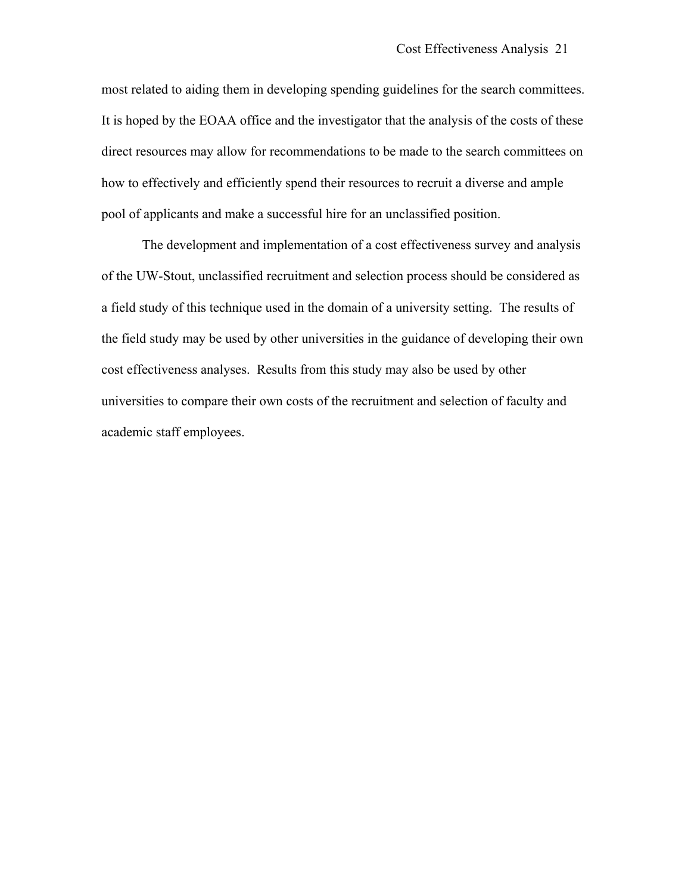most related to aiding them in developing spending guidelines for the search committees. It is hoped by the EOAA office and the investigator that the analysis of the costs of these direct resources may allow for recommendations to be made to the search committees on how to effectively and efficiently spend their resources to recruit a diverse and ample pool of applicants and make a successful hire for an unclassified position.

The development and implementation of a cost effectiveness survey and analysis of the UW-Stout, unclassified recruitment and selection process should be considered as a field study of this technique used in the domain of a university setting. The results of the field study may be used by other universities in the guidance of developing their own cost effectiveness analyses. Results from this study may also be used by other universities to compare their own costs of the recruitment and selection of faculty and academic staff employees.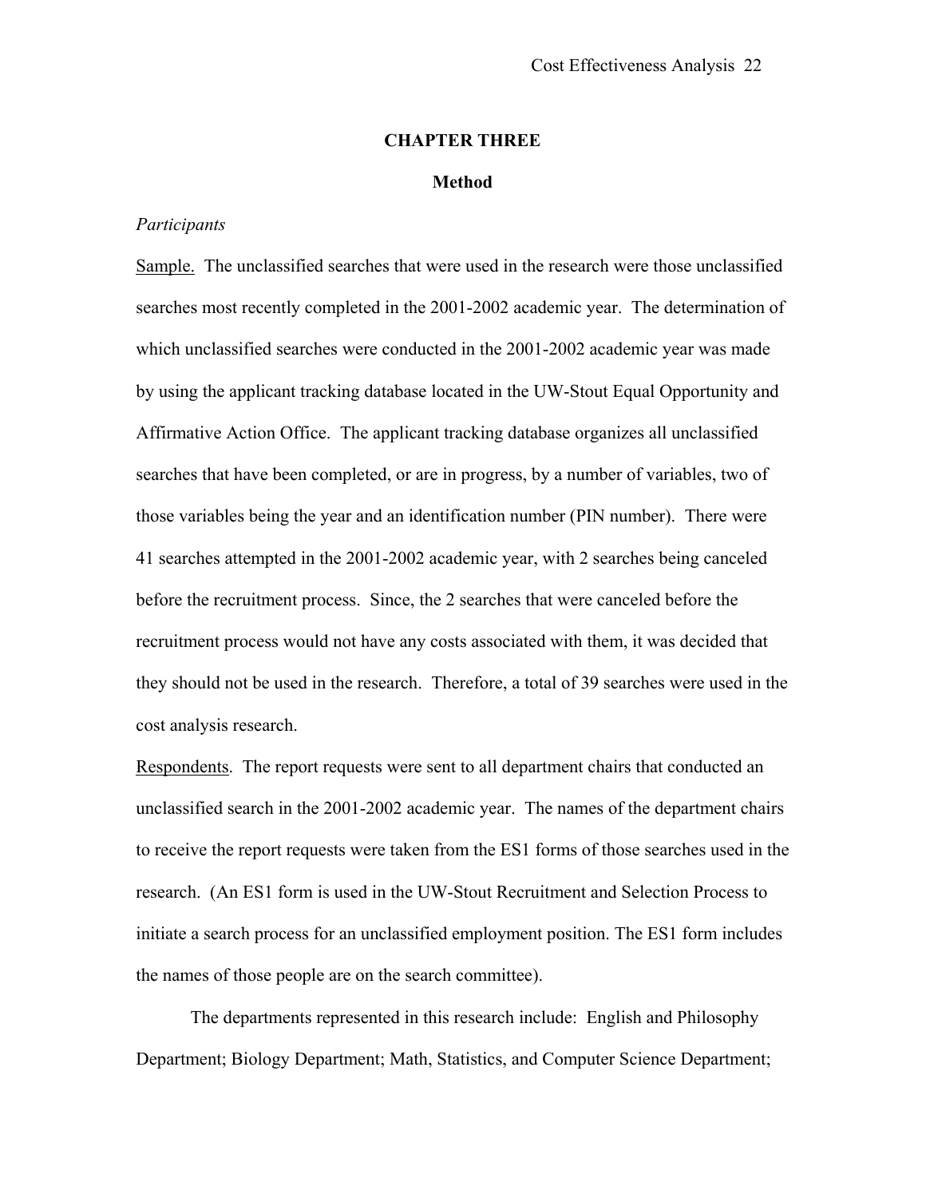## CHAPTER THREE

### Method

*Participants*

Sample. The unclassified searches that were used in the research were those unclassified searches most recently completed in the 2001-2002 academic year. The determination of which unclassified searches were conducted in the 2001-2002 academic year was made by using the applicant tracking database located in the UW-Stout Equal Opportunity and Affirmative Action Office. The applicant tracking database organizes all unclassified searches that have been completed, or are in progress, by a number of variables, two of those variables being the year and an identification number (PIN number). There were 41 searches attempted in the 2001-2002 academic year, with 2 searches being canceled before the recruitment process. Since, the 2 searches that were canceled before the recruitment process would not have any costs associated with them, it was decided that they should not be used in the research. Therefore, a total of 39 searches were used in the cost analysis research.

Respondents. The report requests were sent to all department chairs that conducted an unclassified search in the 2001-2002 academic year. The names of the department chairs to receive the report requests were taken from the ES1 forms of those searches used in the research. (An ES1 form is used in the UW-Stout Recruitment and Selection Process to initiate a search process for an unclassified employment position. The ES1 form includes the names of those people are on the search committee).

The departments represented in this research include: English and Philosophy Department; Biology Department; Math, Statistics, and Computer Science Department;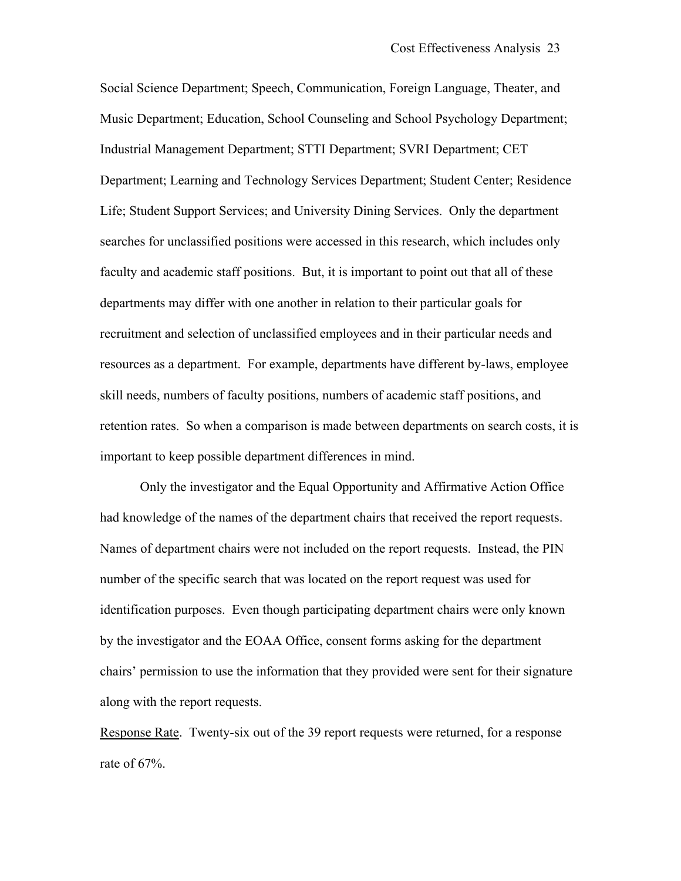Social Science Department; Speech, Communication, Foreign Language, Theater, and Music Department; Education, School Counseling and School Psychology Department; Industrial Management Department; STTI Department; SVRI Department; CET Department; Learning and Technology Services Department; Student Center; Residence Life; Student Support Services; and University Dining Services. Only the department searches for unclassified positions were accessed in this research, which includes only faculty and academic staff positions. But, it is important to point out that all of these departments may differ with one another in relation to their particular goals for recruitment and selection of unclassified employees and in their particular needs and resources as a department. For example, departments have different by-laws, employee skill needs, numbers of faculty positions, numbers of academic staff positions, and retention rates. So when a comparison is made between departments on search costs, it is important to keep possible department differences in mind.

Only the investigator and the Equal Opportunity and Affirmative Action Office had knowledge of the names of the department chairs that received the report requests. Names of department chairs were not included on the report requests. Instead, the PIN number of the specific search that was located on the report request was used for identification purposes. Even though participating department chairs were only known by the investigator and the EOAA Office, consent forms asking for the department chairs' permission to use the information that they provided were sent for their signature along with the report requests.

Response Rate. Twenty-six out of the 39 report requests were returned, for a response rate of 67%.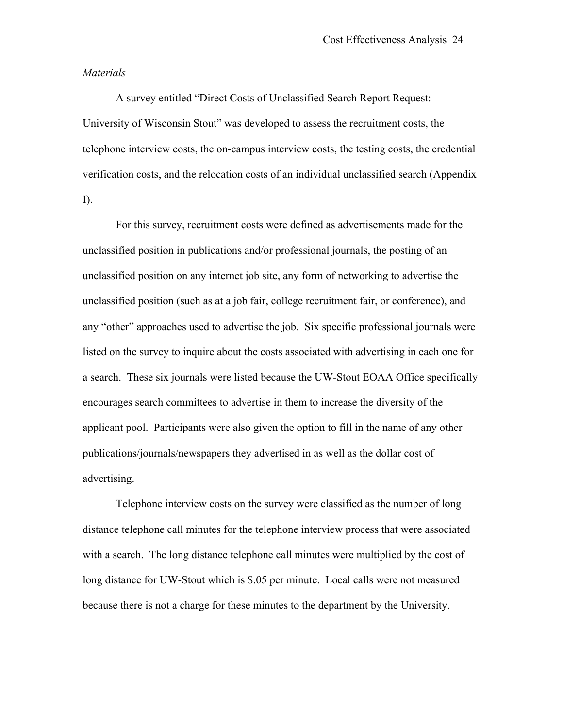*Materials*

A survey entitled "Direct Costs of Unclassified Search Report Request: University of Wisconsin Stout" was developed to assess the recruitment costs, the telephone interview costs, the on-campus interview costs, the testing costs, the credential verification costs, and the relocation costs of an individual unclassified search (Appendix I).

For this survey, recruitment costs were defined as advertisements made for the unclassified position in publications and/or professional journals, the posting of an unclassified position on any internet job site, any form of networking to advertise the unclassified position (such as at a job fair, college recruitment fair, or conference), and any "other" approaches used to advertise the job. Six specific professional journals were listed on the survey to inquire about the costs associated with advertising in each one for a search. These six journals were listed because the UW-Stout EOAA Office specifically encourages search committees to advertise in them to increase the diversity of the applicant pool. Participants were also given the option to fill in the name of any other publications/journals/newspapers they advertised in as well as the dollar cost of advertising.

Telephone interview costs on the survey were classified as the number of long distance telephone call minutes for the telephone interview process that were associated with a search. The long distance telephone call minutes were multiplied by the cost of long distance for UW-Stout which is $.05 per minute. Local calls were not measured because there is not a charge for these minutes to the department by the University.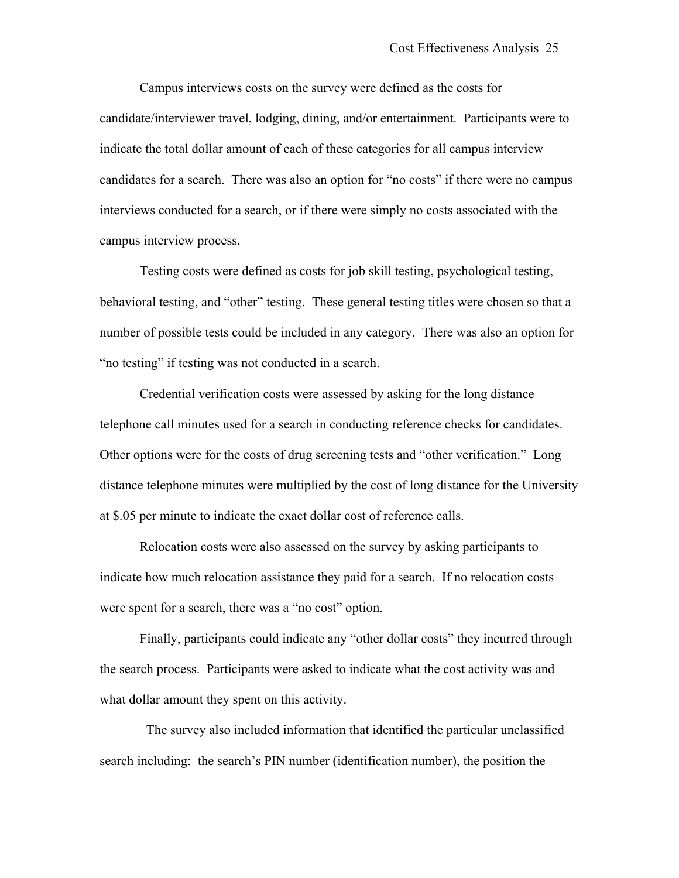Campus interviews costs on the survey were defined as the costs for candidate/interviewer travel, lodging, dining, and/or entertainment. Participants were to indicate the total dollar amount of each of these categories for all campus interview candidates for a search. There was also an option for “no costs” if there were no campus interviews conducted for a search, or if there were simply no costs associated with the campus interview process.

Testing costs were defined as costs for job skill testing, psychological testing, behavioral testing, and “other” testing. These general testing titles were chosen so that a number of possible tests could be included in any category. There was also an option for “no testing” if testing was not conducted in a search.

Credential verification costs were assessed by asking for the long distance telephone call minutes used for a search in conducting reference checks for candidates. Other options were for the costs of drug screening tests and “other verification.” Long distance telephone minutes were multiplied by the cost of long distance for the University at $.05 per minute to indicate the exact dollar cost of reference calls.

Relocation costs were also assessed on the survey by asking participants to indicate how much relocation assistance they paid for a search. If no relocation costs were spent for a search, there was a “no cost” option.

Finally, participants could indicate any “other dollar costs” they incurred through the search process. Participants were asked to indicate what the cost activity was and what dollar amount they spent on this activity.

The survey also included information that identified the particular unclassified search including: the search’s PIN number (identification number), the position the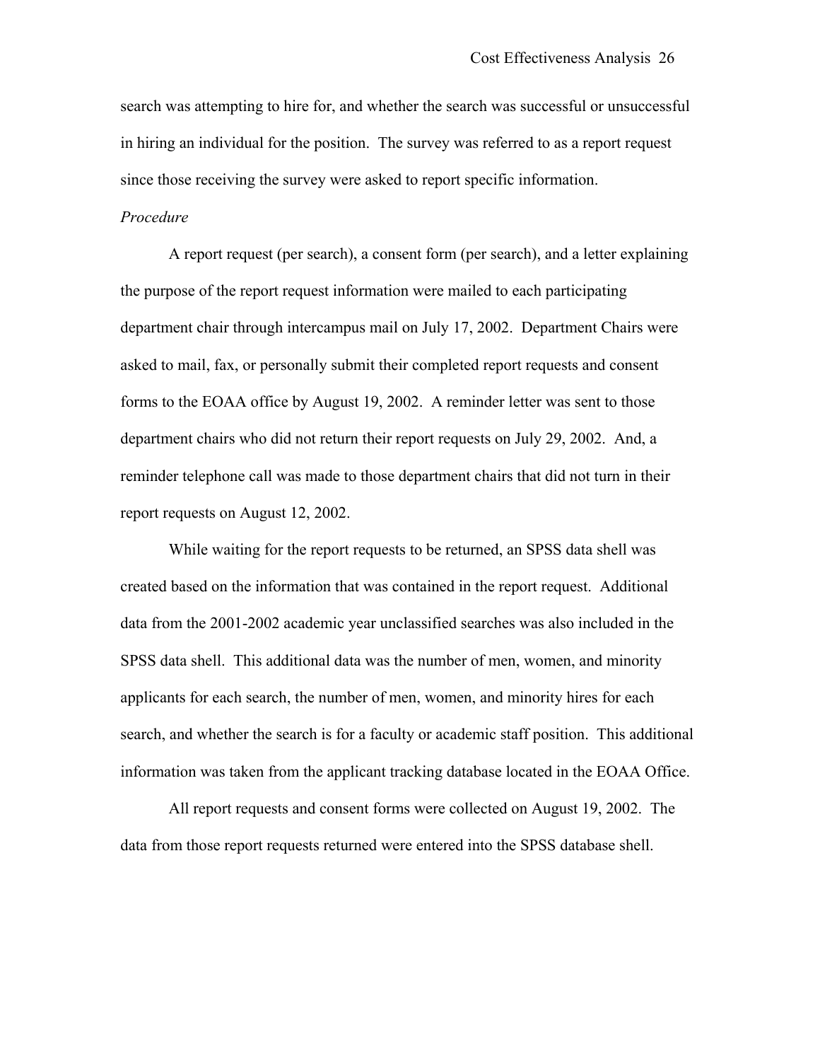search was attempting to hire for, and whether the search was successful or unsuccessful in hiring an individual for the position. The survey was referred to as a report request since those receiving the survey were asked to report specific information.

*Procedure*

A report request (per search), a consent form (per search), and a letter explaining the purpose of the report request information were mailed to each participating department chair through intercampus mail on July 17, 2002. Department Chairs were asked to mail, fax, or personally submit their completed report requests and consent forms to the EOAA office by August 19, 2002. A reminder letter was sent to those department chairs who did not return their report requests on July 29, 2002. And, a reminder telephone call was made to those department chairs that did not turn in their report requests on August 12, 2002.

While waiting for the report requests to be returned, an SPSS data shell was created based on the information that was contained in the report request. Additional data from the 2001-2002 academic year unclassified searches was also included in the SPSS data shell. This additional data was the number of men, women, and minority applicants for each search, the number of men, women, and minority hires for each search, and whether the search is for a faculty or academic staff position. This additional information was taken from the applicant tracking database located in the EOAA Office.

All report requests and consent forms were collected on August 19, 2002. The data from those report requests returned were entered into the SPSS database shell.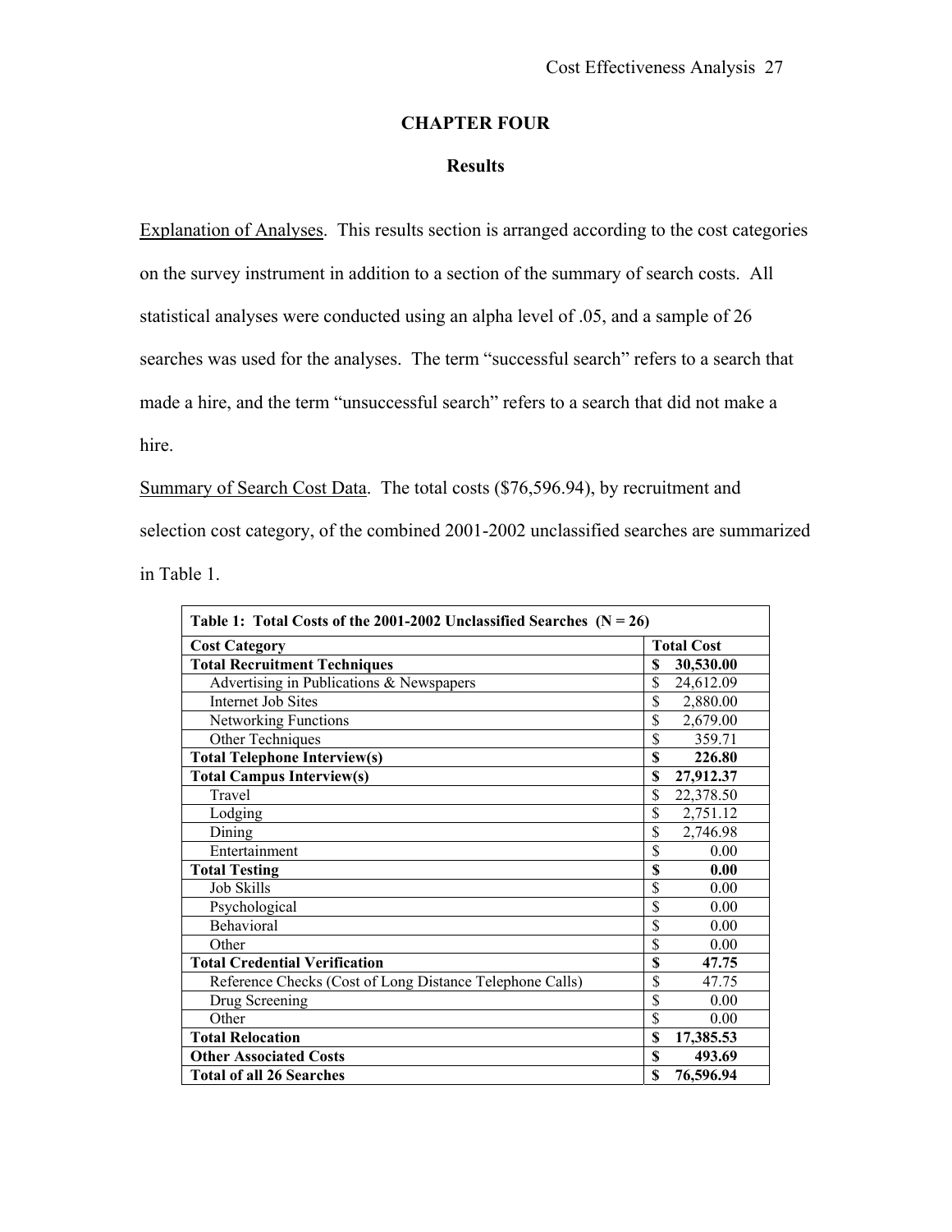## CHAPTER FOUR

### Results

Explanation of Analyses. This results section is arranged according to the cost categories on the survey instrument in addition to a section of the summary of search costs. All statistical analyses were conducted using an alpha level of .05, and a sample of 26 searches was used for the analyses. The term "successful search" refers to a search that made a hire, and the term "unsuccessful search" refers to a search that did not make a hire.

Summary of Search Cost Data. The total costs ($76,596.94), by recruitment and selection cost category, of the combined 2001-2002 unclassified searches are summarized in Table 1.

| Table 1: Total Costs of the 2001-2002 Unclassified Searches (N = 26) | |
|---|---|
| **Cost Category** | **Total Cost** |
| **Total Recruitment Techniques** | **$ 30,530.00** |
| Advertising in Publications & Newspapers | $ 24,612.09 |
| Internet Job Sites | $ 2,880.00 |
| Networking Functions | $ 2,679.00 |
| Other Techniques | $ 359.71 |
| **Total Telephone Interview(s)** | **$ 226.80** |
| **Total Campus Interview(s)** | **$ 27,912.37** |
| Travel | $ 22,378.50 |
| Lodging | $ 2,751.12 |
| Dining | $ 2,746.98 |
| Entertainment | $ 0.00 |
| **Total Testing** | **$ 0.00** |
| Job Skills | $ 0.00 |
| Psychological | $ 0.00 |
| Behavioral | $ 0.00 |
| Other | $ 0.00 |
| **Total Credential Verification** | **$ 47.75** |
| Reference Checks (Cost of Long Distance Telephone Calls) | $ 47.75 |
| Drug Screening | $ 0.00 |
| Other | $ 0.00 |
| **Total Relocation** | **$ 17,385.53** |
| **Other Associated Costs** | **$ 493.69** |
| **Total of all 26 Searches** | **$ 76,596.94** |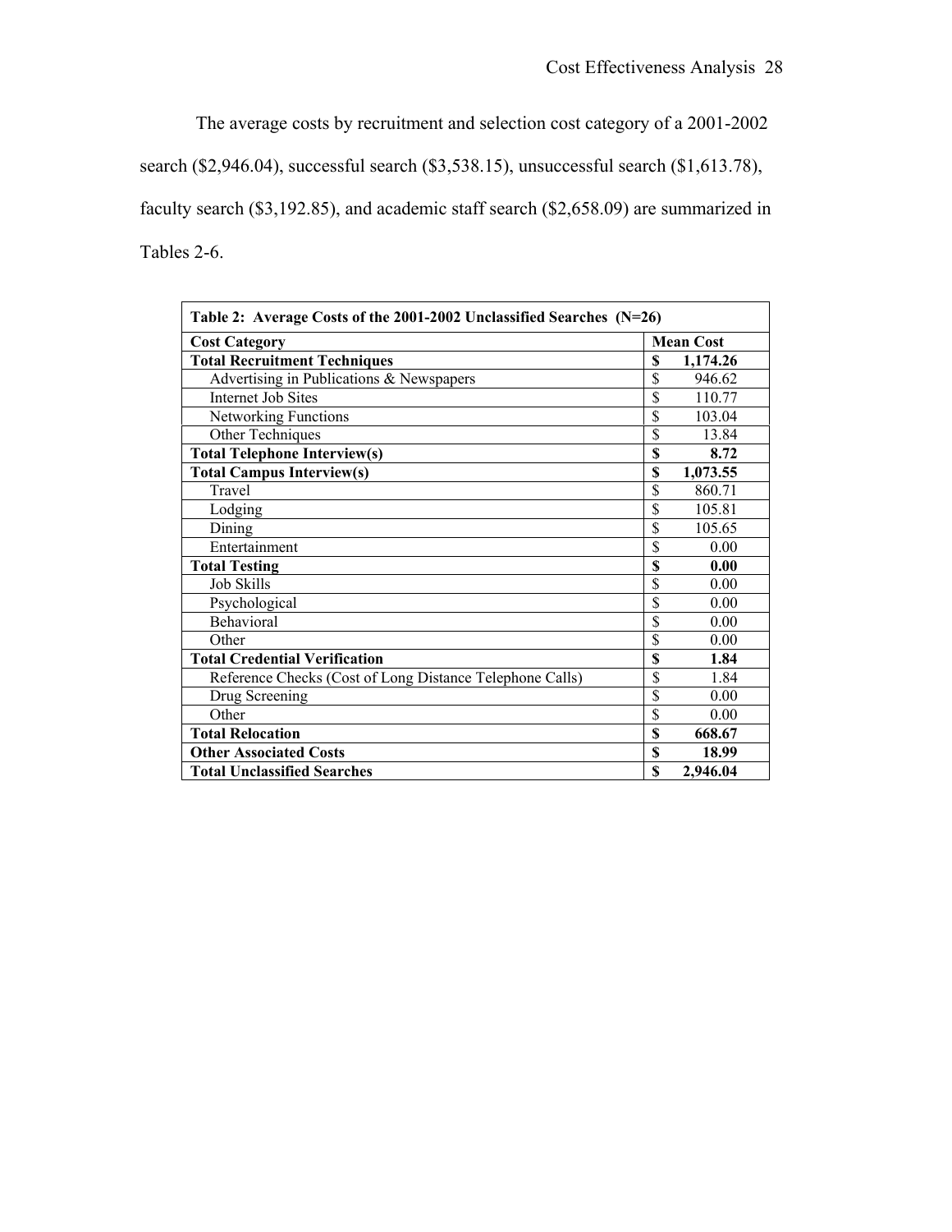The average costs by recruitment and selection cost category of a 2001-2002 search ($2,946.04), successful search ($3,538.15), unsuccessful search ($1,613.78), faculty search ($3,192.85), and academic staff search ($2,658.09) are summarized in Tables 2-6.

**Table 2: Average Costs of the 2001-2002 Unclassified Searches (N=26)**

| Cost Category | Mean Cost |
|---|---|
| **Total Recruitment Techniques** | **$ 1,174.26** |
| Advertising in Publications & Newspapers | $ 946.62 |
| Internet Job Sites | $ 110.77 |
| Networking Functions | $ 103.04 |
| Other Techniques | $ 13.84 |
| **Total Telephone Interview(s)** | **$ 8.72** |
| **Total Campus Interview(s)** | **$ 1,073.55** |
| Travel | $ 860.71 |
| Lodging | $ 105.81 |
| Dining | $ 105.65 |
| Entertainment | $ 0.00 |
| **Total Testing** | **$ 0.00** |
| Job Skills | $ 0.00 |
| Psychological | $ 0.00 |
| Behavioral | $ 0.00 |
| Other | $ 0.00 |
| **Total Credential Verification** | **$ 1.84** |
| Reference Checks (Cost of Long Distance Telephone Calls) | $ 1.84 |
| Drug Screening | $ 0.00 |
| Other | $ 0.00 |
| **Total Relocation** | **$ 668.67** |
| **Other Associated Costs** | **$ 18.99** |
| **Total Unclassified Searches** | **$ 2,946.04** |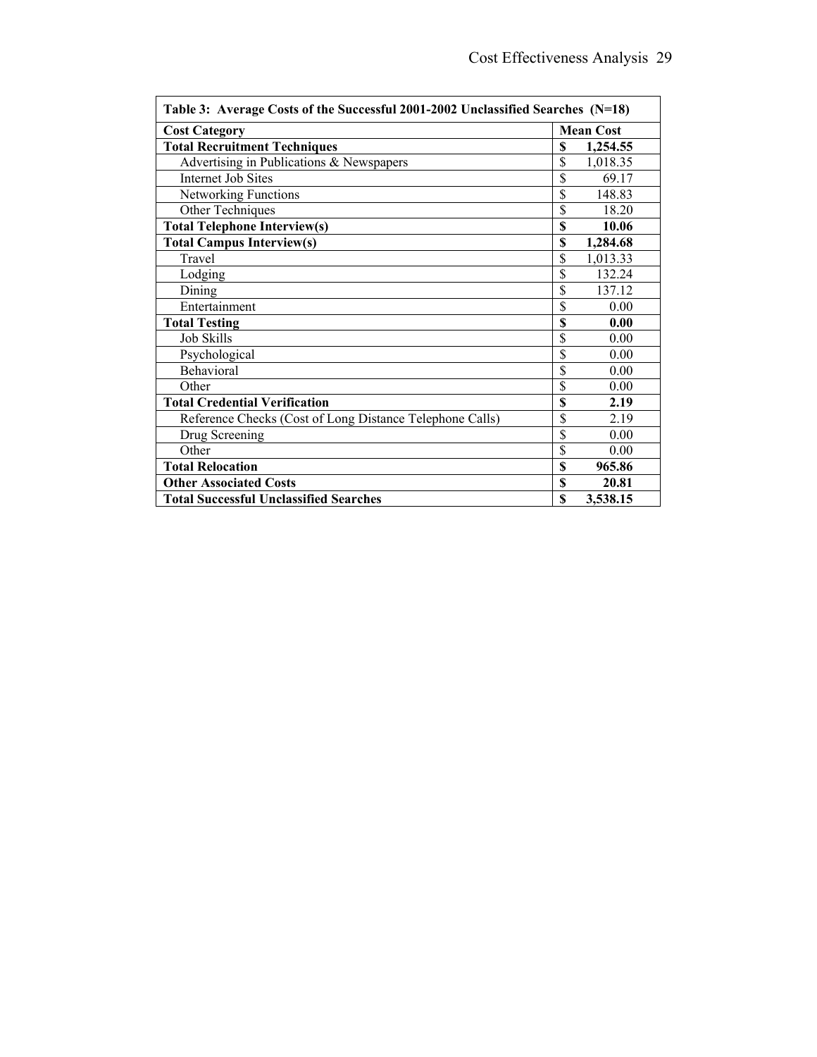| Table 3: Average Costs of the Successful 2001-2002 Unclassified Searches (N=18) | |
|---|---|
| **Cost Category** | **Mean Cost** |
| **Total Recruitment Techniques** | **$ 1,254.55** |
| Advertising in Publications & Newspapers | $ 1,018.35 |
| Internet Job Sites | $ 69.17 |
| Networking Functions | $ 148.83 |
| Other Techniques | $ 18.20 |
| **Total Telephone Interview(s)** | **$ 10.06** |
| **Total Campus Interview(s)** | **$ 1,284.68** |
| Travel | $ 1,013.33 |
| Lodging | $ 132.24 |
| Dining | $ 137.12 |
| Entertainment | $ 0.00 |
| **Total Testing** | **$ 0.00** |
| Job Skills | $ 0.00 |
| Psychological | $ 0.00 |
| Behavioral | $ 0.00 |
| Other | $ 0.00 |
| **Total Credential Verification** | **$ 2.19** |
| Reference Checks (Cost of Long Distance Telephone Calls) | $ 2.19 |
| Drug Screening | $ 0.00 |
| Other | $ 0.00 |
| **Total Relocation** | **$ 965.86** |
| **Other Associated Costs** | **$ 20.81** |
| **Total Successful Unclassified Searches** | **$ 3,538.15** |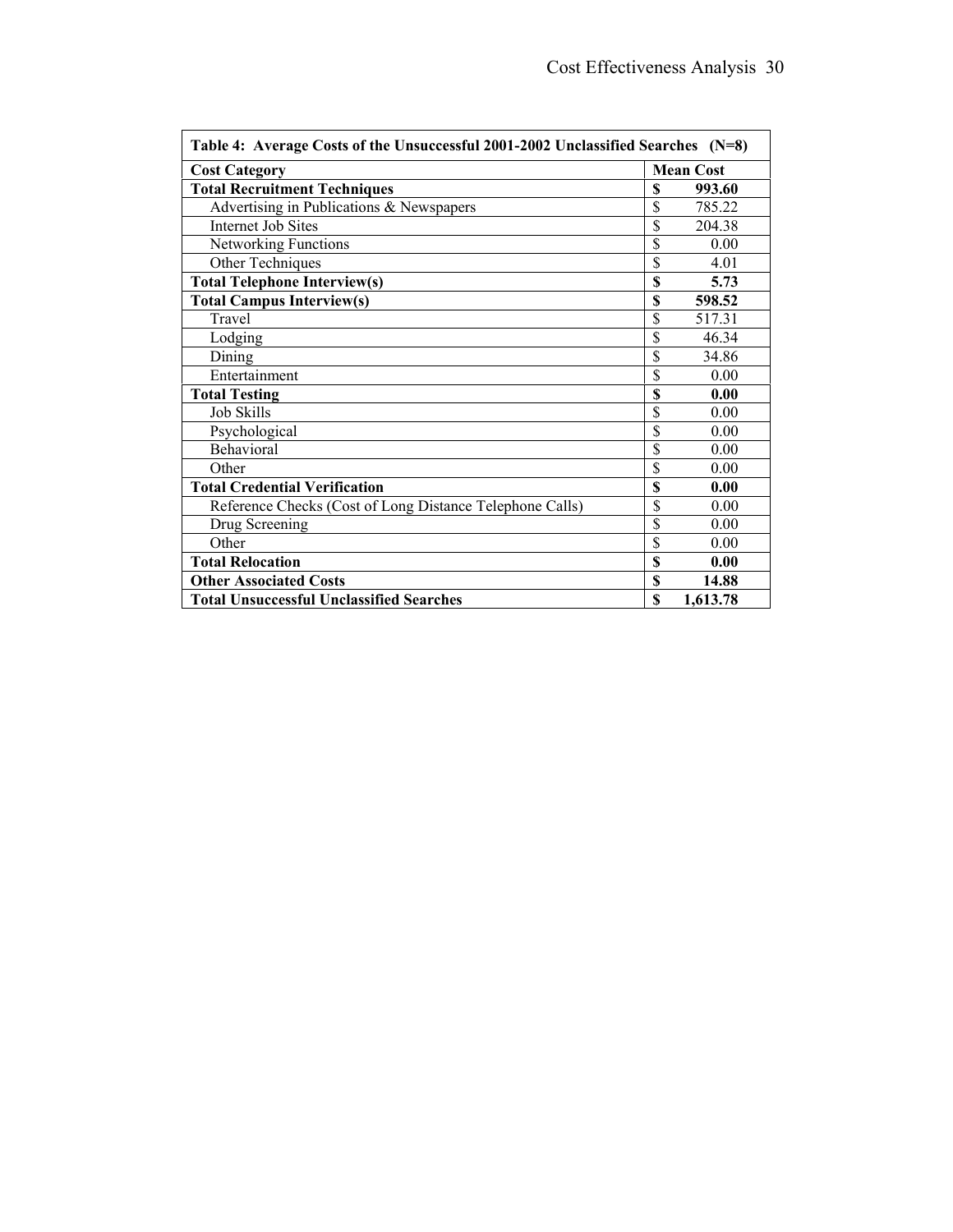| Table 4: Average Costs of the Unsuccessful 2001-2002 Unclassified Searches (N=8) | |
|---|---|
| **Cost Category** | **Mean Cost** |
| **Total Recruitment Techniques** | **$ 993.60** |
| Advertising in Publications & Newspapers | $ 785.22 |
| Internet Job Sites | $ 204.38 |
| Networking Functions | $ 0.00 |
| Other Techniques | $ 4.01 |
| **Total Telephone Interview(s)** | **$ 5.73** |
| **Total Campus Interview(s)** | **$ 598.52** |
| Travel | $ 517.31 |
| Lodging | $ 46.34 |
| Dining | $ 34.86 |
| Entertainment | $ 0.00 |
| **Total Testing** | **$ 0.00** |
| Job Skills | $ 0.00 |
| Psychological | $ 0.00 |
| Behavioral | $ 0.00 |
| Other | $ 0.00 |
| **Total Credential Verification** | **$ 0.00** |
| Reference Checks (Cost of Long Distance Telephone Calls) | $ 0.00 |
| Drug Screening | $ 0.00 |
| Other | $ 0.00 |
| **Total Relocation** | **$ 0.00** |
| **Other Associated Costs** | **$ 14.88** |
| **Total Unsuccessful Unclassified Searches** | **$ 1,613.78** |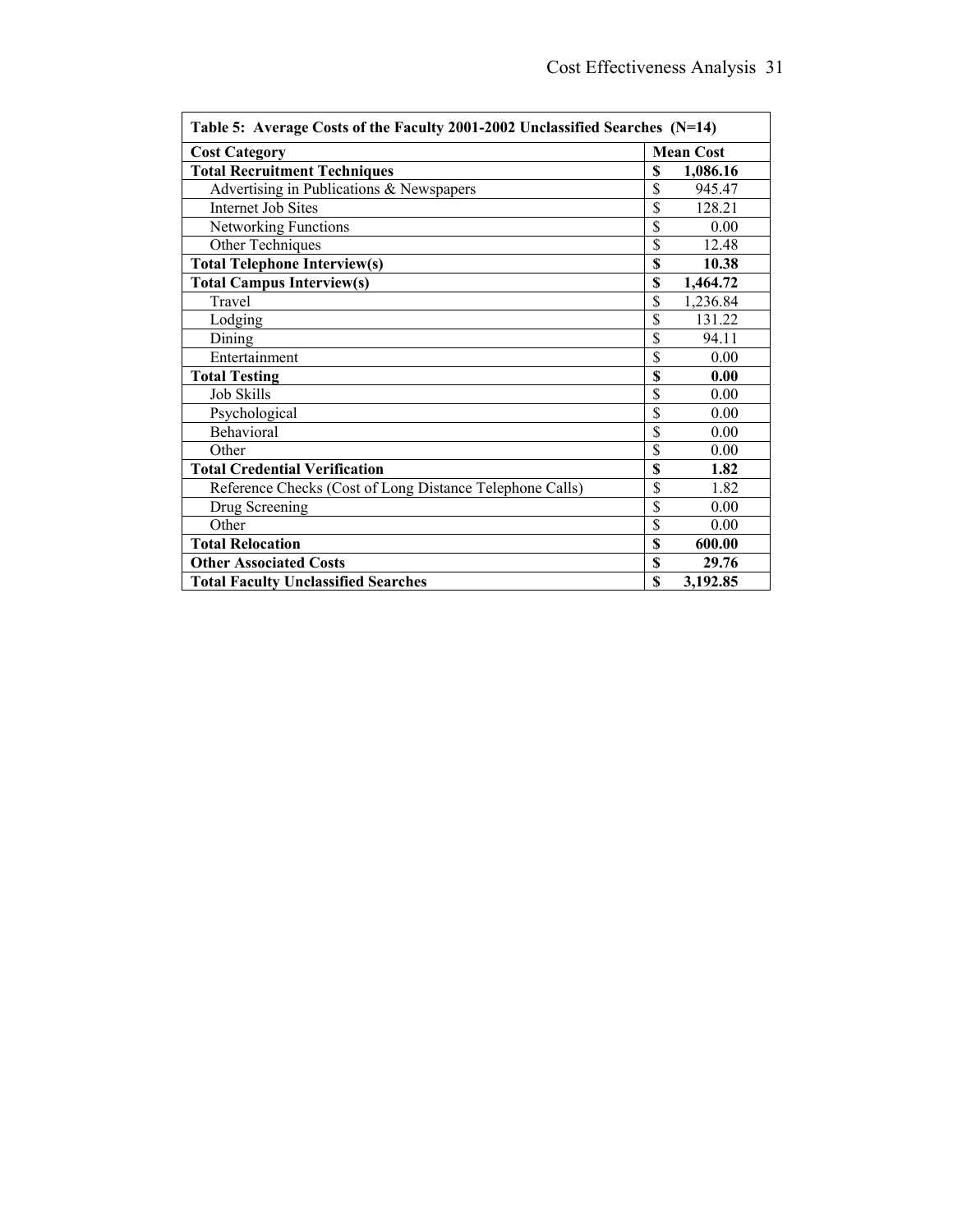| Table 5: Average Costs of the Faculty 2001-2002 Unclassified Searches (N=14) | |
|---|---|
| **Cost Category** | **Mean Cost** |
| **Total Recruitment Techniques** | **$ 1,086.16** |
| Advertising in Publications & Newspapers | $ 945.47 |
| Internet Job Sites | $ 128.21 |
| Networking Functions | $ 0.00 |
| Other Techniques | $ 12.48 |
| **Total Telephone Interview(s)** | **$ 10.38** |
| **Total Campus Interview(s)** | **$ 1,464.72** |
| Travel | $ 1,236.84 |
| Lodging | $ 131.22 |
| Dining | $ 94.11 |
| Entertainment | $ 0.00 |
| **Total Testing** | **$ 0.00** |
| Job Skills | $ 0.00 |
| Psychological | $ 0.00 |
| Behavioral | $ 0.00 |
| Other | $ 0.00 |
| **Total Credential Verification** | **$ 1.82** |
| Reference Checks (Cost of Long Distance Telephone Calls) | $ 1.82 |
| Drug Screening | $ 0.00 |
| Other | $ 0.00 |
| **Total Relocation** | **$ 600.00** |
| **Other Associated Costs** | **$ 29.76** |
| **Total Faculty Unclassified Searches** | **$ 3,192.85** |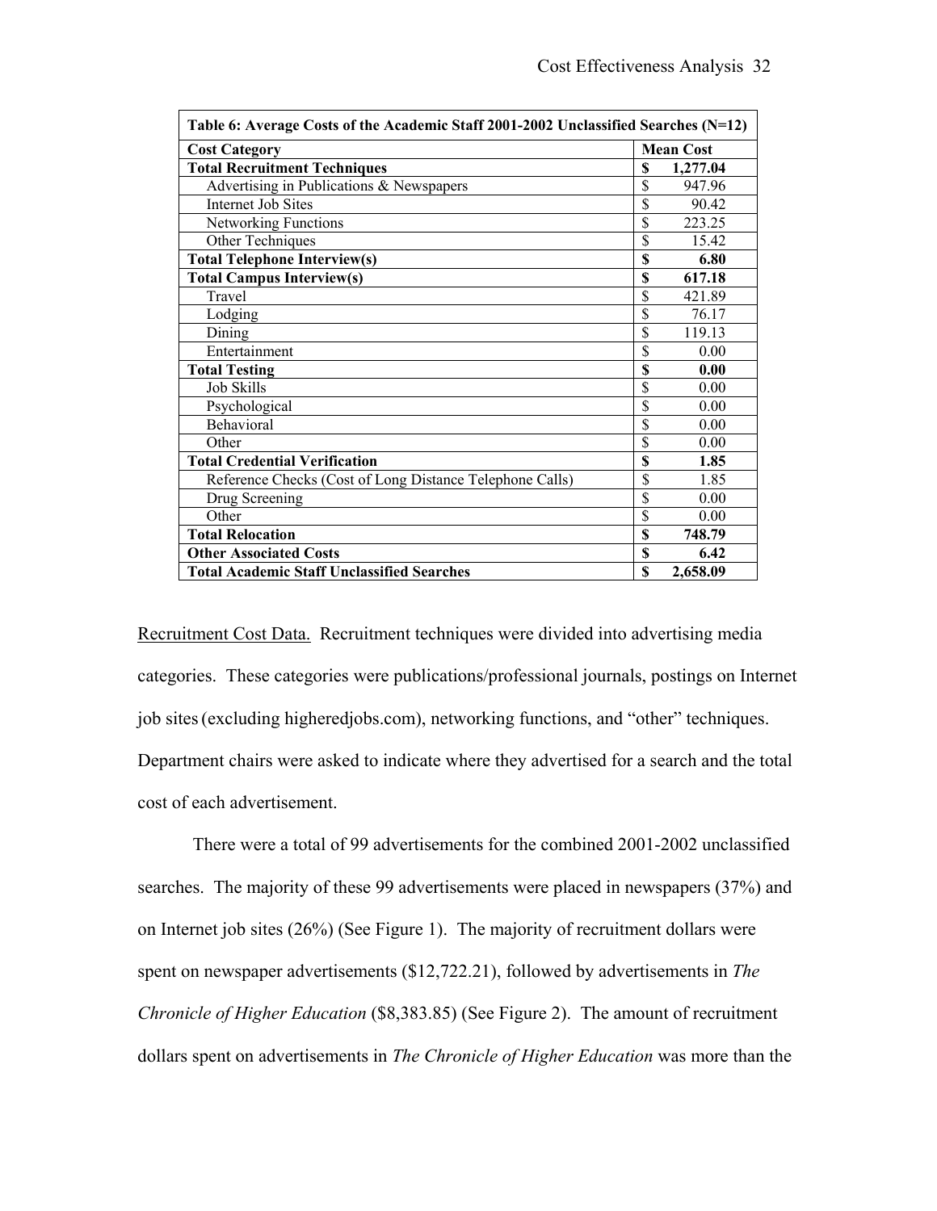| Table 6: Average Costs of the Academic Staff 2001-2002 Unclassified Searches (N=12) | |
|---|---|
| **Cost Category** | **Mean Cost** |
| **Total Recruitment Techniques** | **$ 1,277.04** |
| Advertising in Publications & Newspapers | $ 947.96 |
| Internet Job Sites | $ 90.42 |
| Networking Functions | $ 223.25 |
| Other Techniques | $ 15.42 |
| **Total Telephone Interview(s)** | **$ 6.80** |
| **Total Campus Interview(s)** | **$ 617.18** |
| Travel | $ 421.89 |
| Lodging | $ 76.17 |
| Dining | $ 119.13 |
| Entertainment | $ 0.00 |
| **Total Testing** | **$ 0.00** |
| Job Skills | $ 0.00 |
| Psychological | $ 0.00 |
| Behavioral | $ 0.00 |
| Other | $ 0.00 |
| **Total Credential Verification** | **$ 1.85** |
| Reference Checks (Cost of Long Distance Telephone Calls) | $ 1.85 |
| Drug Screening | $ 0.00 |
| Other | $ 0.00 |
| **Total Relocation** | **$ 748.79** |
| **Other Associated Costs** | **$ 6.42** |
| **Total Academic Staff Unclassified Searches** | **$ 2,658.09** |

Recruitment Cost Data. Recruitment techniques were divided into advertising media categories. These categories were publications/professional journals, postings on Internet job sites (excluding higheredjobs.com), networking functions, and "other" techniques. Department chairs were asked to indicate where they advertised for a search and the total cost of each advertisement.

There were a total of 99 advertisements for the combined 2001-2002 unclassified searches. The majority of these 99 advertisements were placed in newspapers (37%) and on Internet job sites (26%) (See Figure 1). The majority of recruitment dollars were spent on newspaper advertisements ($12,722.21), followed by advertisements in *The Chronicle of Higher Education* ($8,383.85) (See Figure 2). The amount of recruitment dollars spent on advertisements in *The Chronicle of Higher Education* was more than the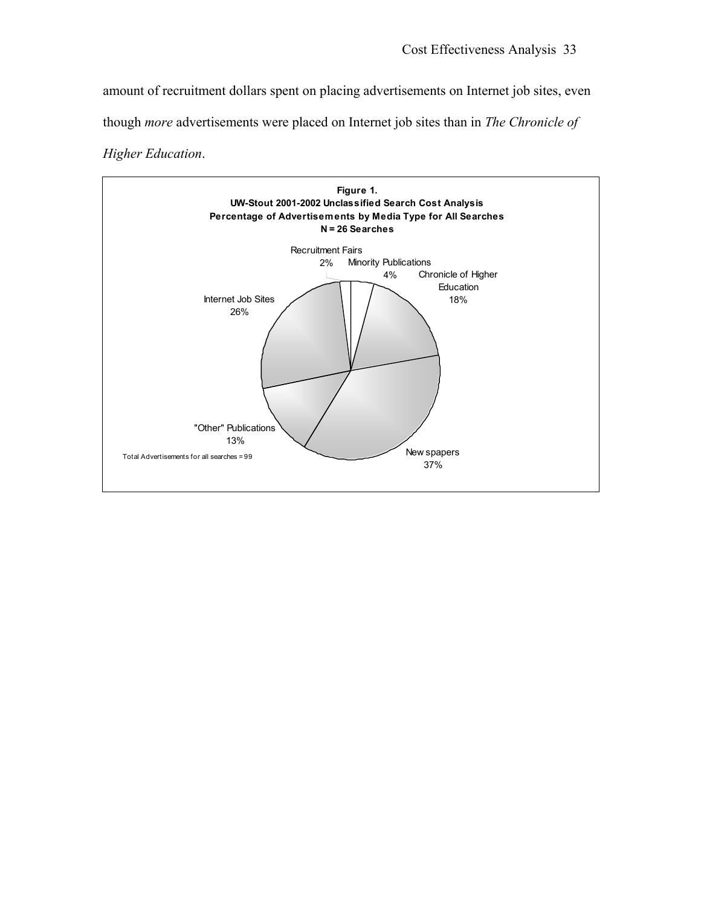amount of recruitment dollars spent on placing advertisements on Internet job sites, even though *more* advertisements were placed on Internet job sites than in *The Chronicle of Higher Education*.

**Figure 1.**
**UW-Stout 2001-2002 Unclassified Search Cost Analysis**
**Percentage of Advertisements by Media Type for All Searches**
**N = 26 Searches**

Recruitment Fairs 2%

Minority Publications 4%

Chronicle of Higher Education 18%

Internet Job Sites 26%

"Other" Publications 13%

Newspapers 37%

Total Advertisements for all searches = 99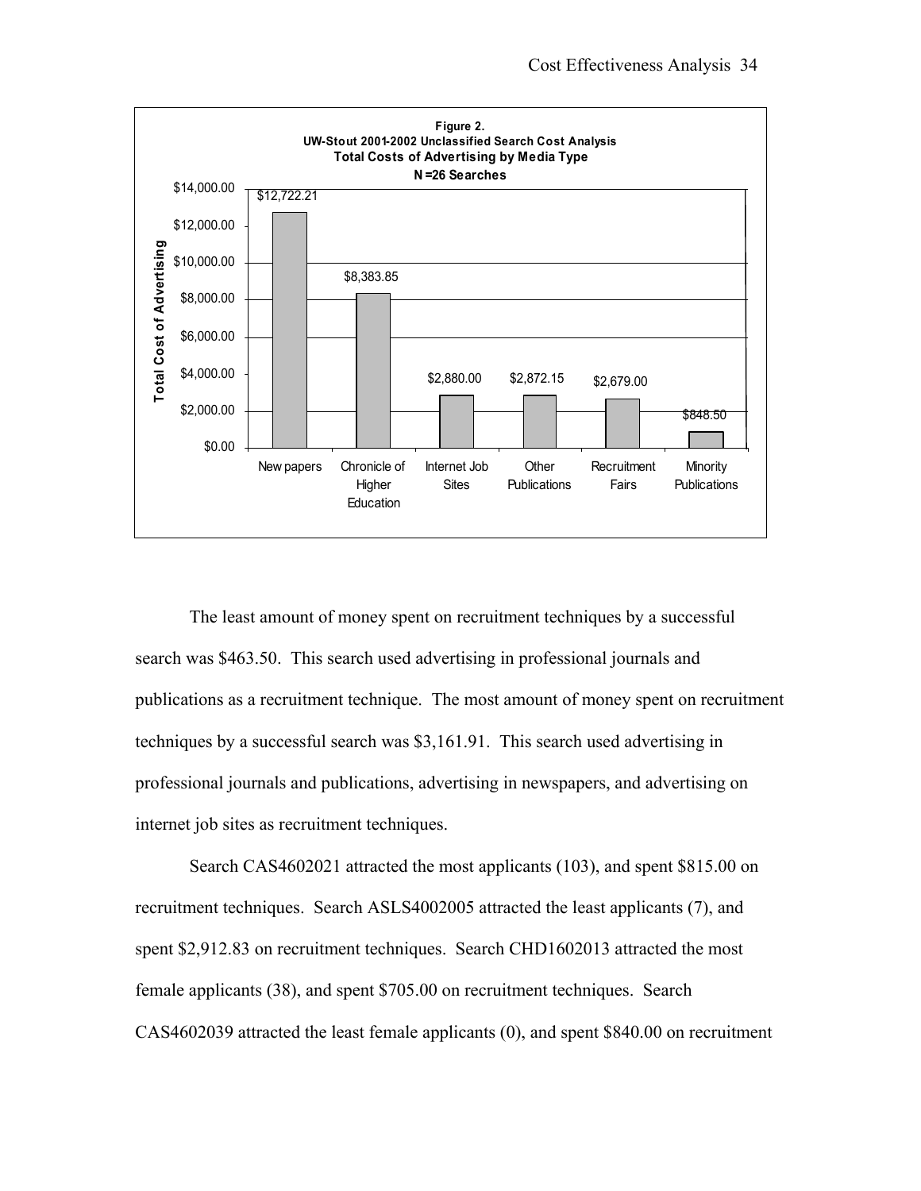**Figure 2.**
**UW-Stout 2001-2002 Unclassified Search Cost Analysis**
**Total Costs of Advertising by Media Type**
**N =26 Searches**

| Media Type | Total Cost of Advertising |
|---|---|
| New papers | $12,722.21 |
| Chronicle of Higher Education | $8,383.85 |
| Internet Job Sites | $2,880.00 |
| Other Publications | $2,872.15 |
| Recruitment Fairs | $2,679.00 |
| Minority Publications | $848.50 |

The least amount of money spent on recruitment techniques by a successful search was $463.50. This search used advertising in professional journals and publications as a recruitment technique. The most amount of money spent on recruitment techniques by a successful search was $3,161.91. This search used advertising in professional journals and publications, advertising in newspapers, and advertising on internet job sites as recruitment techniques.

Search CAS4602021 attracted the most applicants (103), and spent $815.00 on recruitment techniques. Search ASLS4002005 attracted the least applicants (7), and spent $2,912.83 on recruitment techniques. Search CHD1602013 attracted the most female applicants (38), and spent $705.00 on recruitment techniques. Search CAS4602039 attracted the least female applicants (0), and spent $840.00 on recruitment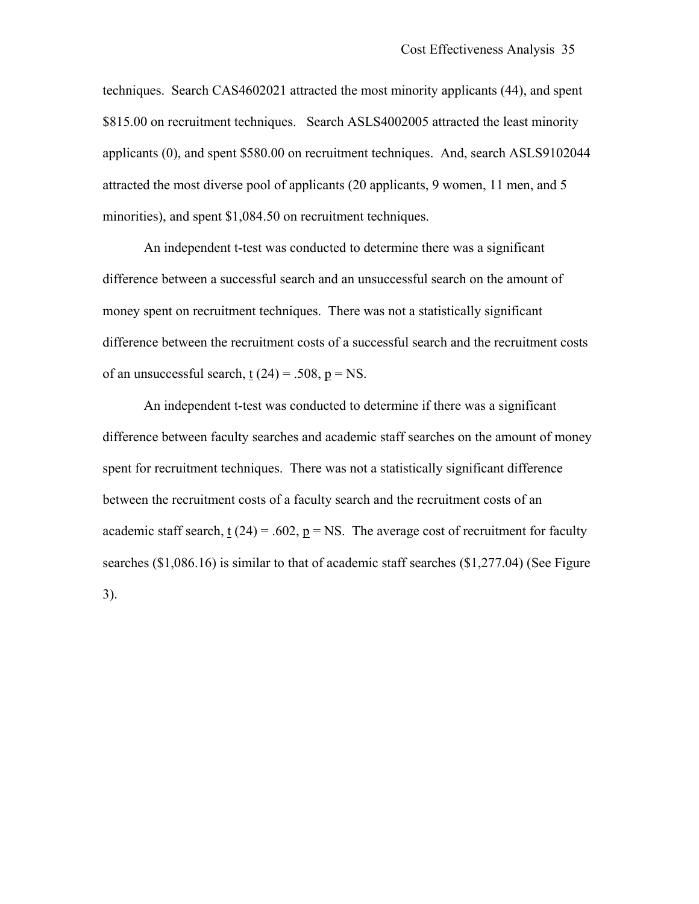techniques. Search CAS4602021 attracted the most minority applicants (44), and spent $815.00 on recruitment techniques. Search ASLS4002005 attracted the least minority applicants (0), and spent $580.00 on recruitment techniques. And, search ASLS9102044 attracted the most diverse pool of applicants (20 applicants, 9 women, 11 men, and 5 minorities), and spent $1,084.50 on recruitment techniques.

An independent t-test was conducted to determine there was a significant difference between a successful search and an unsuccessful search on the amount of money spent on recruitment techniques. There was not a statistically significant difference between the recruitment costs of a successful search and the recruitment costs of an unsuccessful search, $\underline{t}$ (24) = .508, $\underline{p}$ = NS.

An independent t-test was conducted to determine if there was a significant difference between faculty searches and academic staff searches on the amount of money spent for recruitment techniques. There was not a statistically significant difference between the recruitment costs of a faculty search and the recruitment costs of an academic staff search, $\underline{t}$ (24) = .602, $\underline{p}$ = NS. The average cost of recruitment for faculty searches ($1,086.16) is similar to that of academic staff searches ($1,277.04) (See Figure 3).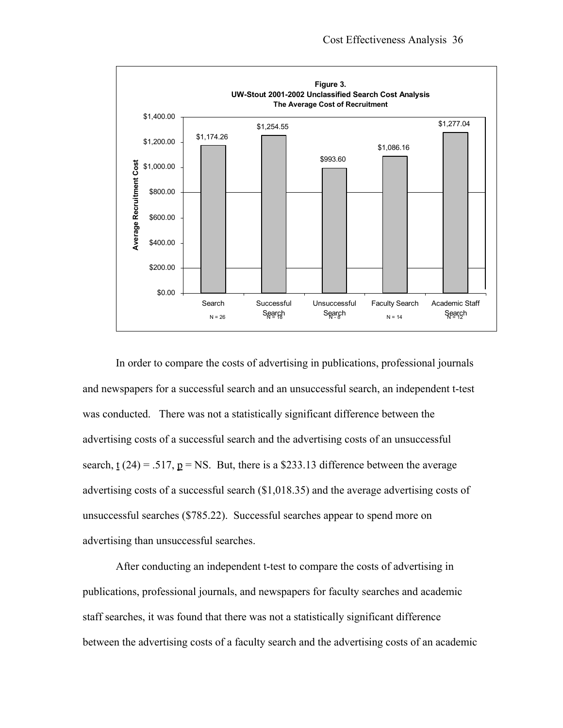**Figure 3.**
**UW-Stout 2001-2002 Unclassified Search Cost Analysis**
**The Average Cost of Recruitment**

| | Search | Successful Search | Unsuccessful Search | Faculty Search | Academic Staff Search |
|---|---|---|---|---|---|
| Average Recruitment Cost | $1,174.26 | $1,254.55 | $993.60 | $1,086.16 | $1,277.04 |
| N | 26 | 18 | 8 | 14 | 12 |

In order to compare the costs of advertising in publications, professional journals and newspapers for a successful search and an unsuccessful search, an independent t-test was conducted. There was not a statistically significant difference between the advertising costs of a successful search and the advertising costs of an unsuccessful search, $t$ (24) = .517, $p$ = NS. But, there is a $233.13 difference between the average advertising costs of a successful search ($1,018.35) and the average advertising costs of unsuccessful searches ($785.22). Successful searches appear to spend more on advertising than unsuccessful searches.

After conducting an independent t-test to compare the costs of advertising in publications, professional journals, and newspapers for faculty searches and academic staff searches, it was found that there was not a statistically significant difference between the advertising costs of a faculty search and the advertising costs of an academic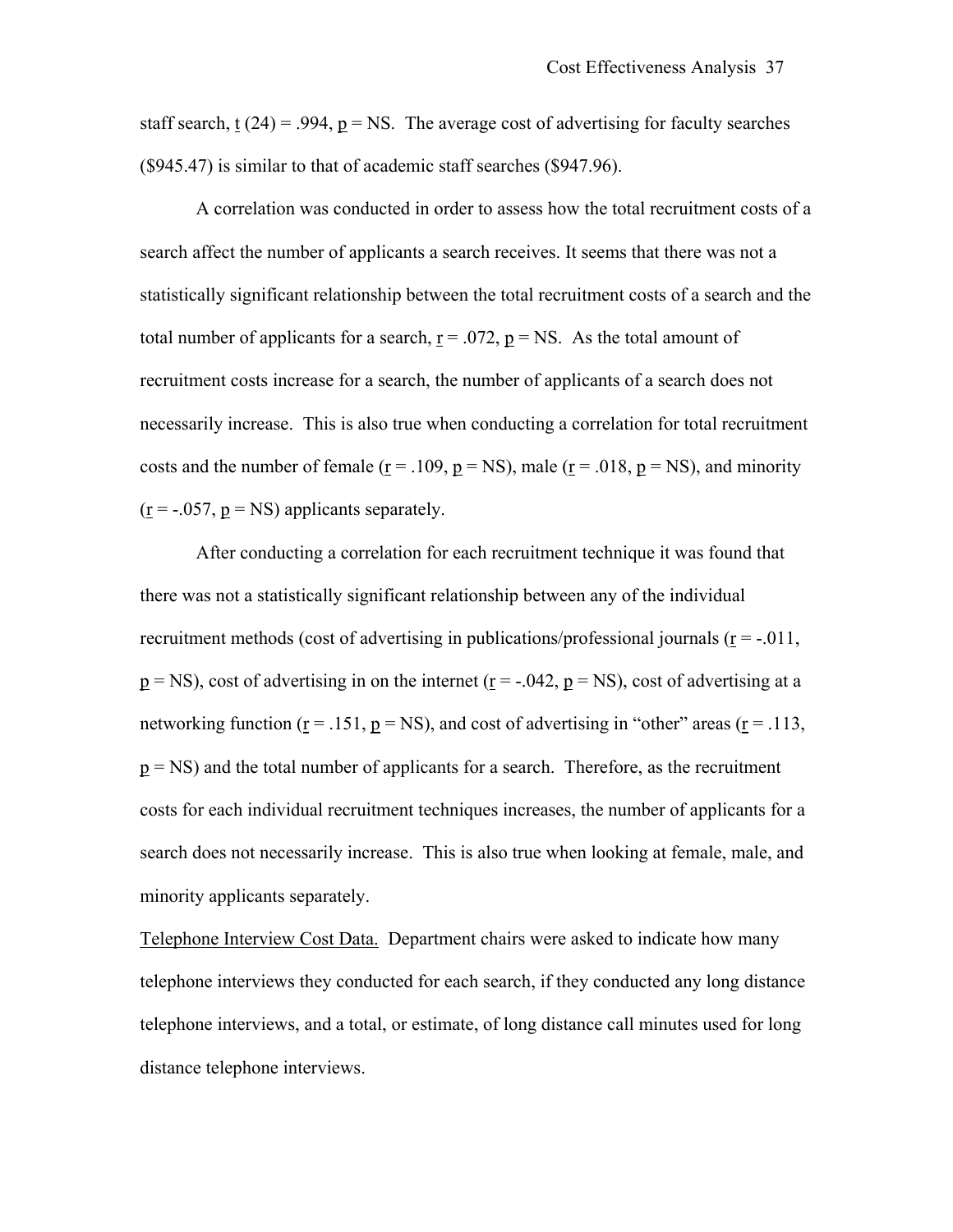staff search, $t(24) = .994$, $p$ = NS. The average cost of advertising for faculty searches ($945.47) is similar to that of academic staff searches ($947.96).

A correlation was conducted in order to assess how the total recruitment costs of a search affect the number of applicants a search receives. It seems that there was not a statistically significant relationship between the total recruitment costs of a search and the total number of applicants for a search, $r = .072$, $p$ = NS. As the total amount of recruitment costs increase for a search, the number of applicants of a search does not necessarily increase. This is also true when conducting a correlation for total recruitment costs and the number of female ($r = .109$, $p$ = NS), male ($r = .018$, $p$ = NS), and minority ($r = -.057$, $p$ = NS) applicants separately.

After conducting a correlation for each recruitment technique it was found that there was not a statistically significant relationship between any of the individual recruitment methods (cost of advertising in publications/professional journals ($r = -.011$, $p$ = NS), cost of advertising in on the internet ($r = -.042$, $p$ = NS), cost of advertising at a networking function ($r = .151$, $p$ = NS), and cost of advertising in "other" areas ($r = .113$, $p$ = NS) and the total number of applicants for a search. Therefore, as the recruitment costs for each individual recruitment techniques increases, the number of applicants for a search does not necessarily increase. This is also true when looking at female, male, and minority applicants separately.

Telephone Interview Cost Data. Department chairs were asked to indicate how many telephone interviews they conducted for each search, if they conducted any long distance telephone interviews, and a total, or estimate, of long distance call minutes used for long distance telephone interviews.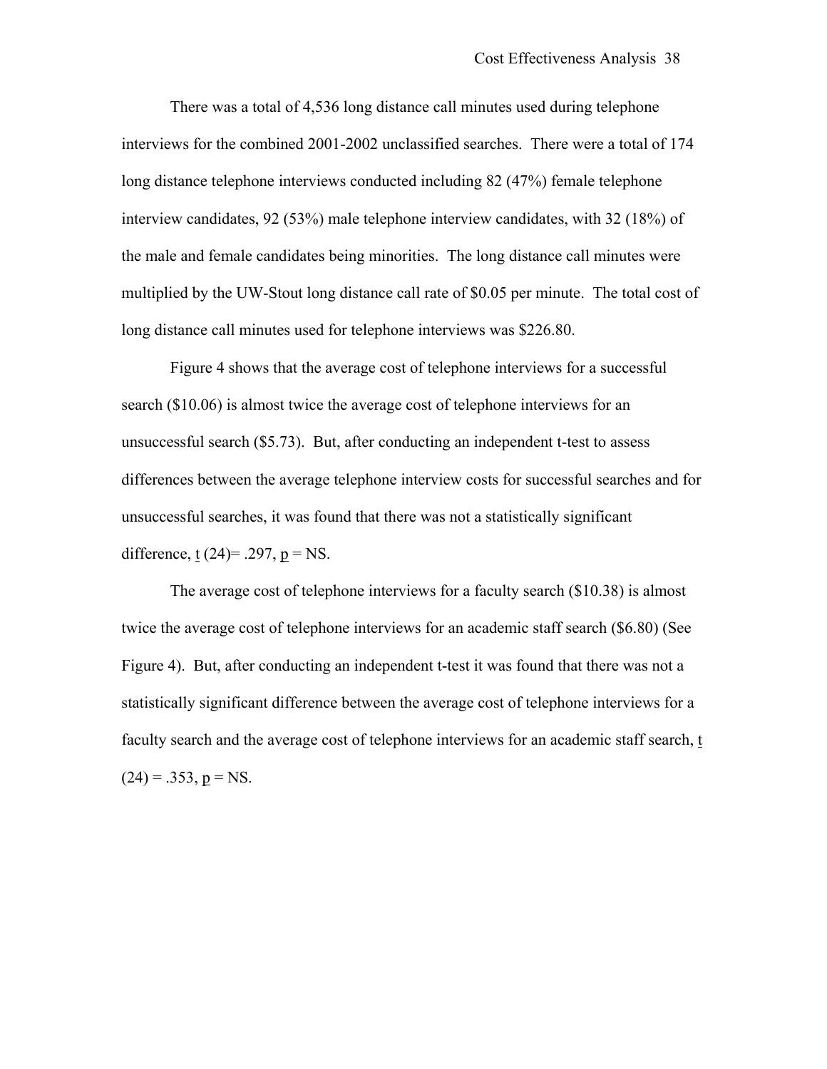There was a total of 4,536 long distance call minutes used during telephone interviews for the combined 2001-2002 unclassified searches. There were a total of 174 long distance telephone interviews conducted including 82 (47%) female telephone interview candidates, 92 (53%) male telephone interview candidates, with 32 (18%) of the male and female candidates being minorities. The long distance call minutes were multiplied by the UW-Stout long distance call rate of $0.05 per minute. The total cost of long distance call minutes used for telephone interviews was $226.80.

Figure 4 shows that the average cost of telephone interviews for a successful search ($10.06) is almost twice the average cost of telephone interviews for an unsuccessful search ($5.73). But, after conducting an independent t-test to assess differences between the average telephone interview costs for successful searches and for unsuccessful searches, it was found that there was not a statistically significant difference, $t$ (24)= .297, $p$ = NS.

The average cost of telephone interviews for a faculty search ($10.38) is almost twice the average cost of telephone interviews for an academic staff search ($6.80) (See Figure 4). But, after conducting an independent t-test it was found that there was not a statistically significant difference between the average cost of telephone interviews for a faculty search and the average cost of telephone interviews for an academic staff search, $t$ (24) = .353, $p$ = NS.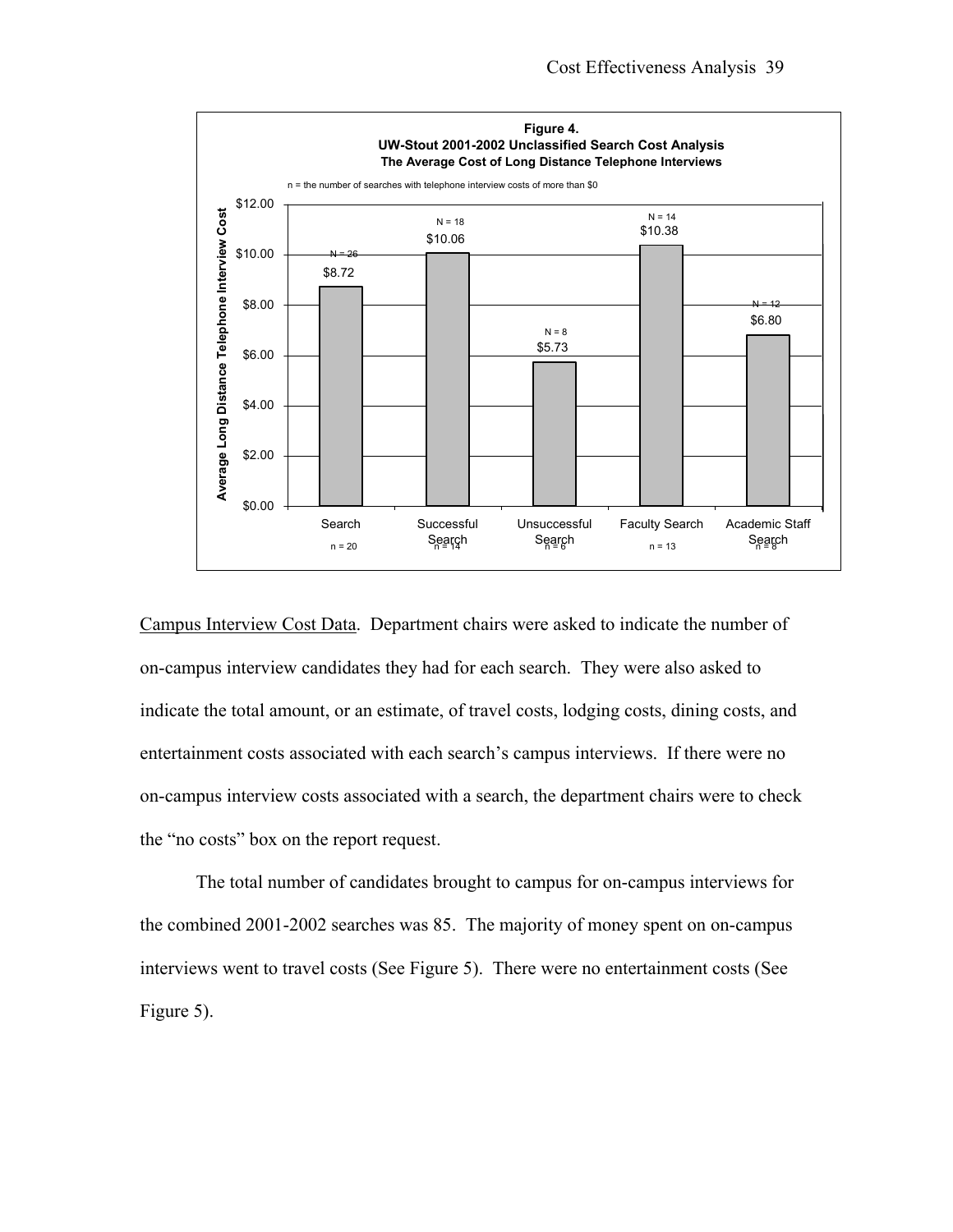**Figure 4.**
**UW-Stout 2001-2002 Unclassified Search Cost Analysis**
**The Average Cost of Long Distance Telephone Interviews**

n = the number of searches with telephone interview costs of more than $0

| | Search | Successful Search | Unsuccessful Search | Faculty Search | Academic Staff Search |
|---|---|---|---|---|---|
| Average Long Distance Telephone Interview Cost | $8.72 | $10.06 | $5.73 | $10.38 | $6.80 |
| N | N = 26 | N = 18 | N = 8 | N = 14 | N = 12 |
| n | n = 20 | n = 14 | n = 6 | n = 13 | n = 8 |

Campus Interview Cost Data. Department chairs were asked to indicate the number of on-campus interview candidates they had for each search. They were also asked to indicate the total amount, or an estimate, of travel costs, lodging costs, dining costs, and entertainment costs associated with each search's campus interviews. If there were no on-campus interview costs associated with a search, the department chairs were to check the "no costs" box on the report request.

The total number of candidates brought to campus for on-campus interviews for the combined 2001-2002 searches was 85. The majority of money spent on on-campus interviews went to travel costs (See Figure 5). There were no entertainment costs (See Figure 5).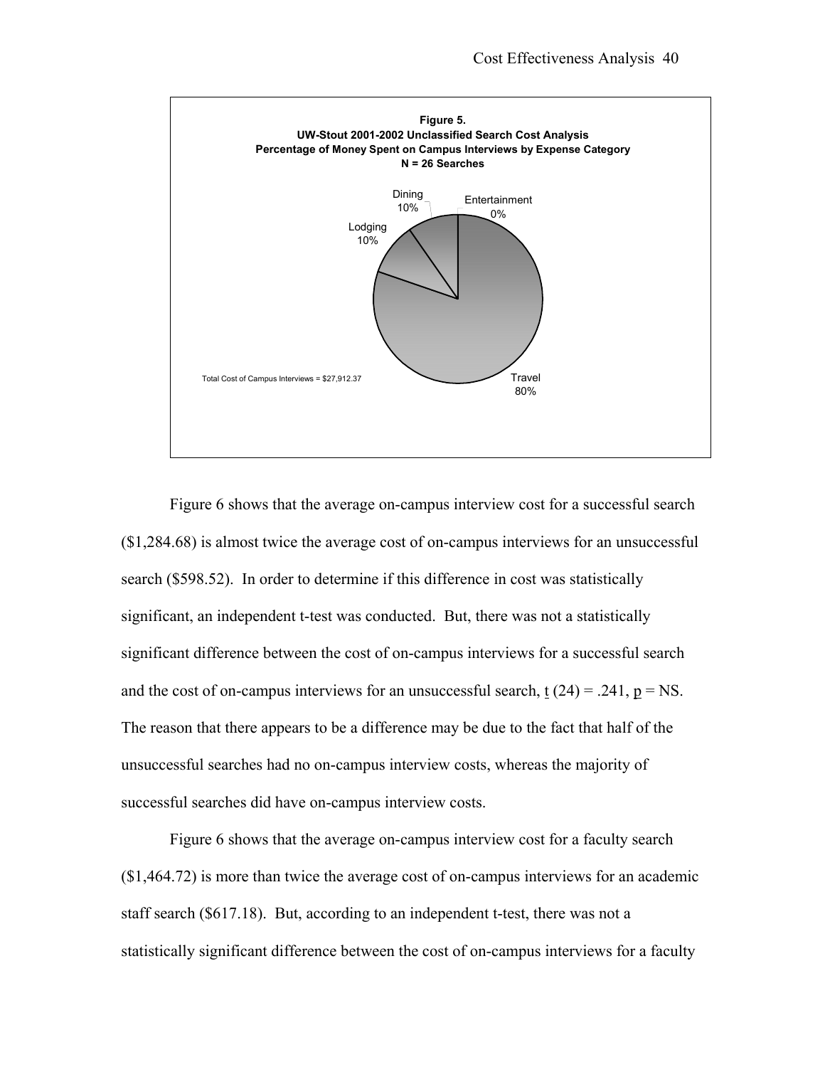**Figure 5.**
**UW-Stout 2001-2002 Unclassified Search Cost Analysis**
**Percentage of Money Spent on Campus Interviews by Expense Category**
**N = 26 Searches**

Dining 10%
Entertainment 0%
Lodging 10%
Travel 80%

Total Cost of Campus Interviews = $27,912.37

Figure 6 shows that the average on-campus interview cost for a successful search ($1,284.68) is almost twice the average cost of on-campus interviews for an unsuccessful search ($598.52). In order to determine if this difference in cost was statistically significant, an independent t-test was conducted. But, there was not a statistically significant difference between the cost of on-campus interviews for a successful search and the cost of on-campus interviews for an unsuccessful search, $t$ (24) = .241, $p$ = NS. The reason that there appears to be a difference may be due to the fact that half of the unsuccessful searches had no on-campus interview costs, whereas the majority of successful searches did have on-campus interview costs.

Figure 6 shows that the average on-campus interview cost for a faculty search ($1,464.72) is more than twice the average cost of on-campus interviews for an academic staff search ($617.18). But, according to an independent t-test, there was not a statistically significant difference between the cost of on-campus interviews for a faculty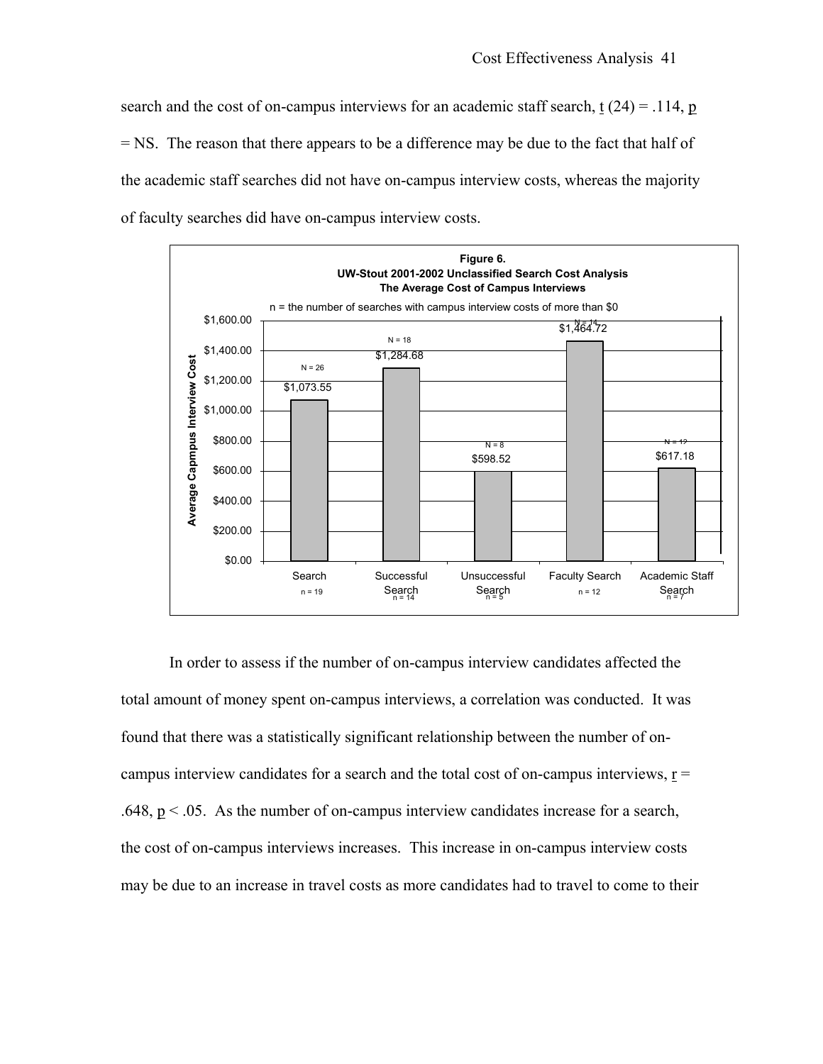search and the cost of on-campus interviews for an academic staff search, $t(24) = .114$, $p$ = NS. The reason that there appears to be a difference may be due to the fact that half of the academic staff searches did not have on-campus interview costs, whereas the majority of faculty searches did have on-campus interview costs.

**Figure 6.**
**UW-Stout 2001-2002 Unclassified Search Cost Analysis**
**The Average Cost of Campus Interviews**

n = the number of searches with campus interview costs of more than $0

| | Search | Successful Search | Unsuccessful Search | Faculty Search | Academic Staff Search |
|---|---|---|---|---|---|
| N | 26 | 18 | 8 | 14 | 12 |
| Average Capmpus Interview Cost | $1,073.55 | $1,284.68 | $598.52 | $1,464.72 | $617.18 |
| n | 19 | 14 | 5 | 12 | 7 |

In order to assess if the number of on-campus interview candidates affected the total amount of money spent on-campus interviews, a correlation was conducted. It was found that there was a statistically significant relationship between the number of on-campus interview candidates for a search and the total cost of on-campus interviews, $r = .648$, $p < .05$. As the number of on-campus interview candidates increase for a search, the cost of on-campus interviews increases. This increase in on-campus interview costs may be due to an increase in travel costs as more candidates had to travel to come to their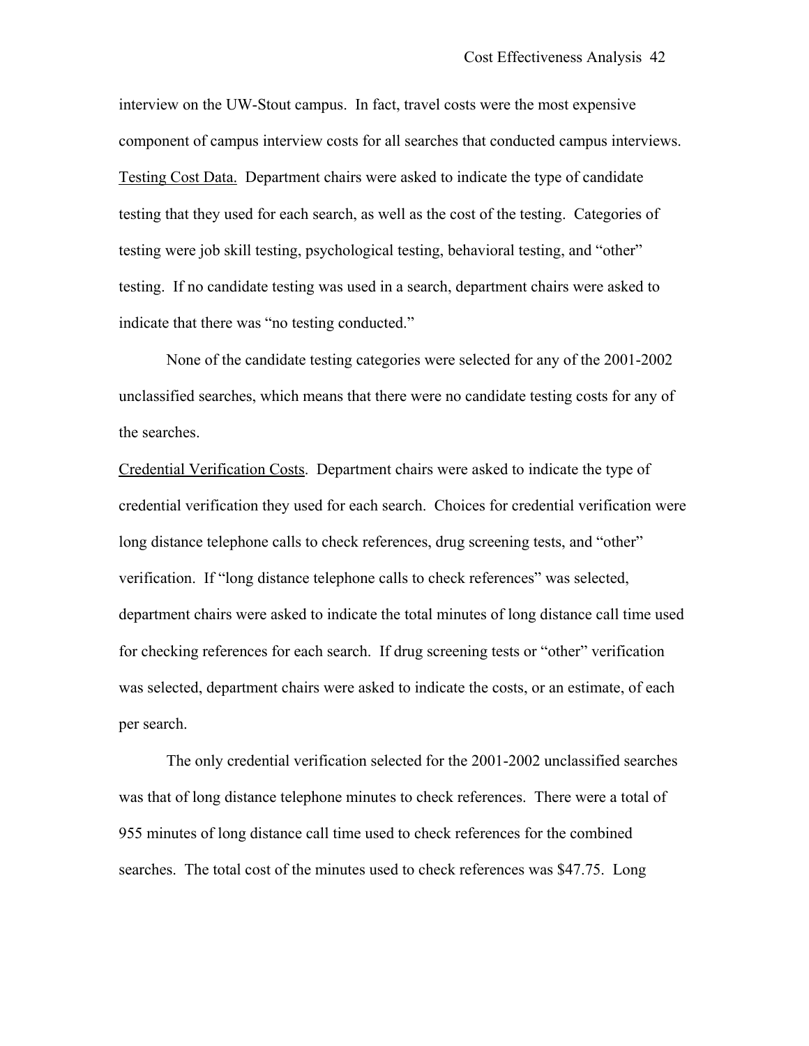interview on the UW-Stout campus. In fact, travel costs were the most expensive component of campus interview costs for all searches that conducted campus interviews.

<u>Testing Cost Data.</u> Department chairs were asked to indicate the type of candidate testing that they used for each search, as well as the cost of the testing. Categories of testing were job skill testing, psychological testing, behavioral testing, and "other" testing. If no candidate testing was used in a search, department chairs were asked to indicate that there was "no testing conducted."

None of the candidate testing categories were selected for any of the 2001-2002 unclassified searches, which means that there were no candidate testing costs for any of the searches.

<u>Credential Verification Costs</u>. Department chairs were asked to indicate the type of credential verification they used for each search. Choices for credential verification were long distance telephone calls to check references, drug screening tests, and "other" verification. If "long distance telephone calls to check references" was selected, department chairs were asked to indicate the total minutes of long distance call time used for checking references for each search. If drug screening tests or "other" verification was selected, department chairs were asked to indicate the costs, or an estimate, of each per search.

The only credential verification selected for the 2001-2002 unclassified searches was that of long distance telephone minutes to check references. There were a total of 955 minutes of long distance call time used to check references for the combined searches. The total cost of the minutes used to check references was $47.75. Long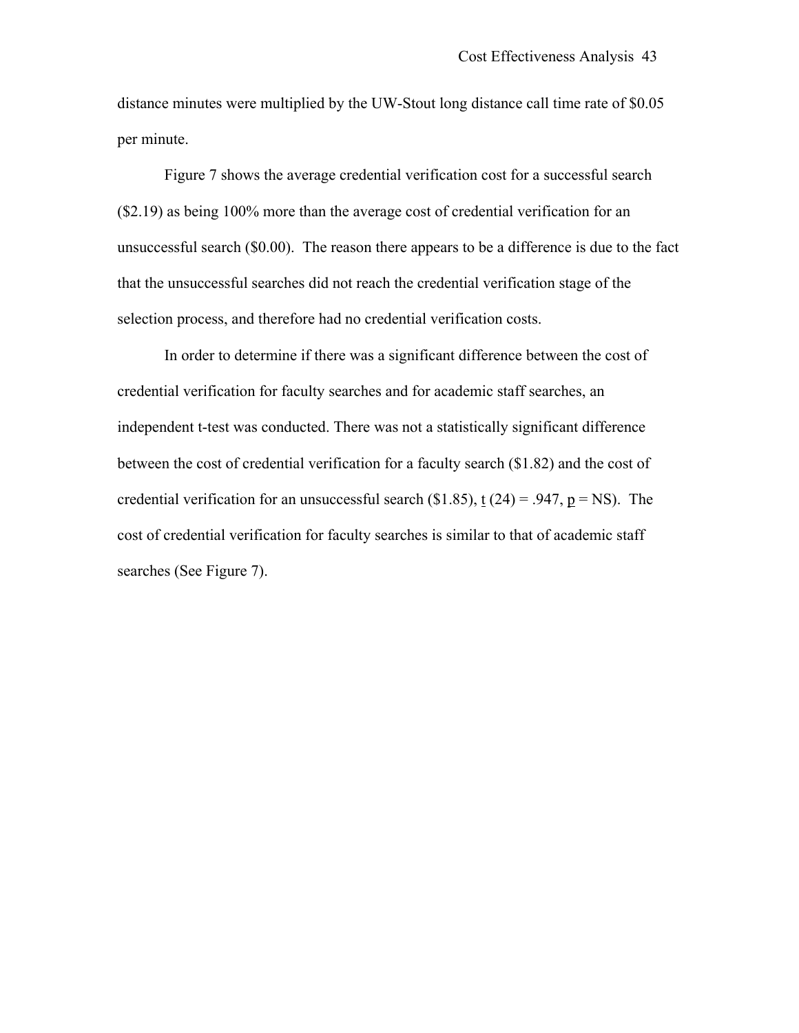distance minutes were multiplied by the UW-Stout long distance call time rate of \$0.05 per minute.

Figure 7 shows the average credential verification cost for a successful search (\$2.19) as being 100% more than the average cost of credential verification for an unsuccessful search (\$0.00). The reason there appears to be a difference is due to the fact that the unsuccessful searches did not reach the credential verification stage of the selection process, and therefore had no credential verification costs.

In order to determine if there was a significant difference between the cost of credential verification for faculty searches and for academic staff searches, an independent t-test was conducted. There was not a statistically significant difference between the cost of credential verification for a faculty search (\$1.82) and the cost of credential verification for an unsuccessful search (\$1.85), $\underline{t}$ (24) = .947, $\underline{p}$ = NS). The cost of credential verification for faculty searches is similar to that of academic staff searches (See Figure 7).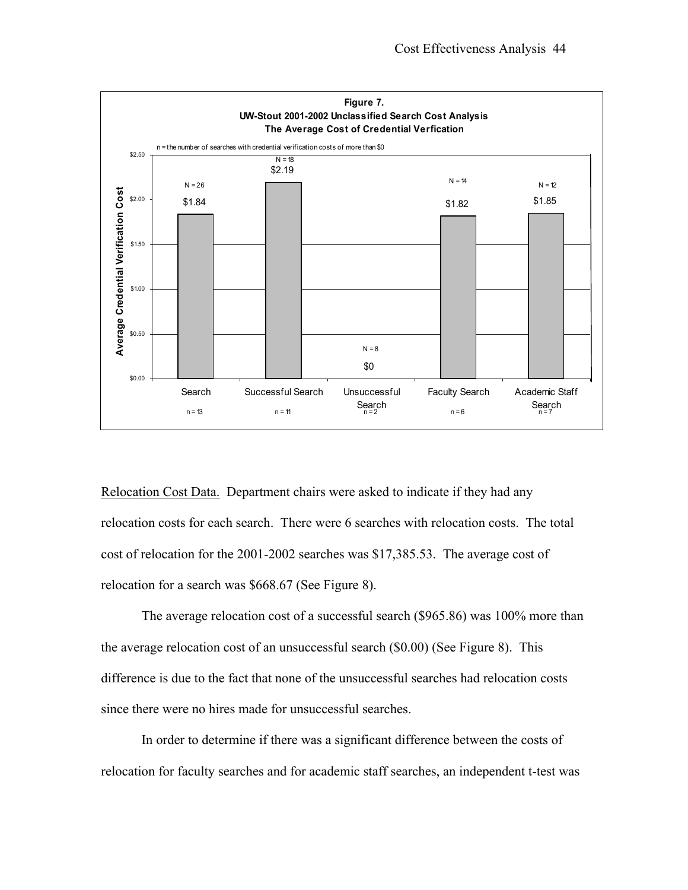**Figure 7.**
**UW-Stout 2001-2002 Unclassified Search Cost Analysis**
**The Average Cost of Credential Verfication**

n = the number of searches with credential verification costs of more than $0

| Category | N | Average Credential Verification Cost | n |
|---|---|---|---|
| Search | N = 26 | $1.84 | n = 13 |
| Successful Search | N = 18 | $2.19 | n = 11 |
| Unsuccessful Search | N = 8 | $0 | n = 2 |
| Faculty Search | N = 14 | $1.82 | n = 6 |
| Academic Staff Search | N = 12 | $1.85 | n = 7 |

Relocation Cost Data. Department chairs were asked to indicate if they had any relocation costs for each search. There were 6 searches with relocation costs. The total cost of relocation for the 2001-2002 searches was $17,385.53. The average cost of relocation for a search was $668.67 (See Figure 8).

The average relocation cost of a successful search ($965.86) was 100% more than the average relocation cost of an unsuccessful search ($0.00) (See Figure 8). This difference is due to the fact that none of the unsuccessful searches had relocation costs since there were no hires made for unsuccessful searches.

In order to determine if there was a significant difference between the costs of relocation for faculty searches and for academic staff searches, an independent t-test was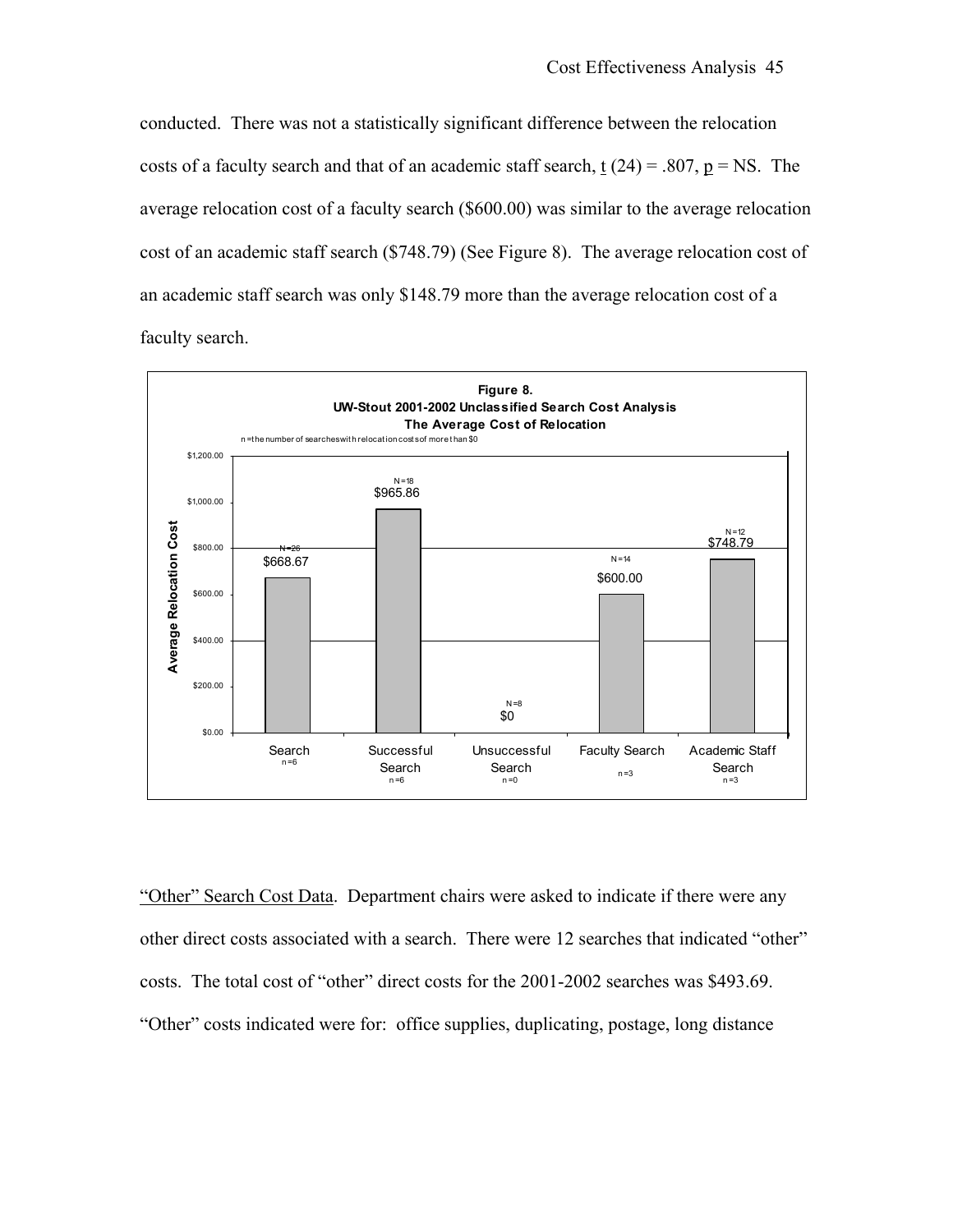conducted. There was not a statistically significant difference between the relocation costs of a faculty search and that of an academic staff search, $\underline{t}\ (24) = .807$, $\underline{p}$ = NS. The average relocation cost of a faculty search ($600.00) was similar to the average relocation cost of an academic staff search ($748.79) (See Figure 8). The average relocation cost of an academic staff search was only $148.79 more than the average relocation cost of a faculty search.

**Figure 8.**
**UW-Stout 2001-2002 Unclassified Search Cost Analysis**
**The Average Cost of Relocation**

n =the number of searches with relocation costs of more than $0

| | Search | Successful Search | Unsuccessful Search | Faculty Search | Academic Staff Search |
|---|---|---|---|---|---|
| Average Relocation Cost | $668.67 | $965.86 | $0 | $600.00 | $748.79 |
| N | 26 | 18 | 8 | 14 | 12 |
| n | 6 | 6 | 0 | 3 | 3 |

<u>"Other" Search Cost Data</u>. Department chairs were asked to indicate if there were any other direct costs associated with a search. There were 12 searches that indicated "other" costs. The total cost of "other" direct costs for the 2001-2002 searches was $493.69. "Other" costs indicated were for: office supplies, duplicating, postage, long distance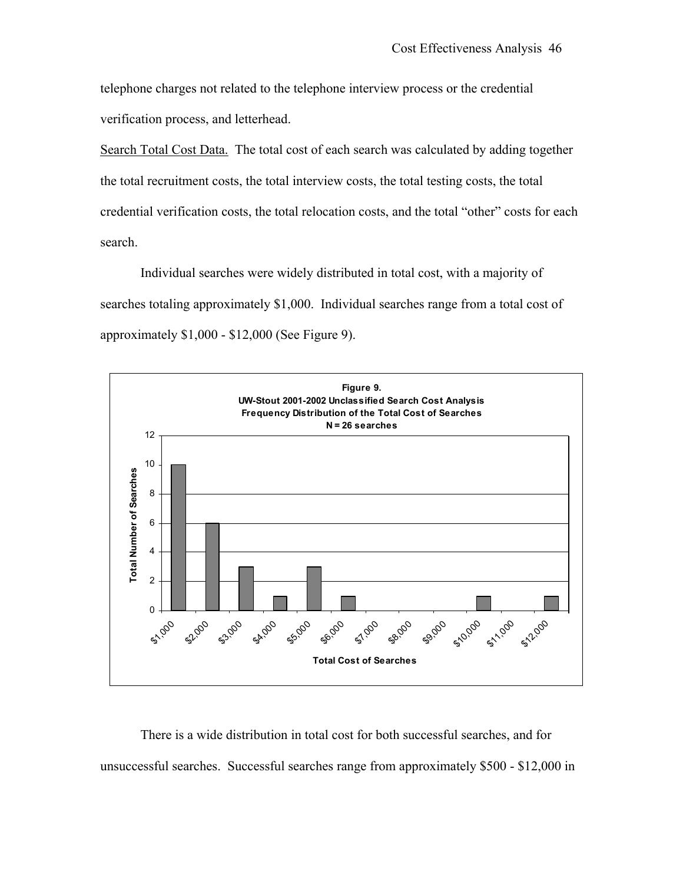telephone charges not related to the telephone interview process or the credential verification process, and letterhead.

Search Total Cost Data. The total cost of each search was calculated by adding together the total recruitment costs, the total interview costs, the total testing costs, the total credential verification costs, the total relocation costs, and the total "other" costs for each search.

Individual searches were widely distributed in total cost, with a majority of searches totaling approximately \$1,000. Individual searches range from a total cost of approximately \$1,000 - \$12,000 (See Figure 9).

**Figure 9.**
**UW-Stout 2001-2002 Unclassified Search Cost Analysis**
**Frequency Distribution of the Total Cost of Searches**
**N = 26 searches**

| Total Cost of Searches | Total Number of Searches |
|---|---|
| \$1,000 | 10 |
| \$2,000 | 6 |
| \$3,000 | 3 |
| \$4,000 | 1 |
| \$5,000 | 3 |
| \$6,000 | 1 |
| \$7,000 | 0 |
| \$8,000 | 0 |
| \$9,000 | 0 |
| \$10,000 | 1 |
| \$11,000 | 0 |
| \$12,000 | 1 |

There is a wide distribution in total cost for both successful searches, and for unsuccessful searches. Successful searches range from approximately \$500 - \$12,000 in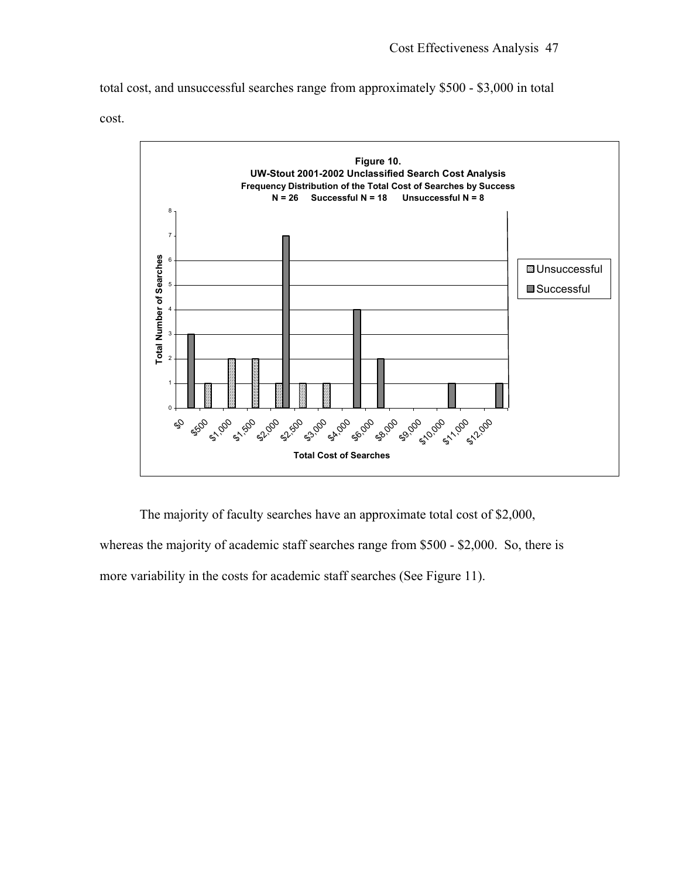total cost, and unsuccessful searches range from approximately \$500 - \$3,000 in total cost.

**Figure 10.**
**UW-Stout 2001-2002 Unclassified Search Cost Analysis**
**Frequency Distribution of the Total Cost of Searches by Success**
**N = 26 Successful N = 18 Unsuccessful N = 8**

| Total Cost of Searches | Unsuccessful | Successful |
|---|---|---|
| \$0 | | 3 |
| \$500 | 1 | |
| \$1,000 | 2 | |
| \$1,500 | 2 | |
| \$2,000 | 1 | 7 |
| \$2,500 | 1 | |
| \$3,000 | 1 | |
| \$4,000 | | 4 |
| \$6,000 | | 2 |
| \$8,000 | | |
| \$9,000 | | |
| \$10,000 | | 1 |
| \$11,000 | | |
| \$12,000 | | 1 |

The majority of faculty searches have an approximate total cost of \$2,000, whereas the majority of academic staff searches range from \$500 - \$2,000. So, there is more variability in the costs for academic staff searches (See Figure 11).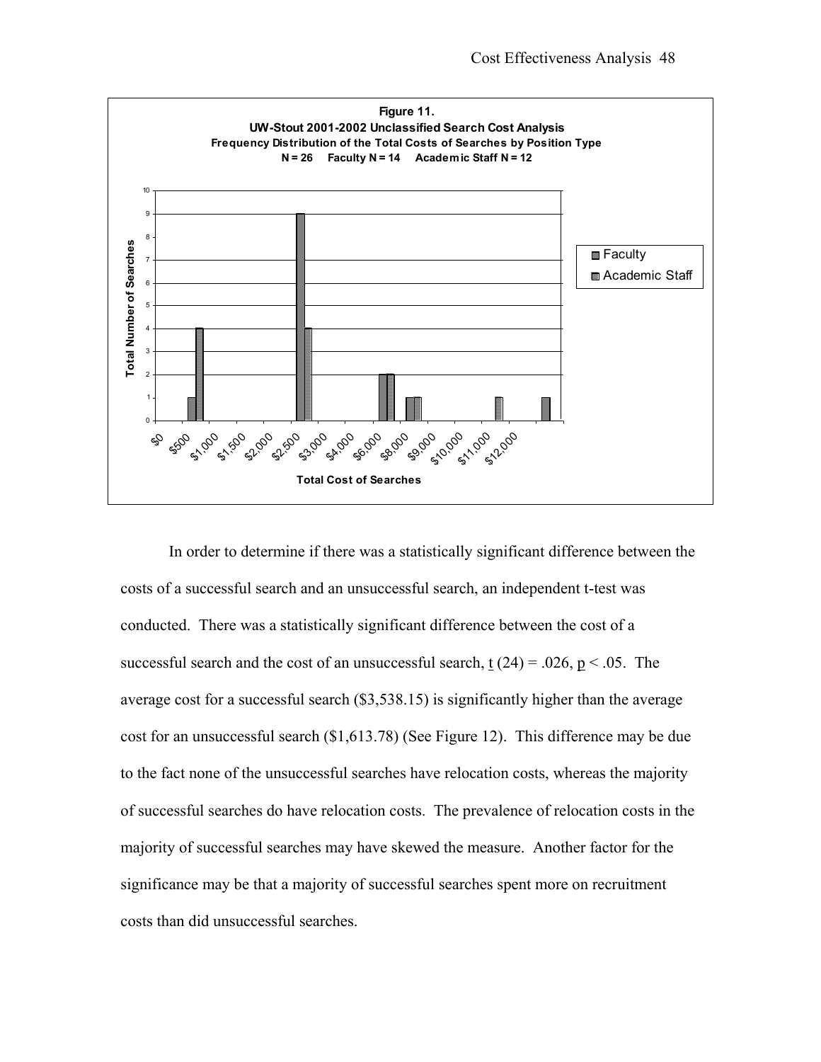**Figure 11.**
**UW-Stout 2001-2002 Unclassified Search Cost Analysis**
**Frequency Distribution of the Total Costs of Searches by Position Type**
**N = 26 Faculty N = 14 Academic Staff N = 12**

In order to determine if there was a statistically significant difference between the costs of a successful search and an unsuccessful search, an independent t-test was conducted. There was a statistically significant difference between the cost of a successful search and the cost of an unsuccessful search, $\underline{t}$ (24) = .026, $\underline{p} < .05$. The average cost for a successful search ($3,538.15) is significantly higher than the average cost for an unsuccessful search ($1,613.78) (See Figure 12). This difference may be due to the fact none of the unsuccessful searches have relocation costs, whereas the majority of successful searches do have relocation costs. The prevalence of relocation costs in the majority of successful searches may have skewed the measure. Another factor for the significance may be that a majority of successful searches spent more on recruitment costs than did unsuccessful searches.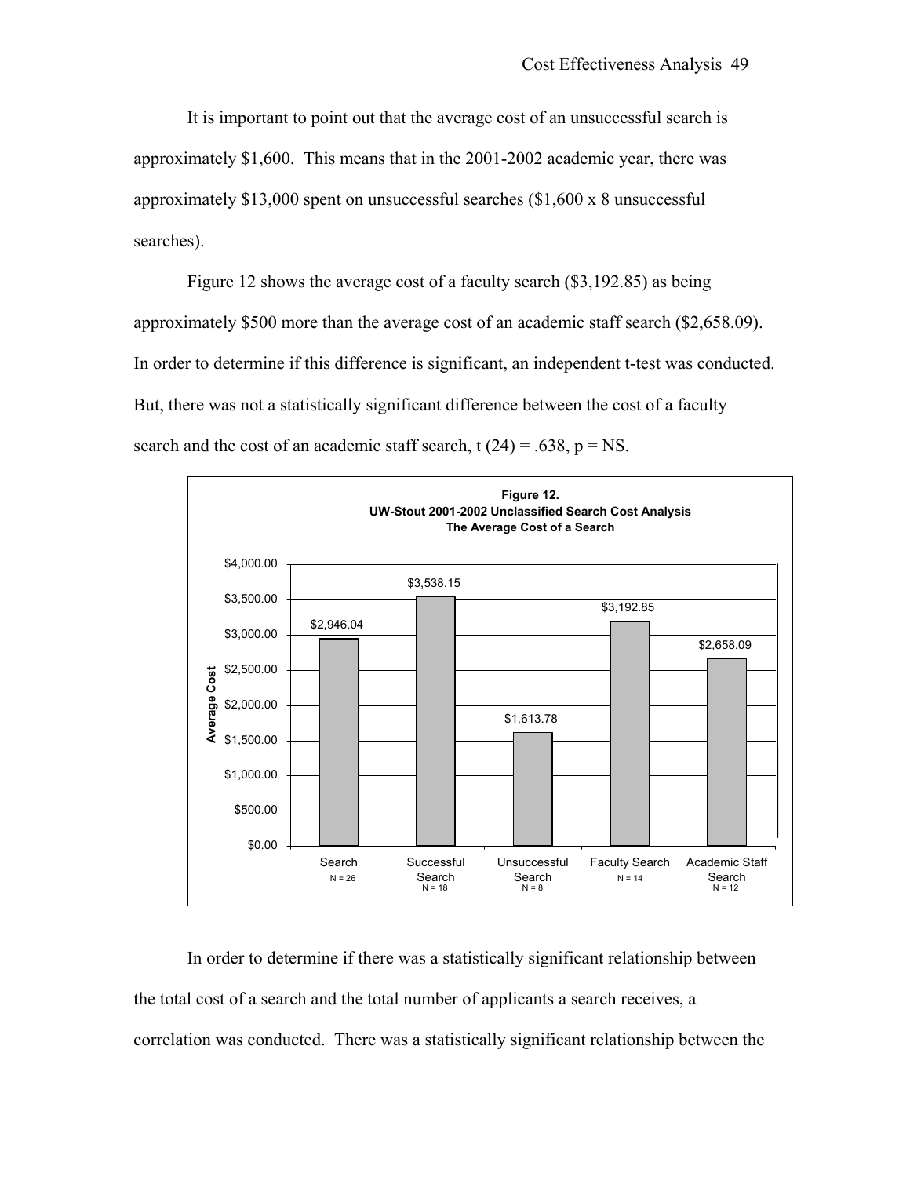It is important to point out that the average cost of an unsuccessful search is approximately $1,600. This means that in the 2001-2002 academic year, there was approximately $13,000 spent on unsuccessful searches ($1,600 x 8 unsuccessful searches).

Figure 12 shows the average cost of a faculty search ($3,192.85) as being approximately $500 more than the average cost of an academic staff search ($2,658.09). In order to determine if this difference is significant, an independent t-test was conducted. But, there was not a statistically significant difference between the cost of a faculty search and the cost of an academic staff search, $t$ (24) = .638, $p$ = NS.

**Figure 12.**
**UW-Stout 2001-2002 Unclassified Search Cost Analysis**
**The Average Cost of a Search**

| | Search (N = 26) | Successful Search (N = 18) | Unsuccessful Search (N = 8) | Faculty Search (N = 14) | Academic Staff Search (N = 12) |
|---|---|---|---|---|---|
| Average Cost | $2,946.04 | $3,538.15 | $1,613.78 | $3,192.85 | $2,658.09 |

In order to determine if there was a statistically significant relationship between the total cost of a search and the total number of applicants a search receives, a correlation was conducted. There was a statistically significant relationship between the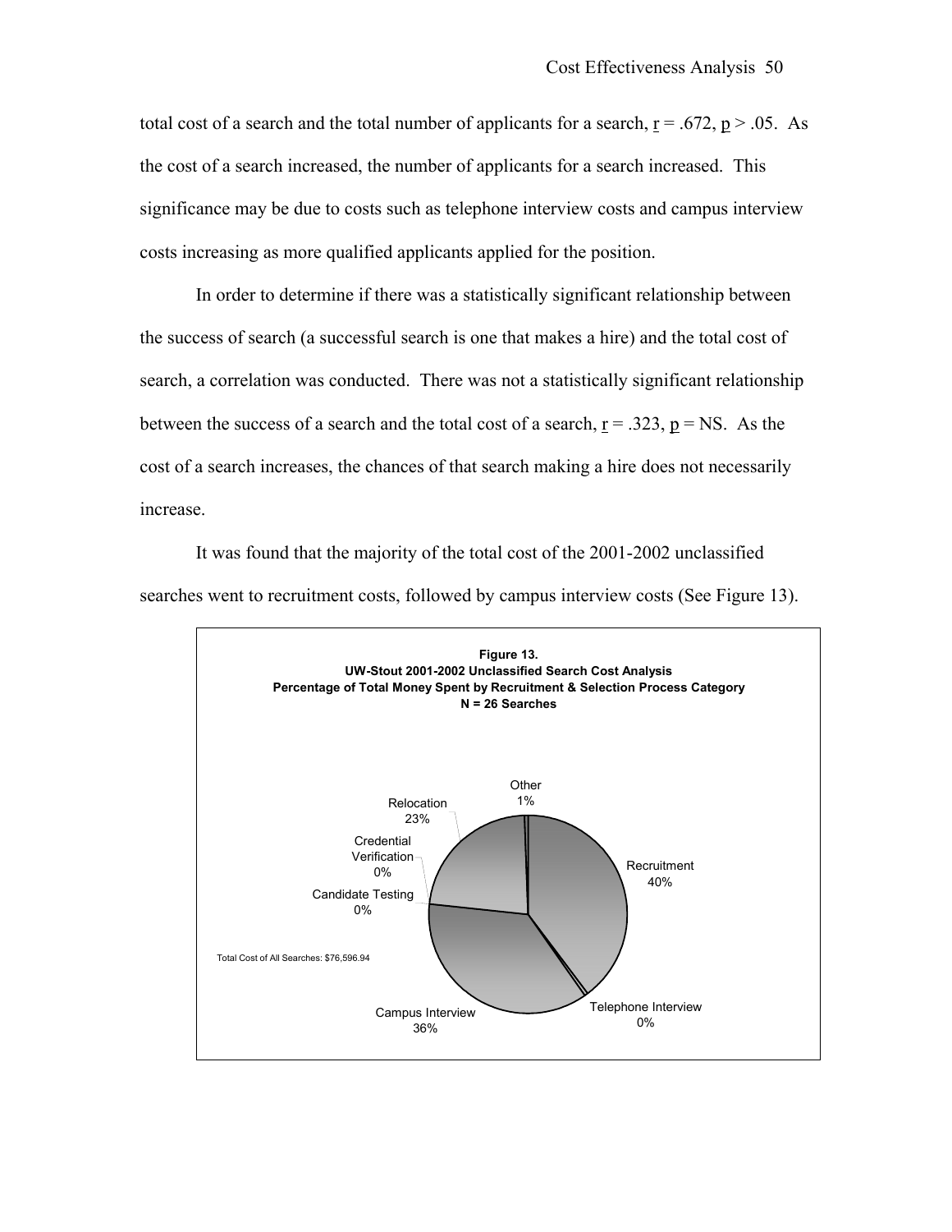total cost of a search and the total number of applicants for a search, $\underline{r} = .672$, $\underline{p} > .05$. As the cost of a search increased, the number of applicants for a search increased. This significance may be due to costs such as telephone interview costs and campus interview costs increasing as more qualified applicants applied for the position.

In order to determine if there was a statistically significant relationship between the success of search (a successful search is one that makes a hire) and the total cost of search, a correlation was conducted. There was not a statistically significant relationship between the success of a search and the total cost of a search, $\underline{r} = .323$, $\underline{p}$ = NS. As the cost of a search increases, the chances of that search making a hire does not necessarily increase.

It was found that the majority of the total cost of the 2001-2002 unclassified searches went to recruitment costs, followed by campus interview costs (See Figure 13).

**Figure 13.**
**UW-Stout 2001-2002 Unclassified Search Cost Analysis**
**Percentage of Total Money Spent by Recruitment & Selection Process Category**
**N = 26 Searches**

| Category | Percentage |
|---|---|
| Recruitment | 40% |
| Telephone Interview | 0% |
| Campus Interview | 36% |
| Candidate Testing | 0% |
| Credential Verification | 0% |
| Relocation | 23% |
| Other | 1% |

Total Cost of All Searches: $76,596.94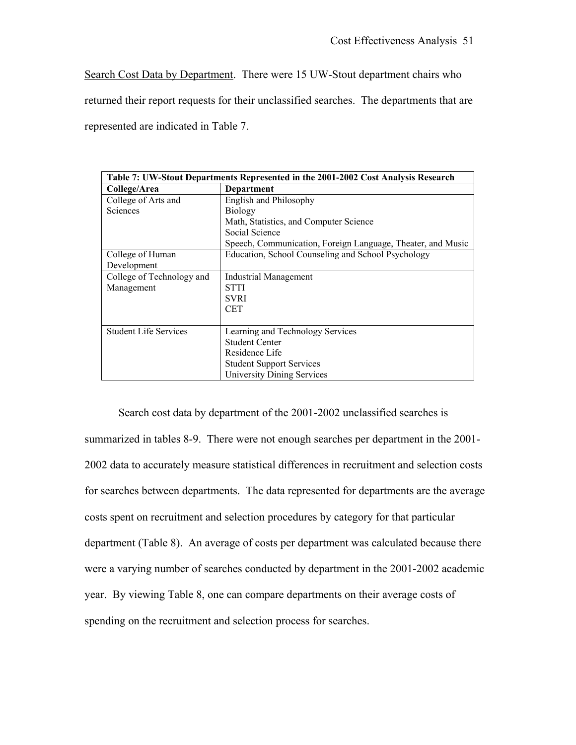<u>Search Cost Data by Department</u>. There were 15 UW-Stout department chairs who returned their report requests for their unclassified searches. The departments that are represented are indicated in Table 7.

**Table 7: UW-Stout Departments Represented in the 2001-2002 Cost Analysis Research**

| College/Area | Department |
|---|---|
| College of Arts and Sciences | English and Philosophy<br>Biology<br>Math, Statistics, and Computer Science<br>Social Science<br>Speech, Communication, Foreign Language, Theater, and Music |
| College of Human Development | Education, School Counseling and School Psychology |
| College of Technology and Management | Industrial Management<br>STTI<br>SVRI<br>CET |
| Student Life Services | Learning and Technology Services<br>Student Center<br>Residence Life<br>Student Support Services<br>University Dining Services |

Search cost data by department of the 2001-2002 unclassified searches is summarized in tables 8-9. There were not enough searches per department in the 2001-2002 data to accurately measure statistical differences in recruitment and selection costs for searches between departments. The data represented for departments are the average costs spent on recruitment and selection procedures by category for that particular department (Table 8). An average of costs per department was calculated because there were a varying number of searches conducted by department in the 2001-2002 academic year. By viewing Table 8, one can compare departments on their average costs of spending on the recruitment and selection process for searches.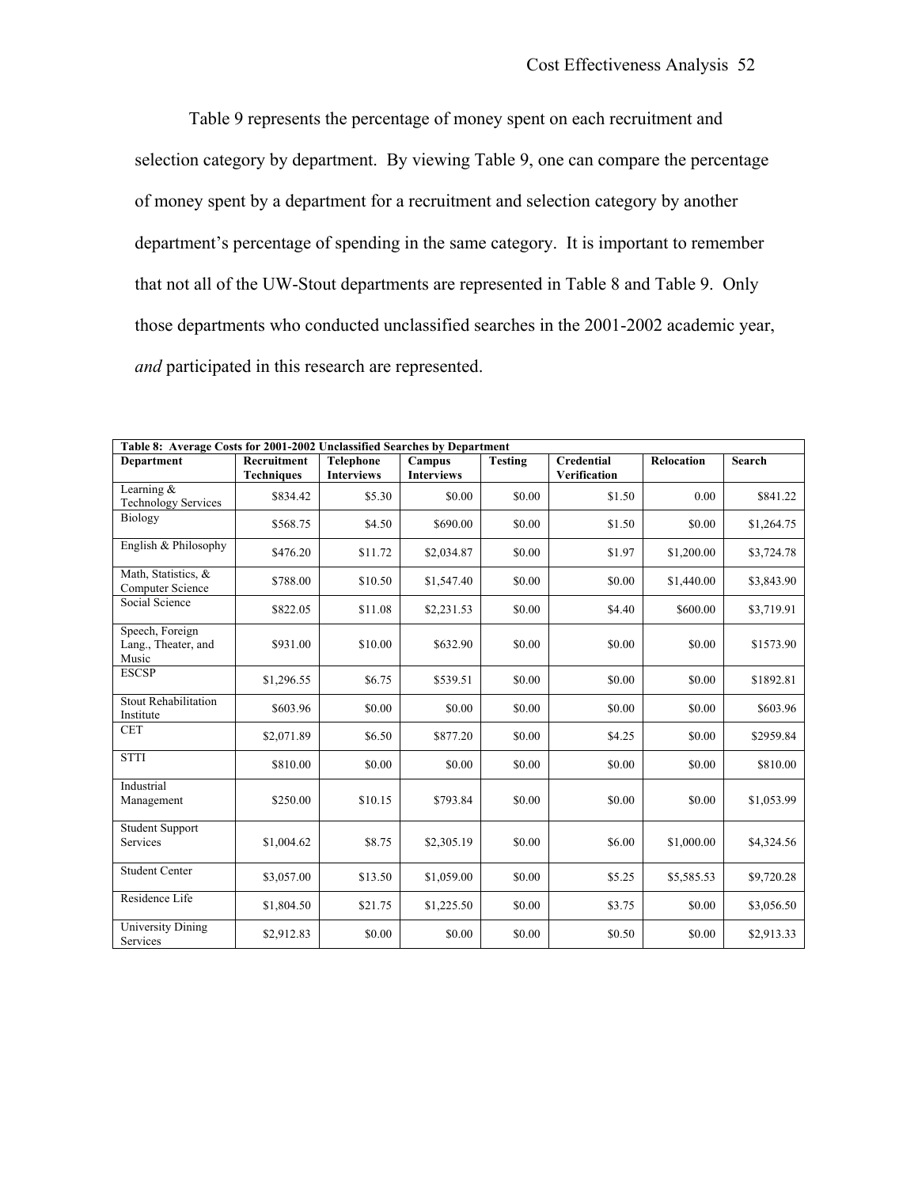Table 9 represents the percentage of money spent on each recruitment and selection category by department. By viewing Table 9, one can compare the percentage of money spent by a department for a recruitment and selection category by another department's percentage of spending in the same category. It is important to remember that not all of the UW-Stout departments are represented in Table 8 and Table 9. Only those departments who conducted unclassified searches in the 2001-2002 academic year, *and* participated in this research are represented.

**Table 8: Average Costs for 2001-2002 Unclassified Searches by Department**

| Department | Recruitment Techniques | Telephone Interviews | Campus Interviews | Testing | Credential Verification | Relocation | Search |
|---|---|---|---|---|---|---|---|
| Learning & Technology Services | $834.42 | $5.30 | $0.00 | $0.00 | $1.50 | 0.00 | $841.22 |
| Biology | $568.75 | $4.50 | $690.00 | $0.00 | $1.50 | $0.00 | $1,264.75 |
| English & Philosophy | $476.20 | $11.72 | $2,034.87 | $0.00 | $1.97 | $1,200.00 | $3,724.78 |
| Math, Statistics, & Computer Science | $788.00 | $10.50 | $1,547.40 | $0.00 | $0.00 | $1,440.00 | $3,843.90 |
| Social Science | $822.05 | $11.08 | $2,231.53 | $0.00 | $4.40 | $600.00 | $3,719.91 |
| Speech, Foreign Lang., Theater, and Music | $931.00 | $10.00 | $632.90 | $0.00 | $0.00 | $0.00 | $1573.90 |
| ESCSP | $1,296.55 | $6.75 | $539.51 | $0.00 | $0.00 | $0.00 | $1892.81 |
| Stout Rehabilitation Institute | $603.96 | $0.00 | $0.00 | $0.00 | $0.00 | $0.00 | $603.96 |
| CET | $2,071.89 | $6.50 | $877.20 | $0.00 | $4.25 | $0.00 | $2959.84 |
| STTI | $810.00 | $0.00 | $0.00 | $0.00 | $0.00 | $0.00 | $810.00 |
| Industrial Management | $250.00 | $10.15 | $793.84 | $0.00 | $0.00 | $0.00 | $1,053.99 |
| Student Support Services | $1,004.62 | $8.75 | $2,305.19 | $0.00 | $6.00 | $1,000.00 | $4,324.56 |
| Student Center | $3,057.00 | $13.50 | $1,059.00 | $0.00 | $5.25 | $5,585.53 | $9,720.28 |
| Residence Life | $1,804.50 | $21.75 | $1,225.50 | $0.00 | $3.75 | $0.00 | $3,056.50 |
| University Dining Services | $2,912.83 | $0.00 | $0.00 | $0.00 | $0.50 | $0.00 | $2,913.33 |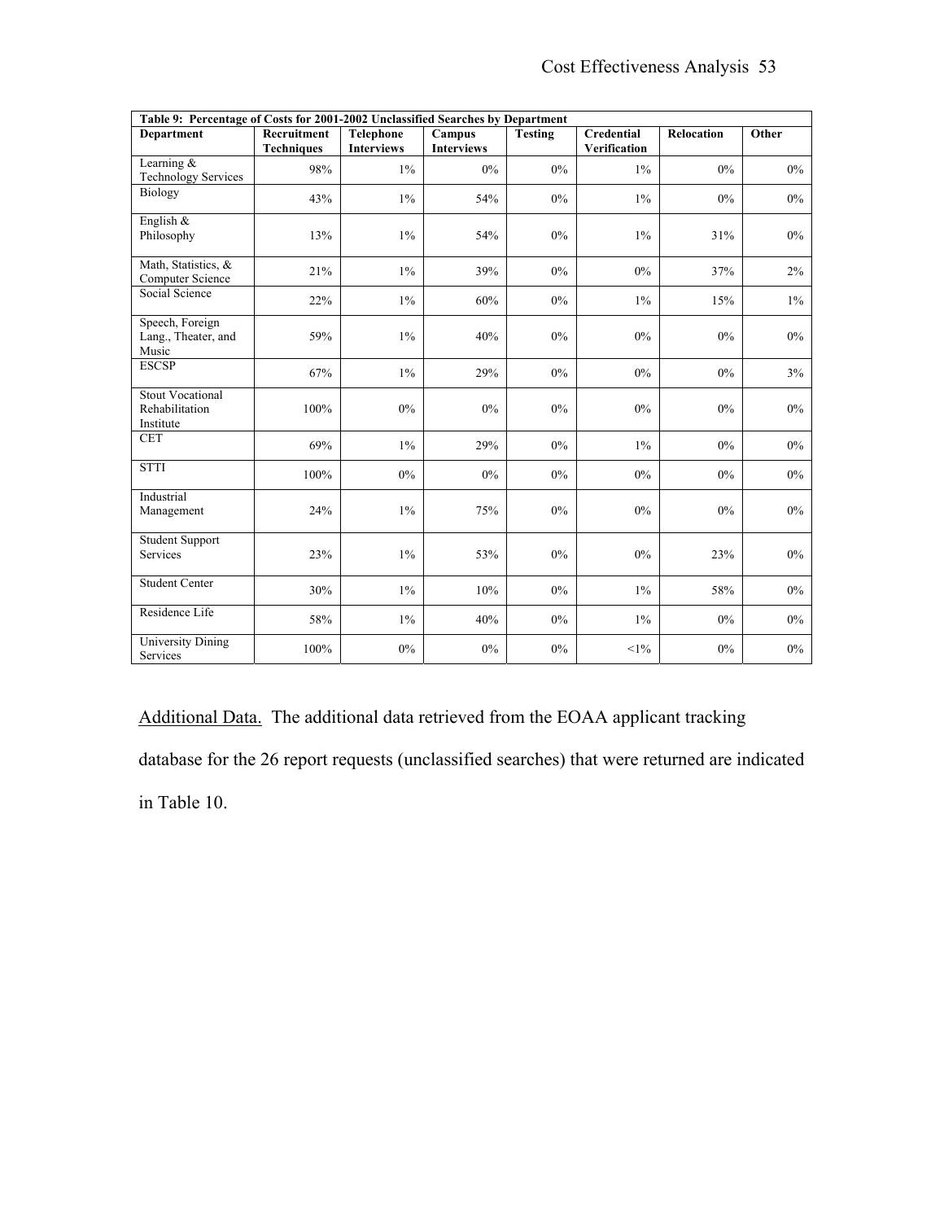**Table 9: Percentage of Costs for 2001-2002 Unclassified Searches by Department**

| Department | Recruitment Techniques | Telephone Interviews | Campus Interviews | Testing | Credential Verification | Relocation | Other |
|---|---|---|---|---|---|---|---|
| Learning & Technology Services | 98% | 1% | 0% | 0% | 1% | 0% | 0% |
| Biology | 43% | 1% | 54% | 0% | 1% | 0% | 0% |
| English & Philosophy | 13% | 1% | 54% | 0% | 1% | 31% | 0% |
| Math, Statistics, & Computer Science | 21% | 1% | 39% | 0% | 0% | 37% | 2% |
| Social Science | 22% | 1% | 60% | 0% | 1% | 15% | 1% |
| Speech, Foreign Lang., Theater, and Music | 59% | 1% | 40% | 0% | 0% | 0% | 0% |
| ESCSP | 67% | 1% | 29% | 0% | 0% | 0% | 3% |
| Stout Vocational Rehabilitation Institute | 100% | 0% | 0% | 0% | 0% | 0% | 0% |
| CET | 69% | 1% | 29% | 0% | 1% | 0% | 0% |
| STTI | 100% | 0% | 0% | 0% | 0% | 0% | 0% |
| Industrial Management | 24% | 1% | 75% | 0% | 0% | 0% | 0% |
| Student Support Services | 23% | 1% | 53% | 0% | 0% | 23% | 0% |
| Student Center | 30% | 1% | 10% | 0% | 1% | 58% | 0% |
| Residence Life | 58% | 1% | 40% | 0% | 1% | 0% | 0% |
| University Dining Services | 100% | 0% | 0% | 0% | <1% | 0% | 0% |

Additional Data. The additional data retrieved from the EOAA applicant tracking database for the 26 report requests (unclassified searches) that were returned are indicated in Table 10.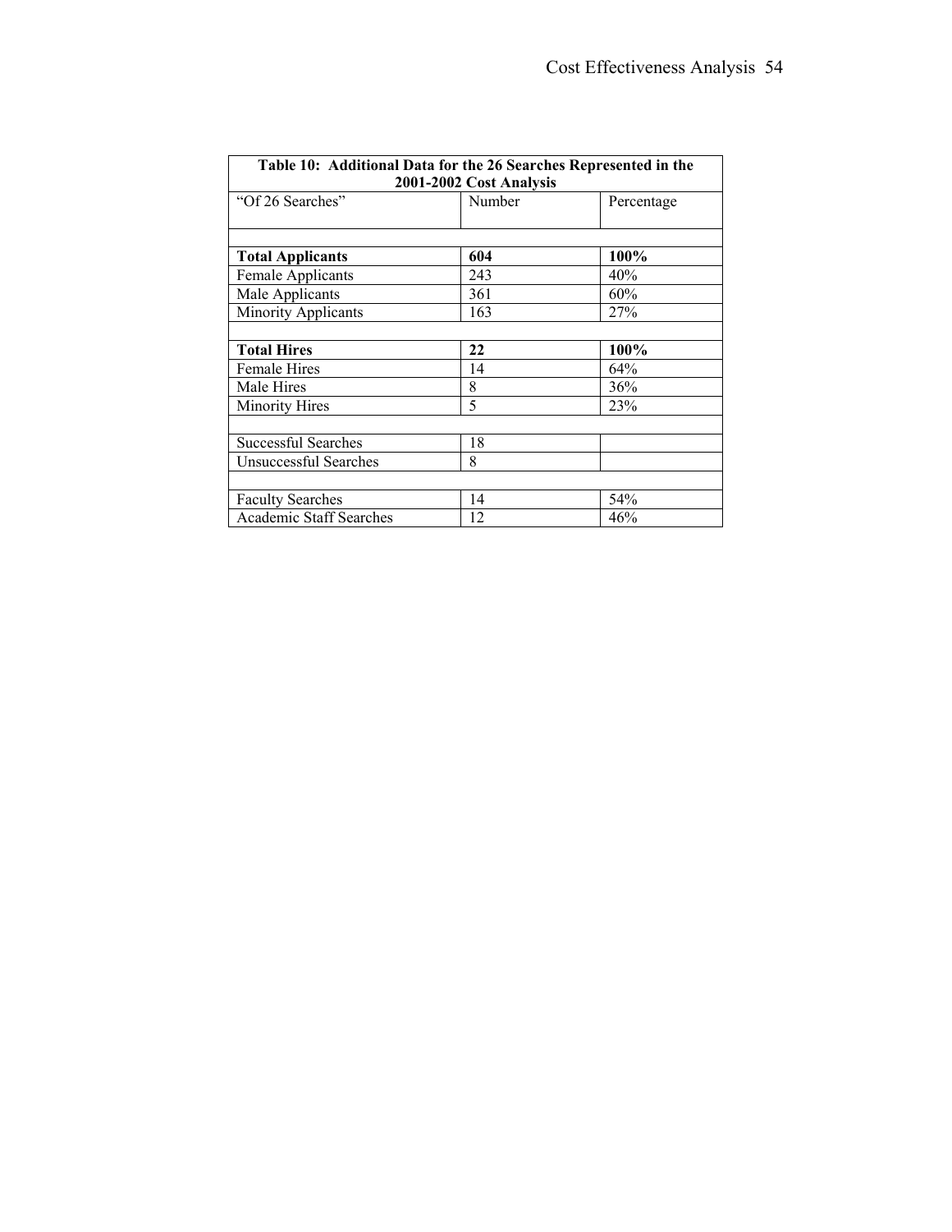| Table 10: Additional Data for the 26 Searches Represented in the 2001-2002 Cost Analysis | | |
|---|---|---|
| "Of 26 Searches" | Number | Percentage |
| | | |
| **Total Applicants** | **604** | **100%** |
| Female Applicants | 243 | 40% |
| Male Applicants | 361 | 60% |
| Minority Applicants | 163 | 27% |
| | | |
| **Total Hires** | **22** | **100%** |
| Female Hires | 14 | 64% |
| Male Hires | 8 | 36% |
| Minority Hires | 5 | 23% |
| | | |
| Successful Searches | 18 | |
| Unsuccessful Searches | 8 | |
| | | |
| Faculty Searches | 14 | 54% |
| Academic Staff Searches | 12 | 46% |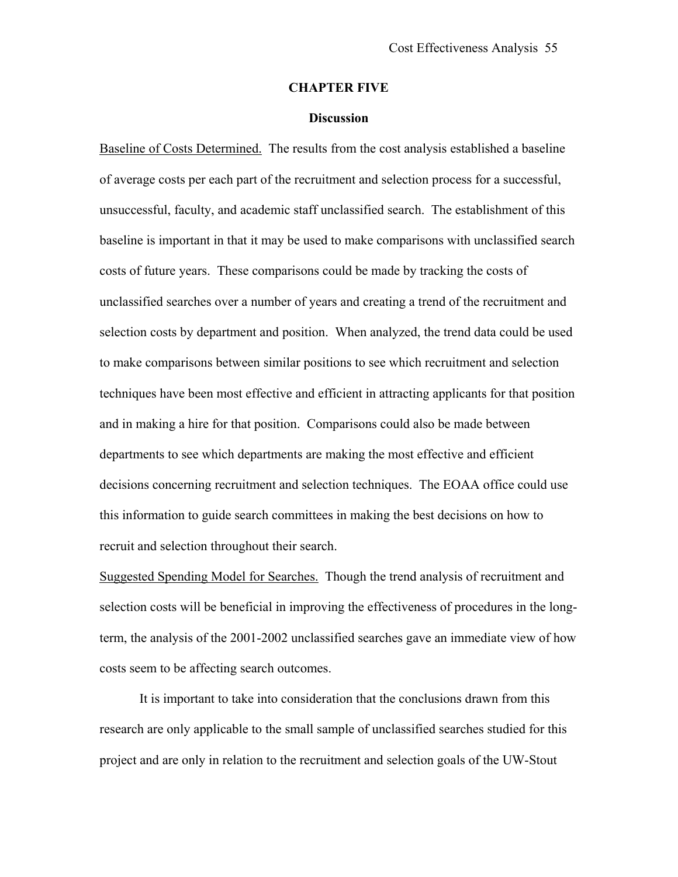## CHAPTER FIVE

### Discussion

Baseline of Costs Determined. The results from the cost analysis established a baseline of average costs per each part of the recruitment and selection process for a successful, unsuccessful, faculty, and academic staff unclassified search. The establishment of this baseline is important in that it may be used to make comparisons with unclassified search costs of future years. These comparisons could be made by tracking the costs of unclassified searches over a number of years and creating a trend of the recruitment and selection costs by department and position. When analyzed, the trend data could be used to make comparisons between similar positions to see which recruitment and selection techniques have been most effective and efficient in attracting applicants for that position and in making a hire for that position. Comparisons could also be made between departments to see which departments are making the most effective and efficient decisions concerning recruitment and selection techniques. The EOAA office could use this information to guide search committees in making the best decisions on how to recruit and selection throughout their search.

Suggested Spending Model for Searches. Though the trend analysis of recruitment and selection costs will be beneficial in improving the effectiveness of procedures in the long-term, the analysis of the 2001-2002 unclassified searches gave an immediate view of how costs seem to be affecting search outcomes.

It is important to take into consideration that the conclusions drawn from this research are only applicable to the small sample of unclassified searches studied for this project and are only in relation to the recruitment and selection goals of the UW-Stout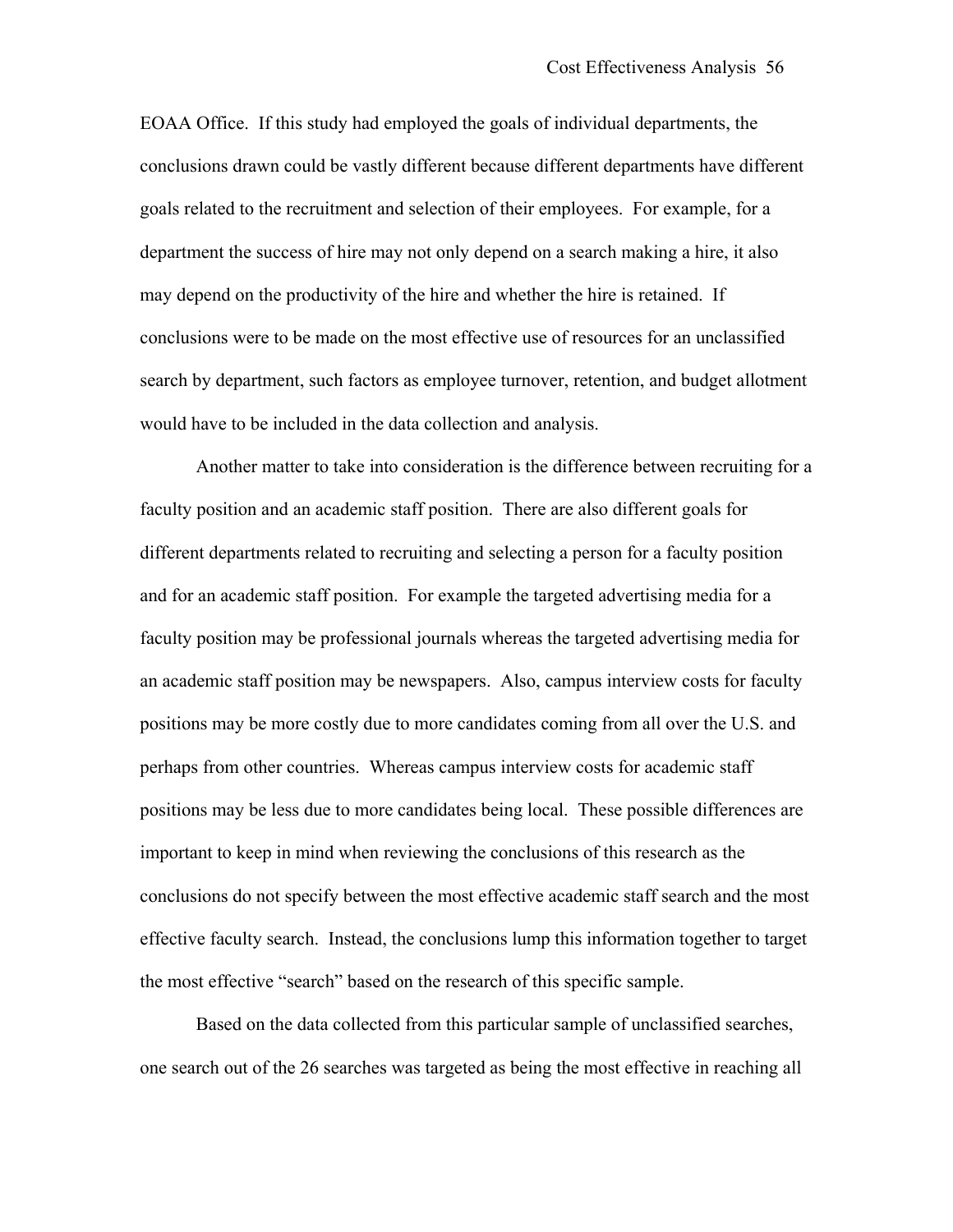EOAA Office. If this study had employed the goals of individual departments, the conclusions drawn could be vastly different because different departments have different goals related to the recruitment and selection of their employees. For example, for a department the success of hire may not only depend on a search making a hire, it also may depend on the productivity of the hire and whether the hire is retained. If conclusions were to be made on the most effective use of resources for an unclassified search by department, such factors as employee turnover, retention, and budget allotment would have to be included in the data collection and analysis.

Another matter to take into consideration is the difference between recruiting for a faculty position and an academic staff position. There are also different goals for different departments related to recruiting and selecting a person for a faculty position and for an academic staff position. For example the targeted advertising media for a faculty position may be professional journals whereas the targeted advertising media for an academic staff position may be newspapers. Also, campus interview costs for faculty positions may be more costly due to more candidates coming from all over the U.S. and perhaps from other countries. Whereas campus interview costs for academic staff positions may be less due to more candidates being local. These possible differences are important to keep in mind when reviewing the conclusions of this research as the conclusions do not specify between the most effective academic staff search and the most effective faculty search. Instead, the conclusions lump this information together to target the most effective "search" based on the research of this specific sample.

Based on the data collected from this particular sample of unclassified searches, one search out of the 26 searches was targeted as being the most effective in reaching all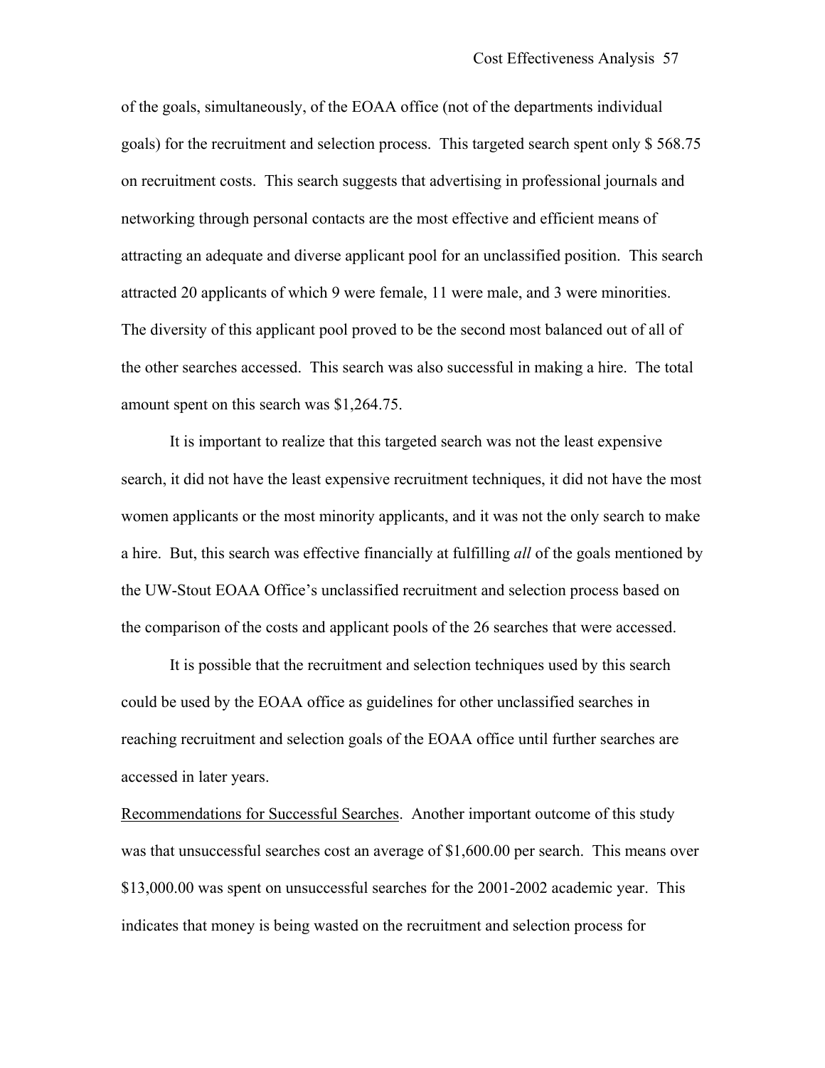of the goals, simultaneously, of the EOAA office (not of the departments individual goals) for the recruitment and selection process. This targeted search spent only $ 568.75 on recruitment costs. This search suggests that advertising in professional journals and networking through personal contacts are the most effective and efficient means of attracting an adequate and diverse applicant pool for an unclassified position. This search attracted 20 applicants of which 9 were female, 11 were male, and 3 were minorities. The diversity of this applicant pool proved to be the second most balanced out of all of the other searches accessed. This search was also successful in making a hire. The total amount spent on this search was $1,264.75.

It is important to realize that this targeted search was not the least expensive search, it did not have the least expensive recruitment techniques, it did not have the most women applicants or the most minority applicants, and it was not the only search to make a hire. But, this search was effective financially at fulfilling *all* of the goals mentioned by the UW-Stout EOAA Office's unclassified recruitment and selection process based on the comparison of the costs and applicant pools of the 26 searches that were accessed.

It is possible that the recruitment and selection techniques used by this search could be used by the EOAA office as guidelines for other unclassified searches in reaching recruitment and selection goals of the EOAA office until further searches are accessed in later years.

<u>Recommendations for Successful Searches</u>. Another important outcome of this study was that unsuccessful searches cost an average of $1,600.00 per search. This means over $13,000.00 was spent on unsuccessful searches for the 2001-2002 academic year. This indicates that money is being wasted on the recruitment and selection process for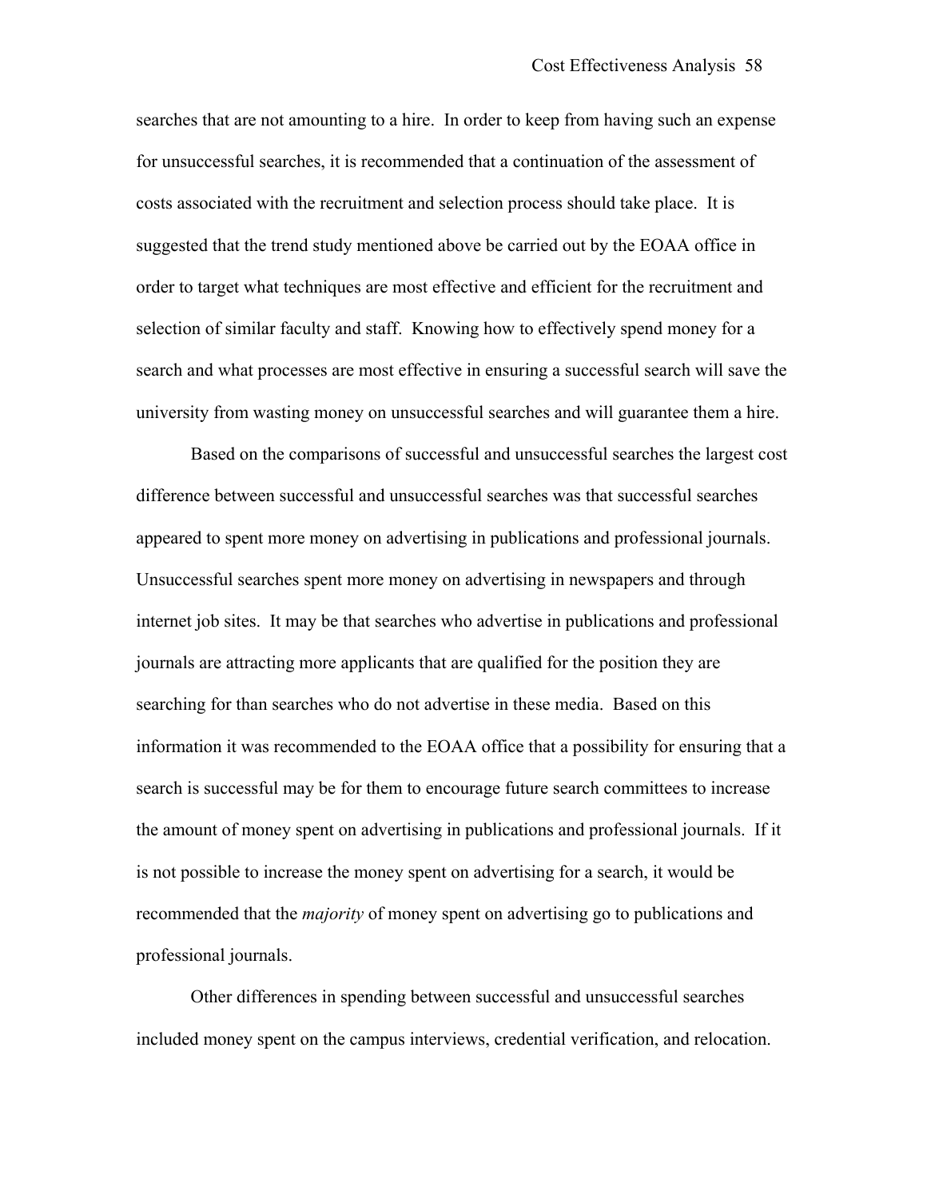searches that are not amounting to a hire. In order to keep from having such an expense for unsuccessful searches, it is recommended that a continuation of the assessment of costs associated with the recruitment and selection process should take place. It is suggested that the trend study mentioned above be carried out by the EOAA office in order to target what techniques are most effective and efficient for the recruitment and selection of similar faculty and staff. Knowing how to effectively spend money for a search and what processes are most effective in ensuring a successful search will save the university from wasting money on unsuccessful searches and will guarantee them a hire.

Based on the comparisons of successful and unsuccessful searches the largest cost difference between successful and unsuccessful searches was that successful searches appeared to spent more money on advertising in publications and professional journals. Unsuccessful searches spent more money on advertising in newspapers and through internet job sites. It may be that searches who advertise in publications and professional journals are attracting more applicants that are qualified for the position they are searching for than searches who do not advertise in these media. Based on this information it was recommended to the EOAA office that a possibility for ensuring that a search is successful may be for them to encourage future search committees to increase the amount of money spent on advertising in publications and professional journals. If it is not possible to increase the money spent on advertising for a search, it would be recommended that the *majority* of money spent on advertising go to publications and professional journals.

Other differences in spending between successful and unsuccessful searches included money spent on the campus interviews, credential verification, and relocation.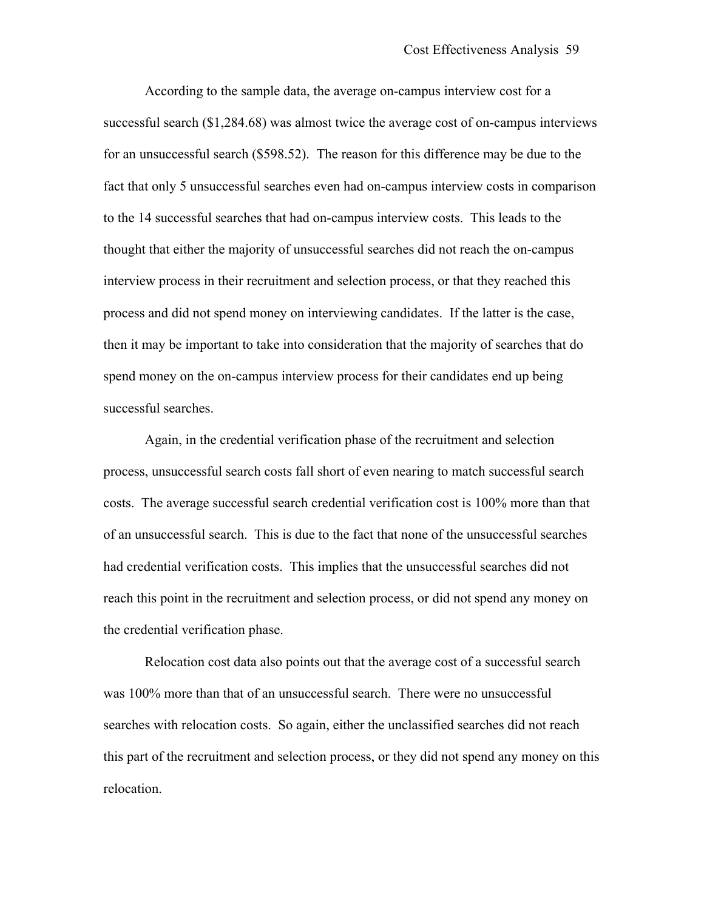According to the sample data, the average on-campus interview cost for a successful search ($1,284.68) was almost twice the average cost of on-campus interviews for an unsuccessful search ($598.52). The reason for this difference may be due to the fact that only 5 unsuccessful searches even had on-campus interview costs in comparison to the 14 successful searches that had on-campus interview costs. This leads to the thought that either the majority of unsuccessful searches did not reach the on-campus interview process in their recruitment and selection process, or that they reached this process and did not spend money on interviewing candidates. If the latter is the case, then it may be important to take into consideration that the majority of searches that do spend money on the on-campus interview process for their candidates end up being successful searches.

Again, in the credential verification phase of the recruitment and selection process, unsuccessful search costs fall short of even nearing to match successful search costs. The average successful search credential verification cost is 100% more than that of an unsuccessful search. This is due to the fact that none of the unsuccessful searches had credential verification costs. This implies that the unsuccessful searches did not reach this point in the recruitment and selection process, or did not spend any money on the credential verification phase.

Relocation cost data also points out that the average cost of a successful search was 100% more than that of an unsuccessful search. There were no unsuccessful searches with relocation costs. So again, either the unclassified searches did not reach this part of the recruitment and selection process, or they did not spend any money on this relocation.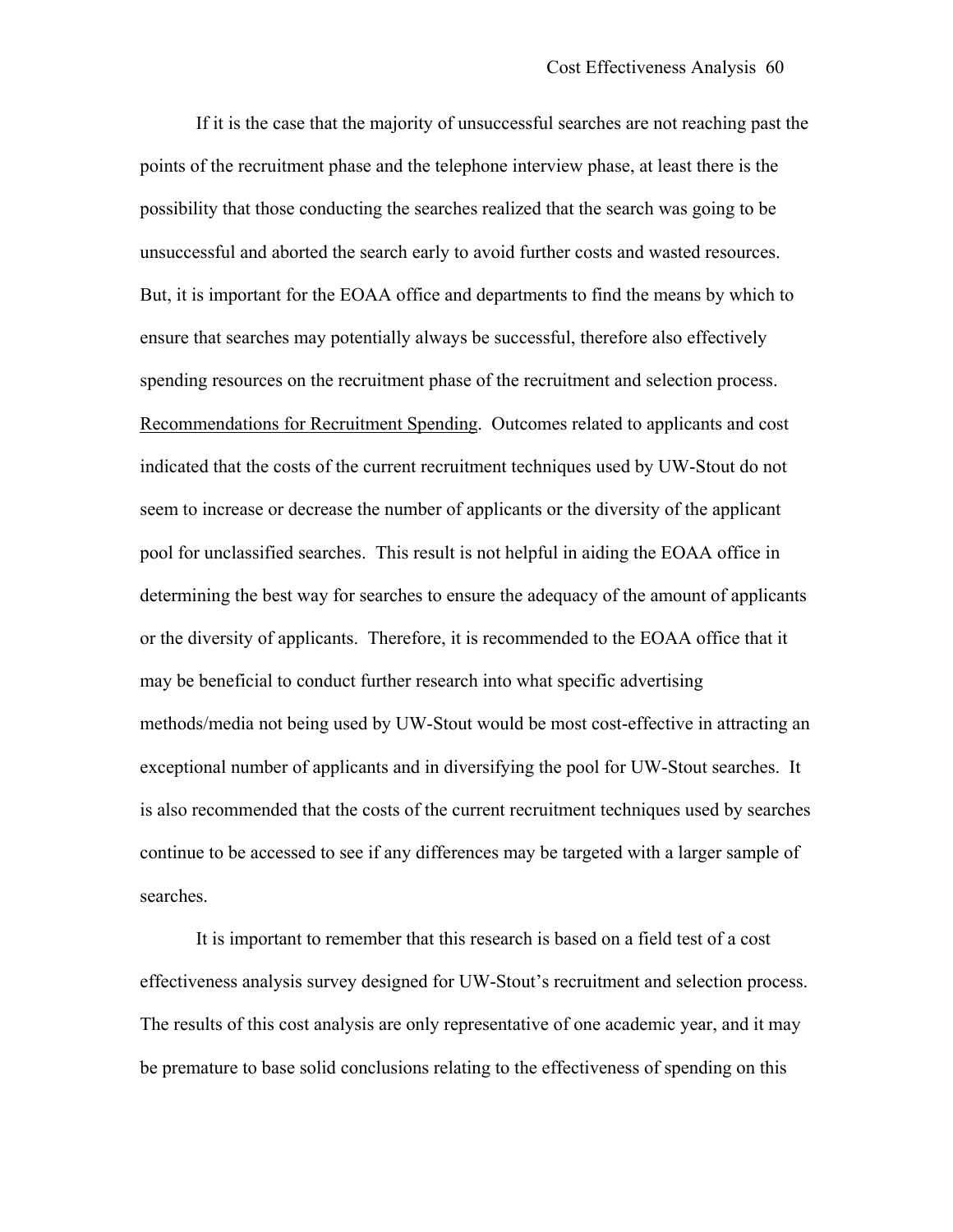If it is the case that the majority of unsuccessful searches are not reaching past the points of the recruitment phase and the telephone interview phase, at least there is the possibility that those conducting the searches realized that the search was going to be unsuccessful and aborted the search early to avoid further costs and wasted resources. But, it is important for the EOAA office and departments to find the means by which to ensure that searches may potentially always be successful, therefore also effectively spending resources on the recruitment phase of the recruitment and selection process.

<u>Recommendations for Recruitment Spending</u>. Outcomes related to applicants and cost indicated that the costs of the current recruitment techniques used by UW-Stout do not seem to increase or decrease the number of applicants or the diversity of the applicant pool for unclassified searches. This result is not helpful in aiding the EOAA office in determining the best way for searches to ensure the adequacy of the amount of applicants or the diversity of applicants. Therefore, it is recommended to the EOAA office that it may be beneficial to conduct further research into what specific advertising methods/media not being used by UW-Stout would be most cost-effective in attracting an exceptional number of applicants and in diversifying the pool for UW-Stout searches. It is also recommended that the costs of the current recruitment techniques used by searches continue to be accessed to see if any differences may be targeted with a larger sample of searches.

It is important to remember that this research is based on a field test of a cost effectiveness analysis survey designed for UW-Stout's recruitment and selection process. The results of this cost analysis are only representative of one academic year, and it may be premature to base solid conclusions relating to the effectiveness of spending on this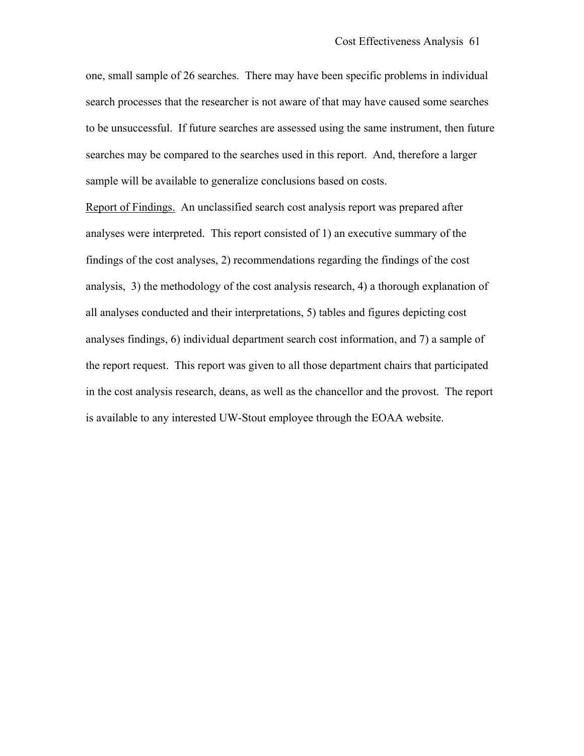one, small sample of 26 searches. There may have been specific problems in individual search processes that the researcher is not aware of that may have caused some searches to be unsuccessful. If future searches are assessed using the same instrument, then future searches may be compared to the searches used in this report. And, therefore a larger sample will be available to generalize conclusions based on costs.

<u>Report of Findings.</u> An unclassified search cost analysis report was prepared after analyses were interpreted. This report consisted of 1) an executive summary of the findings of the cost analyses, 2) recommendations regarding the findings of the cost analysis, 3) the methodology of the cost analysis research, 4) a thorough explanation of all analyses conducted and their interpretations, 5) tables and figures depicting cost analyses findings, 6) individual department search cost information, and 7) a sample of the report request. This report was given to all those department chairs that participated in the cost analysis research, deans, as well as the chancellor and the provost. The report is available to any interested UW-Stout employee through the EOAA website.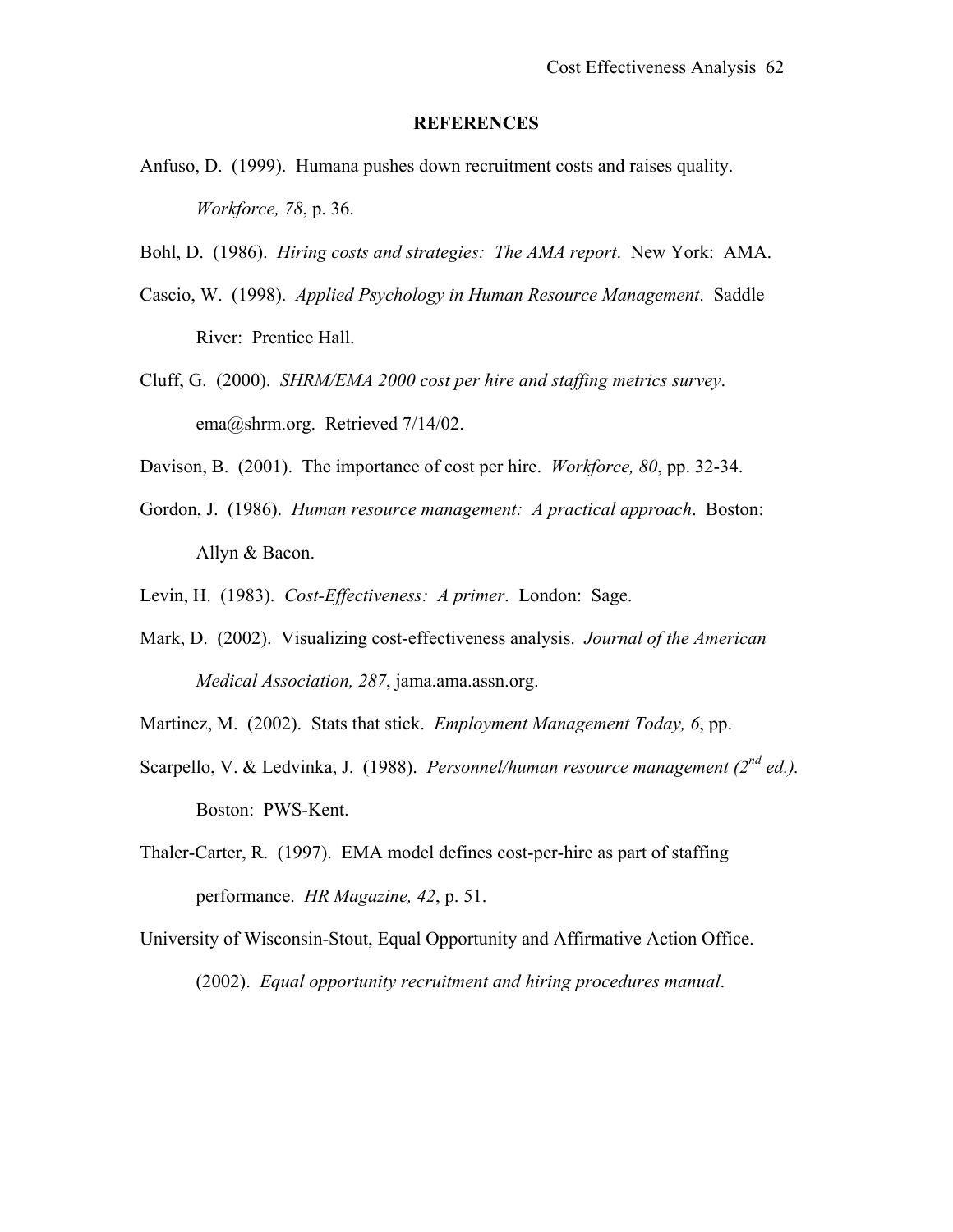## REFERENCES

Anfuso, D. (1999). Humana pushes down recruitment costs and raises quality. *Workforce, 78*, p. 36.

Bohl, D. (1986). *Hiring costs and strategies: The AMA report*. New York: AMA.

Cascio, W. (1998). *Applied Psychology in Human Resource Management*. Saddle River: Prentice Hall.

Cluff, G. (2000). *SHRM/EMA 2000 cost per hire and staffing metrics survey*. ema@shrm.org. Retrieved 7/14/02.

Davison, B. (2001). The importance of cost per hire. *Workforce, 80*, pp. 32-34.

Gordon, J. (1986). *Human resource management: A practical approach*. Boston: Allyn & Bacon.

Levin, H. (1983). *Cost-Effectiveness: A primer*. London: Sage.

Mark, D. (2002). Visualizing cost-effectiveness analysis. *Journal of the American Medical Association, 287*, jama.ama.assn.org.

Martinez, M. (2002). Stats that stick. *Employment Management Today, 6*, pp.

Scarpello, V. & Ledvinka, J. (1988). *Personnel/human resource management (2nd ed.).* Boston: PWS-Kent.

Thaler-Carter, R. (1997). EMA model defines cost-per-hire as part of staffing performance. *HR Magazine, 42*, p. 51.

University of Wisconsin-Stout, Equal Opportunity and Affirmative Action Office. (2002). *Equal opportunity recruitment and hiring procedures manual*.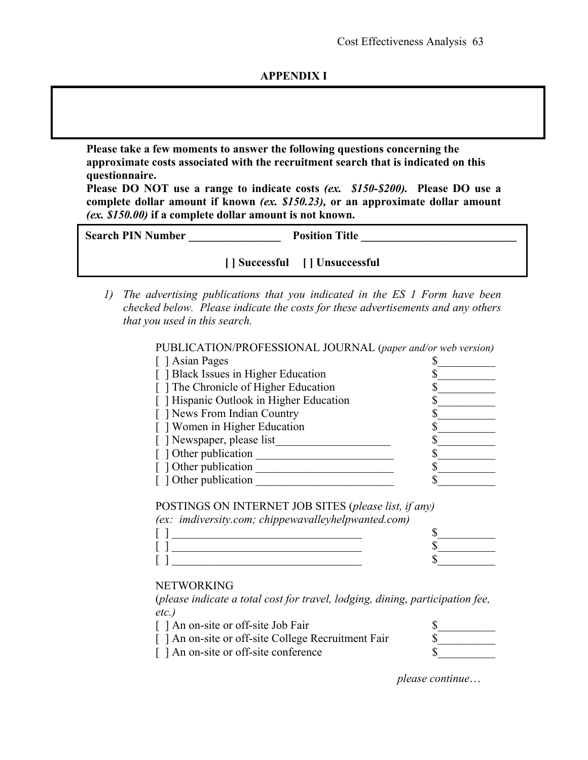## APPENDIX I

**Please take a few moments to answer the following questions concerning the approximate costs associated with the recruitment search that is indicated on this questionnaire.**

**Please DO NOT use a range to indicate costs *(ex. $150-$200).* Please DO use a complete dollar amount if known *(ex. $150.23),* or an approximate dollar amount *(ex. $150.00)* if a complete dollar amount is not known.**

**Search PIN Number ________________ Position Title ____________________________**

**[ ] Successful [ ] Unsuccessful**

1) *The advertising publications that you indicated in the ES 1 Form have been checked below. Please indicate the costs for these advertisements and any others that you used in this search.*

PUBLICATION/PROFESSIONAL JOURNAL (*paper and/or web version)*

[ ] Asian Pages $__________
[ ] Black Issues in Higher Education $__________
[ ] The Chronicle of Higher Education $__________
[ ] Hispanic Outlook in Higher Education $__________
[ ] News From Indian Country $__________
[ ] Women in Higher Education $__________
[ ] Newspaper, please list____________________ $__________
[ ] Other publication ________________________ $__________
[ ] Other publication ________________________ $__________
[ ] Other publication ________________________ $__________

POSTINGS ON INTERNET JOB SITES (*please list, if any)*
*(ex: imdiversity.com; chippewavalleyhelpwanted.com)*

[ ] __________________________________ $__________
[ ] __________________________________ $__________
[ ] __________________________________ $__________

NETWORKING
(*please indicate a total cost for travel, lodging, dining, participation fee, etc.)*

[ ] An on-site or off-site Job Fair $__________
[ ] An on-site or off-site College Recruitment Fair $__________
[ ] An on-site or off-site conference $__________

*please continue…*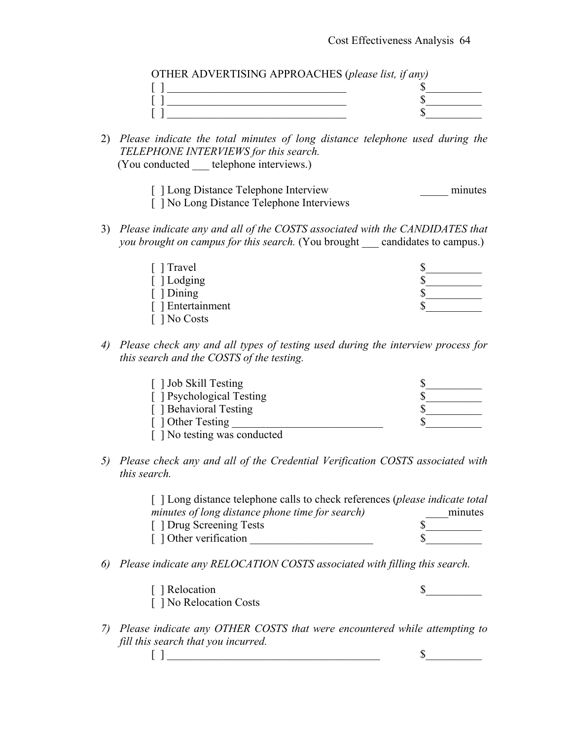OTHER ADVERTISING APPROACHES (*please list, if any)*

[ ] ________________________________ $__________
[ ] ________________________________ $__________
[ ] ________________________________ $__________

2) *Please indicate the total minutes of long distance telephone used during the TELEPHONE INTERVIEWS for this search.*
(You conducted ___ telephone interviews.)

[ ] Long Distance Telephone Interview _____ minutes
[ ] No Long Distance Telephone Interviews

3) *Please indicate any and all of the COSTS associated with the CANDIDATES that you brought on campus for this search.* (You brought ___ candidates to campus.)

[ ] Travel $__________
[ ] Lodging $__________
[ ] Dining $__________
[ ] Entertainment $__________
[ ] No Costs

4) *Please check any and all types of testing used during the interview process for this search and the COSTS of the testing.*

[ ] Job Skill Testing $__________
[ ] Psychological Testing $__________
[ ] Behavioral Testing $__________
[ ] Other Testing __________________________ $__________
[ ] No testing was conducted

5) *Please check any and all of the Credential Verification COSTS associated with this search.*

[ ] Long distance telephone calls to check references (*please indicate total minutes of long distance phone time for search)* ____minutes
[ ] Drug Screening Tests $__________
[ ] Other verification _____________________ $__________

6) *Please indicate any RELOCATION COSTS associated with filling this search.*

[ ] Relocation $__________
[ ] No Relocation Costs

7) *Please indicate any OTHER COSTS that were encountered while attempting to fill this search that you incurred.*

[ ] ______________________________________ $__________